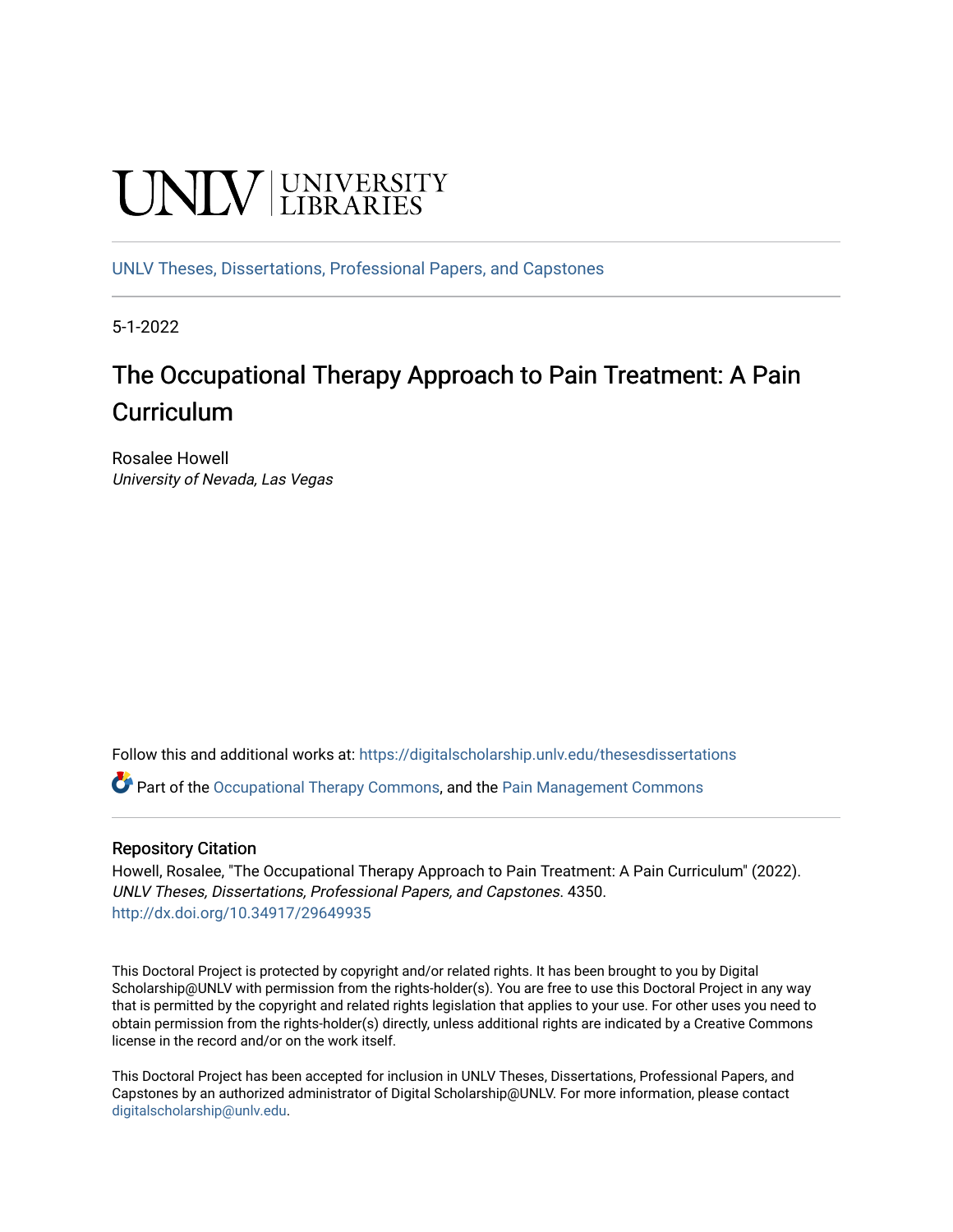UNLV | UNIVERSITY LIBRARIES

UNLV Theses, Dissertations, Professional Papers, and Capstones

5-1-2022

# The Occupational Therapy Approach to Pain Treatment: A Pain Curriculum

Rosalee Howell
*University of Nevada, Las Vegas*

Follow this and additional works at: https://digitalscholarship.unlv.edu/thesesdissertations

Part of the Occupational Therapy Commons, and the Pain Management Commons

## Repository Citation

Howell, Rosalee, "The Occupational Therapy Approach to Pain Treatment: A Pain Curriculum" (2022). *UNLV Theses, Dissertations, Professional Papers, and Capstones*. 4350.
http://dx.doi.org/10.34917/29649935

This Doctoral Project is protected by copyright and/or related rights. It has been brought to you by Digital Scholarship@UNLV with permission from the rights-holder(s). You are free to use this Doctoral Project in any way that is permitted by the copyright and related rights legislation that applies to your use. For other uses you need to obtain permission from the rights-holder(s) directly, unless additional rights are indicated by a Creative Commons license in the record and/or on the work itself.

This Doctoral Project has been accepted for inclusion in UNLV Theses, Dissertations, Professional Papers, and Capstones by an authorized administrator of Digital Scholarship@UNLV. For more information, please contact digitalscholarship@unlv.edu.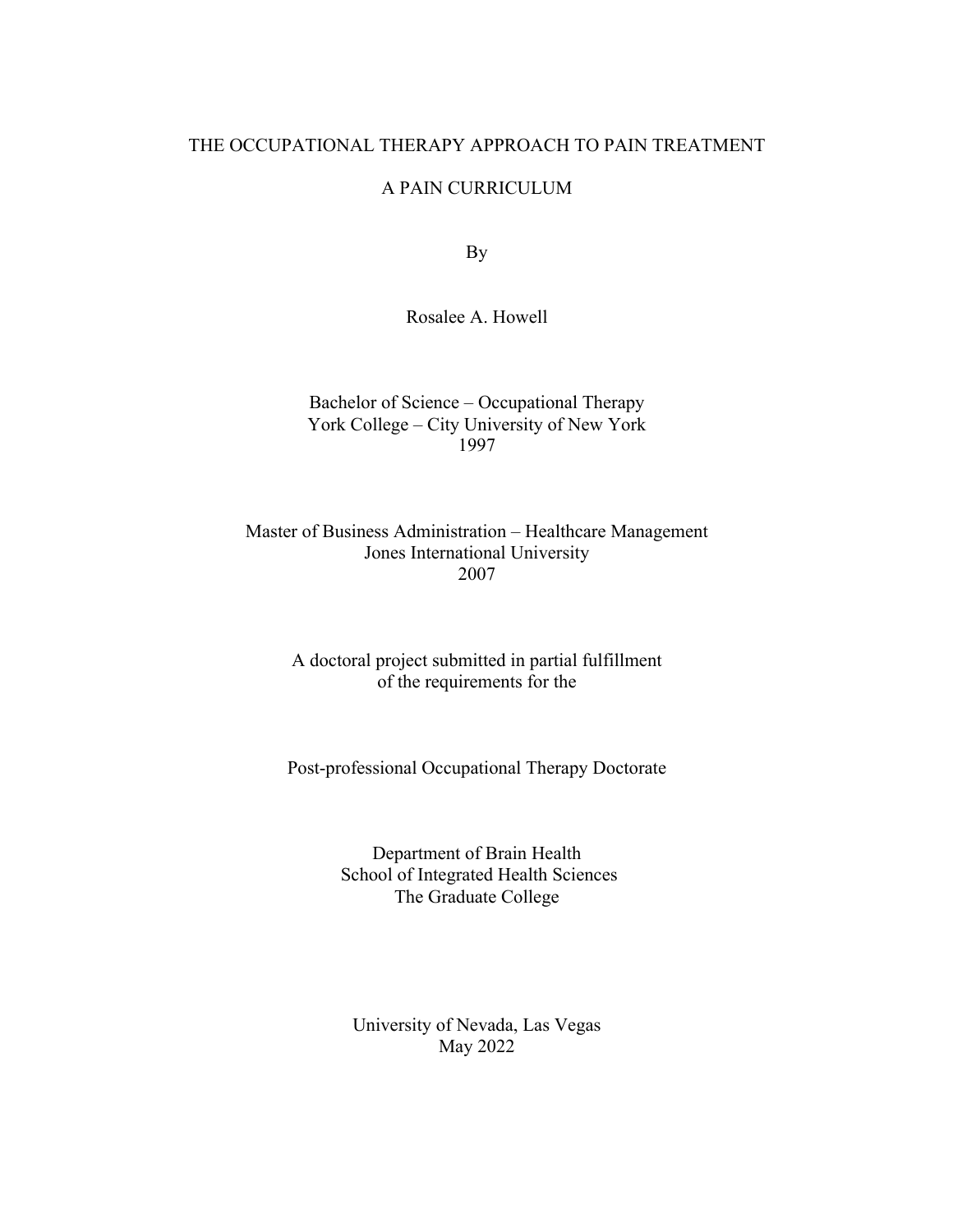# THE OCCUPATIONAL THERAPY APPROACH TO PAIN TREATMENT

## A PAIN CURRICULUM

By

Rosalee A. Howell

Bachelor of Science – Occupational Therapy
York College – City University of New York
1997

Master of Business Administration – Healthcare Management
Jones International University
2007

A doctoral project submitted in partial fulfillment
of the requirements for the

Post-professional Occupational Therapy Doctorate

Department of Brain Health
School of Integrated Health Sciences
The Graduate College

University of Nevada, Las Vegas
May 2022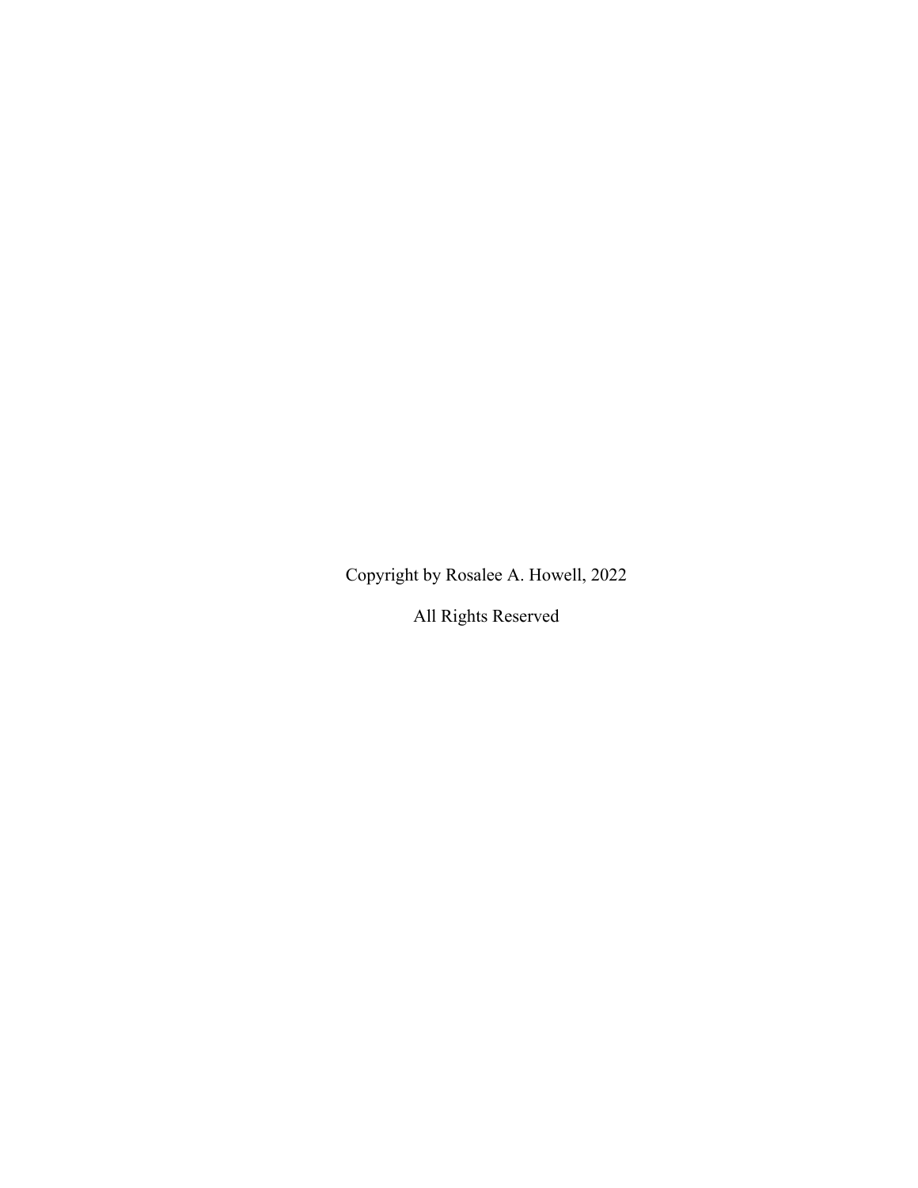Copyright by Rosalee A. Howell, 2022

All Rights Reserved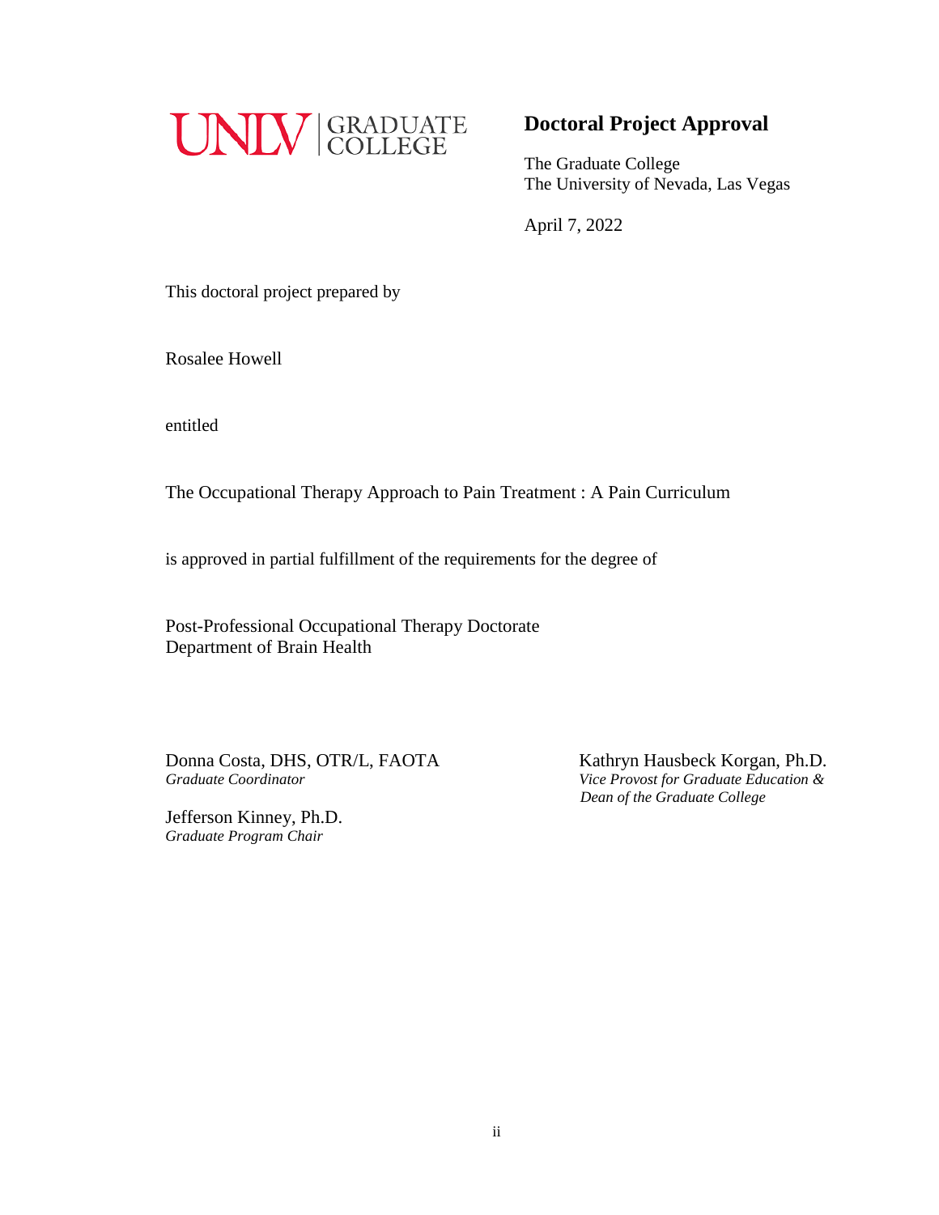UNLV | GRADUATE COLLEGE

# Doctoral Project Approval

The Graduate College
The University of Nevada, Las Vegas

April 7, 2022

This doctoral project prepared by

Rosalee Howell

entitled

The Occupational Therapy Approach to Pain Treatment : A Pain Curriculum

is approved in partial fulfillment of the requirements for the degree of

Post-Professional Occupational Therapy Doctorate
Department of Brain Health

Donna Costa, DHS, OTR/L, FAOTA
*Graduate Coordinator*

Jefferson Kinney, Ph.D.
*Graduate Program Chair*

Kathryn Hausbeck Korgan, Ph.D.
*Vice Provost for Graduate Education &*
*Dean of the Graduate College*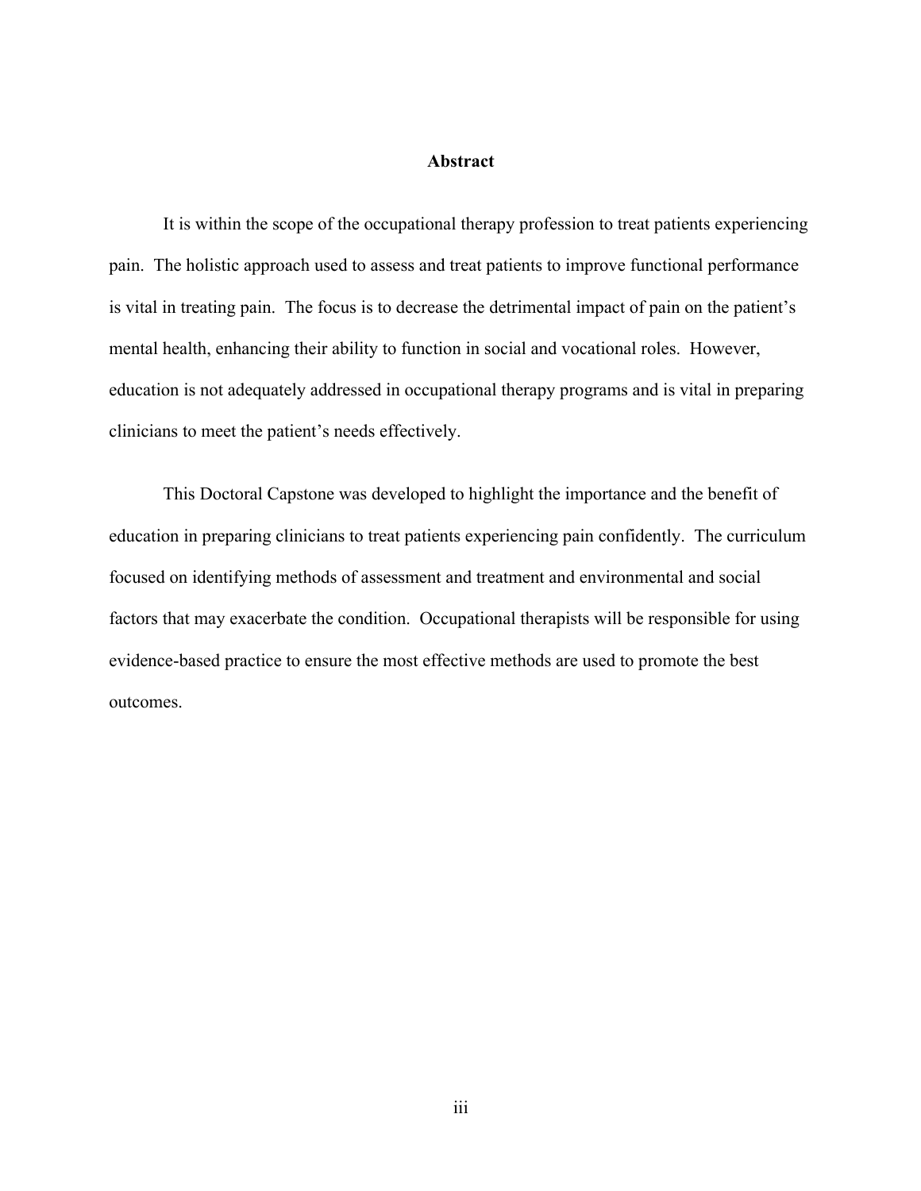# Abstract

It is within the scope of the occupational therapy profession to treat patients experiencing pain. The holistic approach used to assess and treat patients to improve functional performance is vital in treating pain. The focus is to decrease the detrimental impact of pain on the patient's mental health, enhancing their ability to function in social and vocational roles. However, education is not adequately addressed in occupational therapy programs and is vital in preparing clinicians to meet the patient's needs effectively.

This Doctoral Capstone was developed to highlight the importance and the benefit of education in preparing clinicians to treat patients experiencing pain confidently. The curriculum focused on identifying methods of assessment and treatment and environmental and social factors that may exacerbate the condition. Occupational therapists will be responsible for using evidence-based practice to ensure the most effective methods are used to promote the best outcomes.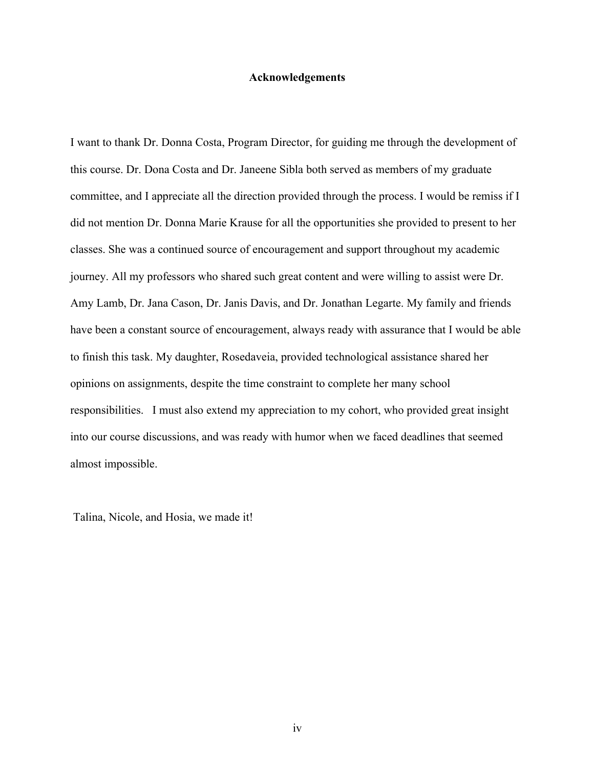# Acknowledgements

I want to thank Dr. Donna Costa, Program Director, for guiding me through the development of this course. Dr. Dona Costa and Dr. Janeene Sibla both served as members of my graduate committee, and I appreciate all the direction provided through the process. I would be remiss if I did not mention Dr. Donna Marie Krause for all the opportunities she provided to present to her classes. She was a continued source of encouragement and support throughout my academic journey. All my professors who shared such great content and were willing to assist were Dr. Amy Lamb, Dr. Jana Cason, Dr. Janis Davis, and Dr. Jonathan Legarte. My family and friends have been a constant source of encouragement, always ready with assurance that I would be able to finish this task. My daughter, Rosedaveia, provided technological assistance shared her opinions on assignments, despite the time constraint to complete her many school responsibilities. I must also extend my appreciation to my cohort, who provided great insight into our course discussions, and was ready with humor when we faced deadlines that seemed almost impossible.

Talina, Nicole, and Hosia, we made it!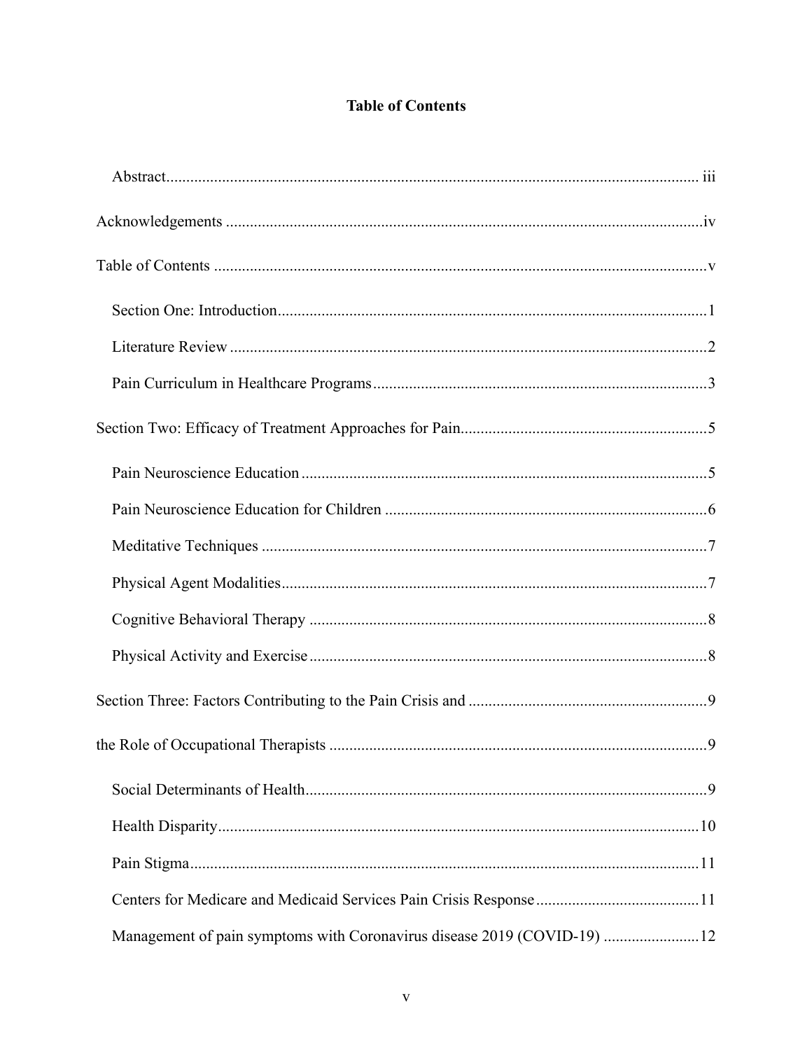# Table of Contents

Abstract ..... iii

Acknowledgements ..... iv

Table of Contents ..... v

Section One: Introduction ..... 1

Literature Review ..... 2

Pain Curriculum in Healthcare Programs ..... 3

Section Two: Efficacy of Treatment Approaches for Pain ..... 5

Pain Neuroscience Education ..... 5

Pain Neuroscience Education for Children ..... 6

Meditative Techniques ..... 7

Physical Agent Modalities ..... 7

Cognitive Behavioral Therapy ..... 8

Physical Activity and Exercise ..... 8

Section Three: Factors Contributing to the Pain Crisis and ..... 9

the Role of Occupational Therapists ..... 9

Social Determinants of Health ..... 9

Health Disparity ..... 10

Pain Stigma ..... 11

Centers for Medicare and Medicaid Services Pain Crisis Response ..... 11

Management of pain symptoms with Coronavirus disease 2019 (COVID-19) ..... 12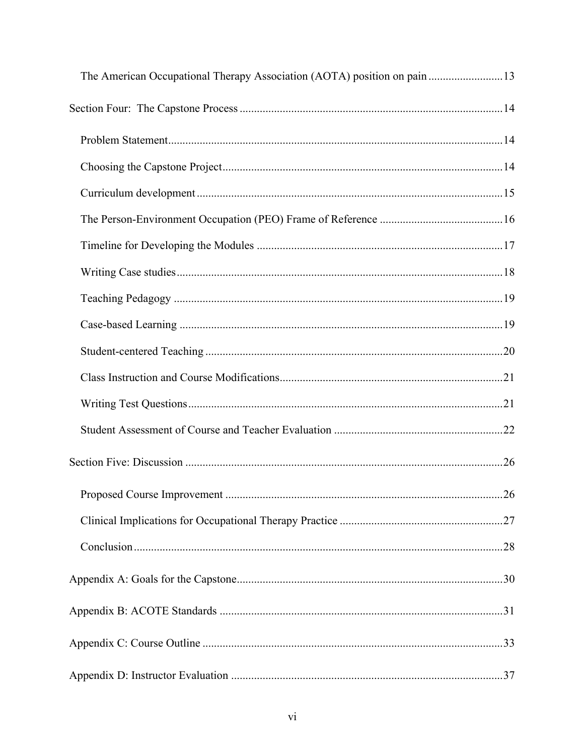The American Occupational Therapy Association (AOTA) position on pain .......................... 13

Section Four: The Capstone Process ........................................................................................... 14

Problem Statement .................................................................................................................... 14

Choosing the Capstone Project ................................................................................................. 14

Curriculum development .......................................................................................................... 15

The Person-Environment Occupation (PEO) Frame of Reference ........................................... 16

Timeline for Developing the Modules ..................................................................................... 17

Writing Case studies ................................................................................................................. 18

Teaching Pedagogy .................................................................................................................. 19

Case-based Learning ................................................................................................................ 19

Student-centered Teaching ....................................................................................................... 20

Class Instruction and Course Modifications ............................................................................. 21

Writing Test Questions ............................................................................................................. 21

Student Assessment of Course and Teacher Evaluation ........................................................... 22

Section Five: Discussion .............................................................................................................. 26

Proposed Course Improvement ................................................................................................ 26

Clinical Implications for Occupational Therapy Practice ........................................................ 27

Conclusion ................................................................................................................................ 28

Appendix A: Goals for the Capstone ............................................................................................ 30

Appendix B: ACOTE Standards .................................................................................................. 31

Appendix C: Course Outline ........................................................................................................ 33

Appendix D: Instructor Evaluation .............................................................................................. 37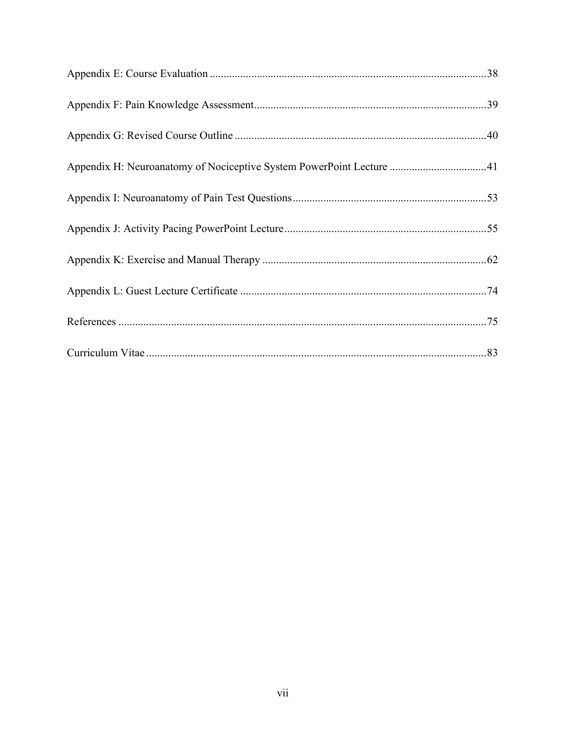Appendix E: Course Evaluation ........................................................................................................ 38

Appendix F: Pain Knowledge Assessment ....................................................................................... 39

Appendix G: Revised Course Outline .............................................................................................. 40

Appendix H: Neuroanatomy of Nociceptive System PowerPoint Lecture ....................................... 41

Appendix I: Neuroanatomy of Pain Test Questions ......................................................................... 53

Appendix J: Activity Pacing PowerPoint Lecture ............................................................................ 55

Appendix K: Exercise and Manual Therapy .................................................................................... 62

Appendix L: Guest Lecture Certificate ............................................................................................ 74

References ........................................................................................................................................ 75

Curriculum Vitae .............................................................................................................................. 83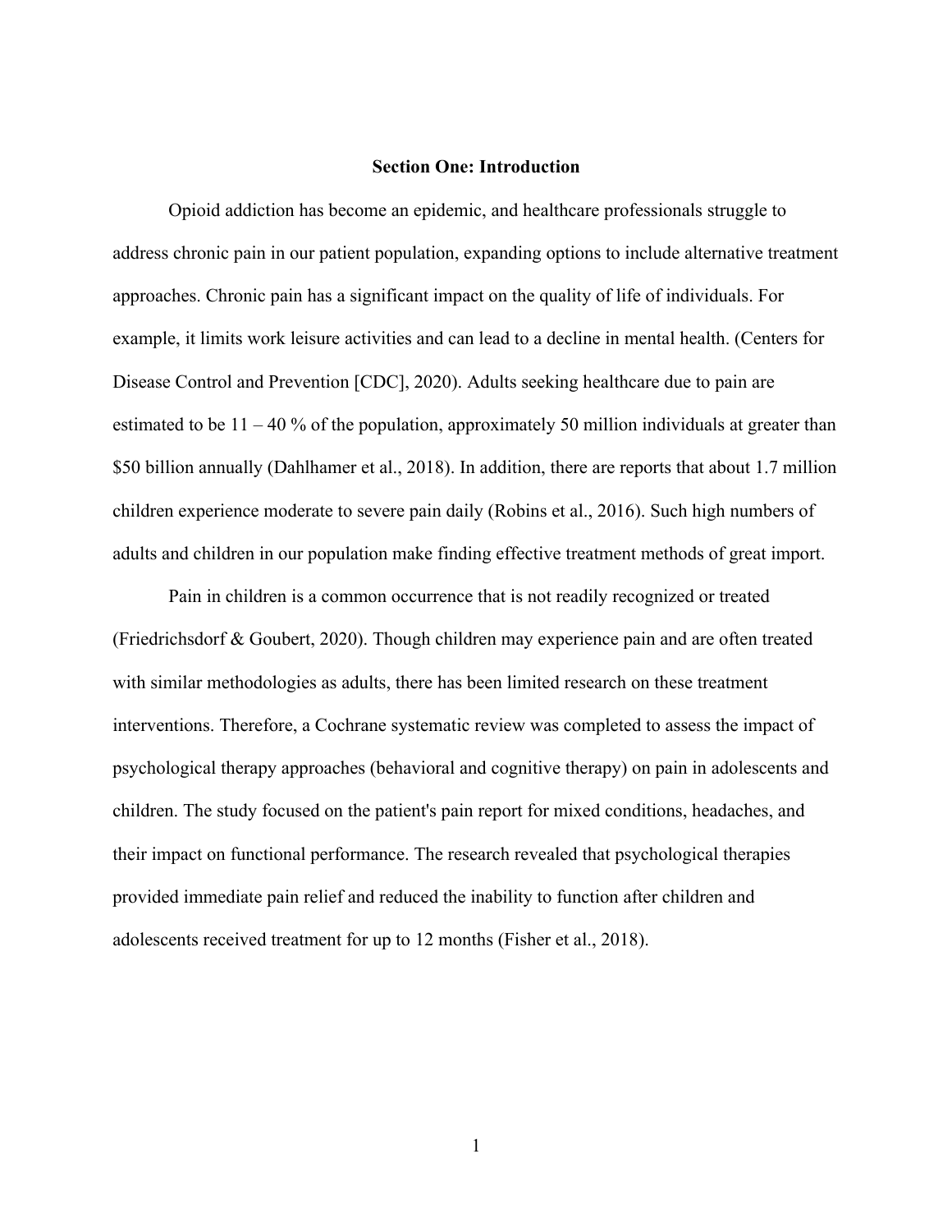## Section One: Introduction

Opioid addiction has become an epidemic, and healthcare professionals struggle to address chronic pain in our patient population, expanding options to include alternative treatment approaches. Chronic pain has a significant impact on the quality of life of individuals. For example, it limits work leisure activities and can lead to a decline in mental health. (Centers for Disease Control and Prevention [CDC], 2020). Adults seeking healthcare due to pain are estimated to be 11 – 40 % of the population, approximately 50 million individuals at greater than $50 billion annually (Dahlhamer et al., 2018). In addition, there are reports that about 1.7 million children experience moderate to severe pain daily (Robins et al., 2016). Such high numbers of adults and children in our population make finding effective treatment methods of great import.

Pain in children is a common occurrence that is not readily recognized or treated (Friedrichsdorf & Goubert, 2020). Though children may experience pain and are often treated with similar methodologies as adults, there has been limited research on these treatment interventions. Therefore, a Cochrane systematic review was completed to assess the impact of psychological therapy approaches (behavioral and cognitive therapy) on pain in adolescents and children. The study focused on the patient's pain report for mixed conditions, headaches, and their impact on functional performance. The research revealed that psychological therapies provided immediate pain relief and reduced the inability to function after children and adolescents received treatment for up to 12 months (Fisher et al., 2018).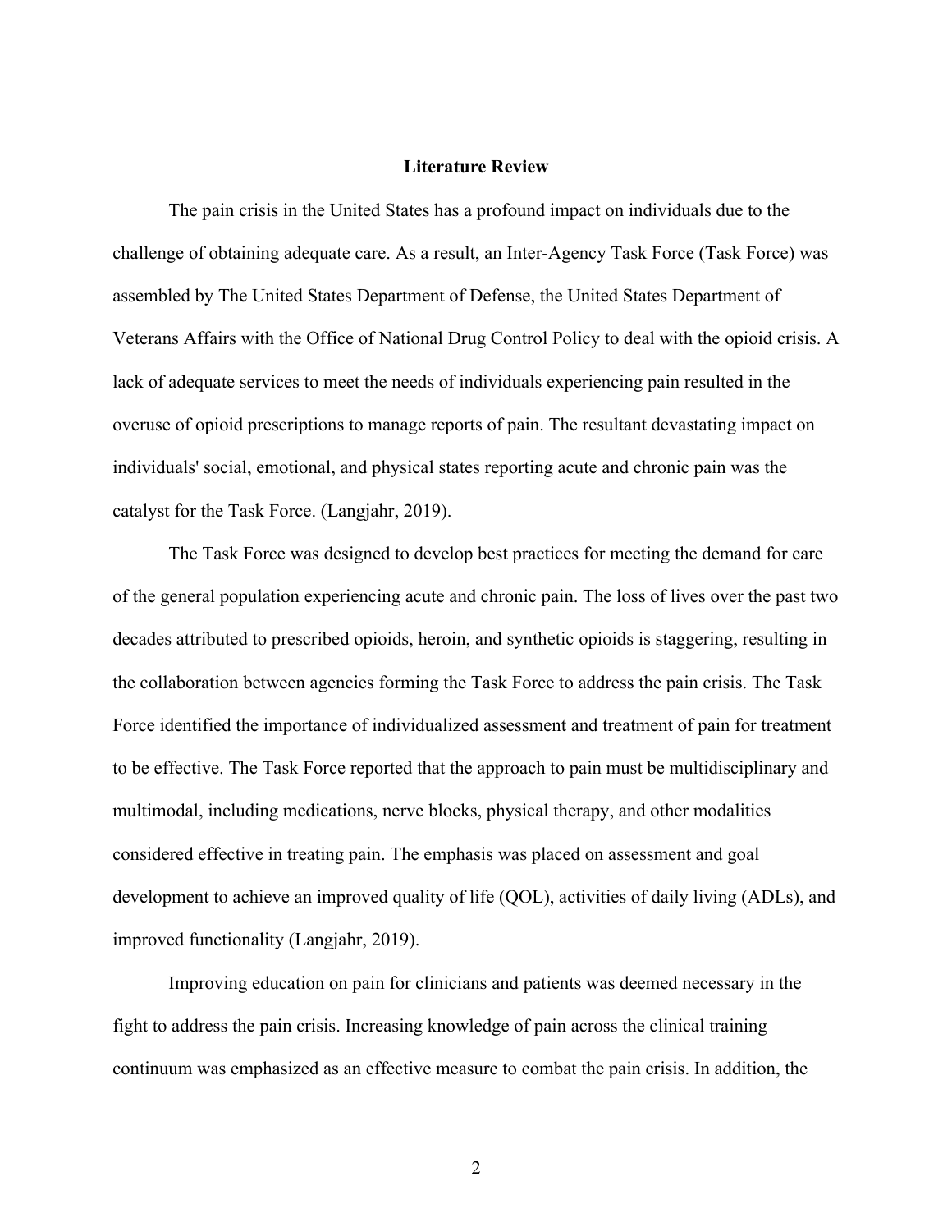## Literature Review

The pain crisis in the United States has a profound impact on individuals due to the challenge of obtaining adequate care. As a result, an Inter-Agency Task Force (Task Force) was assembled by The United States Department of Defense, the United States Department of Veterans Affairs with the Office of National Drug Control Policy to deal with the opioid crisis. A lack of adequate services to meet the needs of individuals experiencing pain resulted in the overuse of opioid prescriptions to manage reports of pain. The resultant devastating impact on individuals' social, emotional, and physical states reporting acute and chronic pain was the catalyst for the Task Force. (Langjahr, 2019).

The Task Force was designed to develop best practices for meeting the demand for care of the general population experiencing acute and chronic pain. The loss of lives over the past two decades attributed to prescribed opioids, heroin, and synthetic opioids is staggering, resulting in the collaboration between agencies forming the Task Force to address the pain crisis. The Task Force identified the importance of individualized assessment and treatment of pain for treatment to be effective. The Task Force reported that the approach to pain must be multidisciplinary and multimodal, including medications, nerve blocks, physical therapy, and other modalities considered effective in treating pain. The emphasis was placed on assessment and goal development to achieve an improved quality of life (QOL), activities of daily living (ADLs), and improved functionality (Langjahr, 2019).

Improving education on pain for clinicians and patients was deemed necessary in the fight to address the pain crisis. Increasing knowledge of pain across the clinical training continuum was emphasized as an effective measure to combat the pain crisis. In addition, the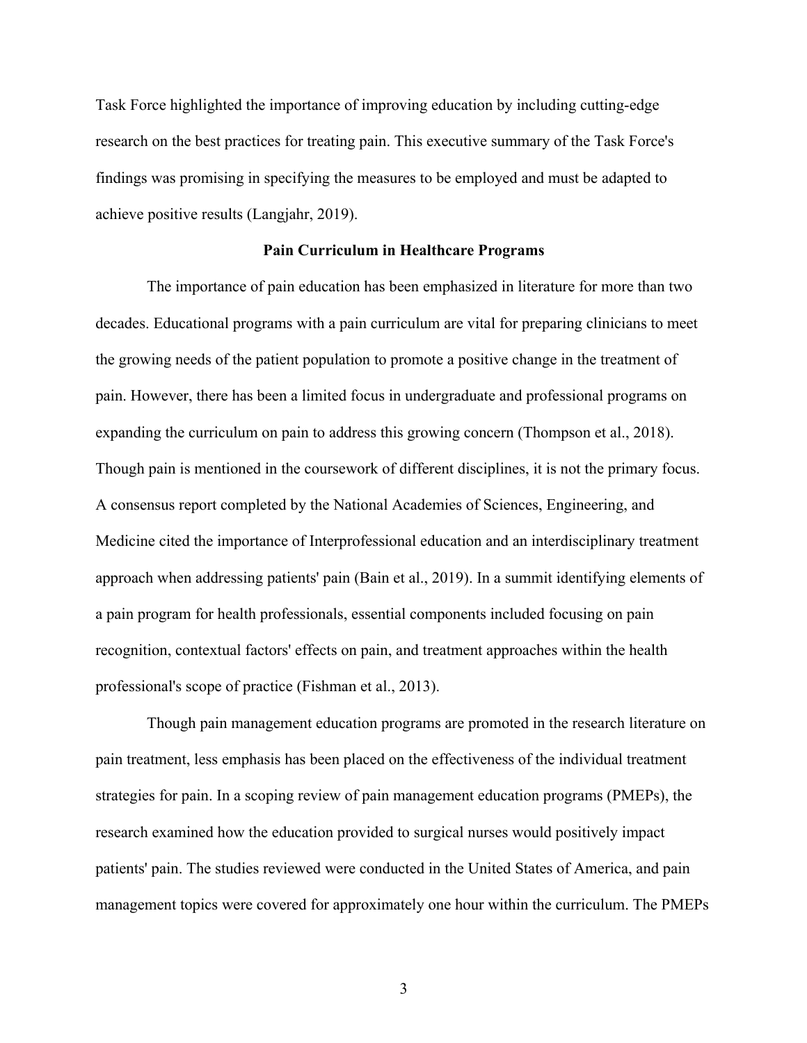Task Force highlighted the importance of improving education by including cutting-edge research on the best practices for treating pain. This executive summary of the Task Force's findings was promising in specifying the measures to be employed and must be adapted to achieve positive results (Langjahr, 2019).

## Pain Curriculum in Healthcare Programs

The importance of pain education has been emphasized in literature for more than two decades. Educational programs with a pain curriculum are vital for preparing clinicians to meet the growing needs of the patient population to promote a positive change in the treatment of pain. However, there has been a limited focus in undergraduate and professional programs on expanding the curriculum on pain to address this growing concern (Thompson et al., 2018). Though pain is mentioned in the coursework of different disciplines, it is not the primary focus. A consensus report completed by the National Academies of Sciences, Engineering, and Medicine cited the importance of Interprofessional education and an interdisciplinary treatment approach when addressing patients' pain (Bain et al., 2019). In a summit identifying elements of a pain program for health professionals, essential components included focusing on pain recognition, contextual factors' effects on pain, and treatment approaches within the health professional's scope of practice (Fishman et al., 2013).

Though pain management education programs are promoted in the research literature on pain treatment, less emphasis has been placed on the effectiveness of the individual treatment strategies for pain. In a scoping review of pain management education programs (PMEPs), the research examined how the education provided to surgical nurses would positively impact patients' pain. The studies reviewed were conducted in the United States of America, and pain management topics were covered for approximately one hour within the curriculum. The PMEPs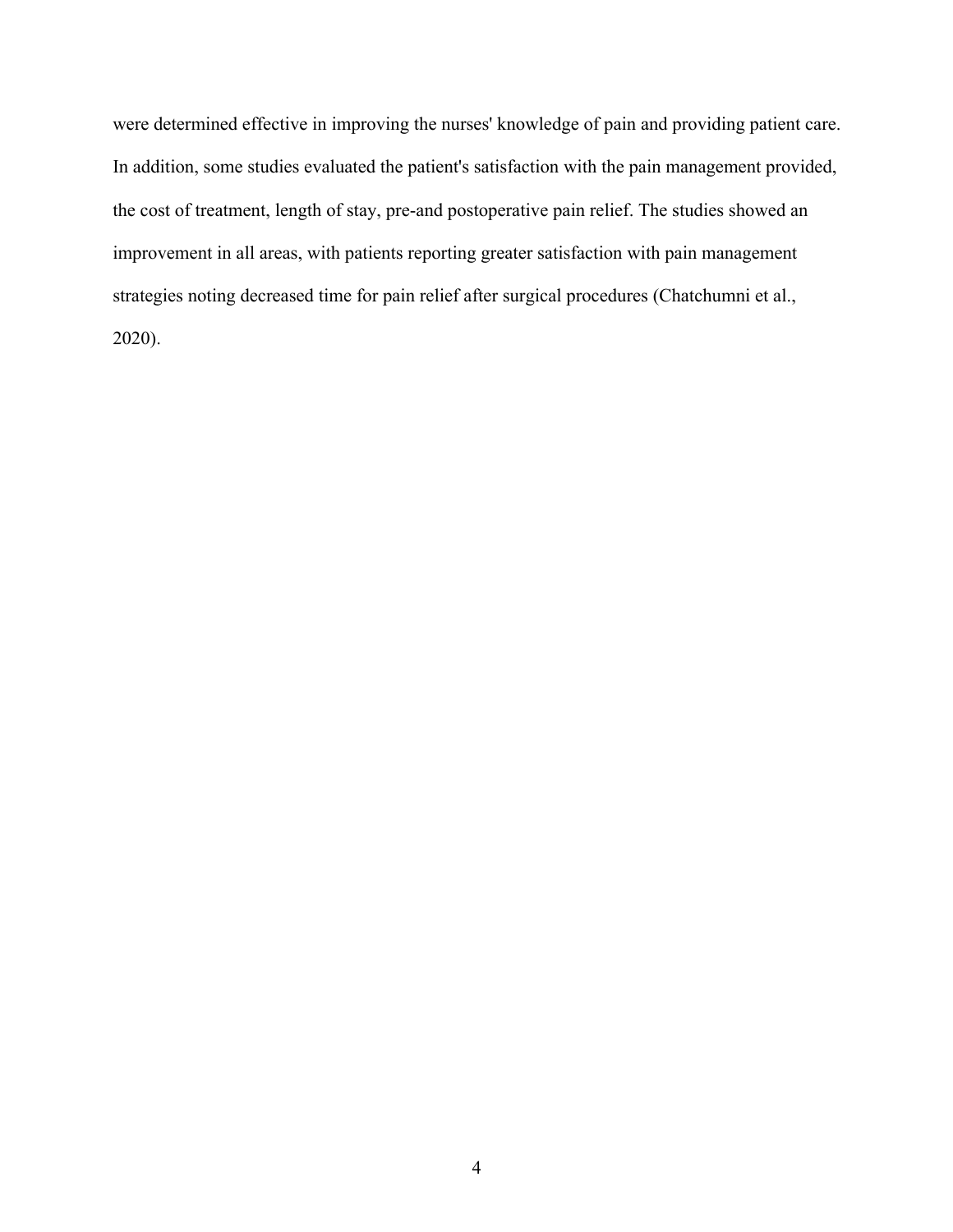were determined effective in improving the nurses' knowledge of pain and providing patient care. In addition, some studies evaluated the patient's satisfaction with the pain management provided, the cost of treatment, length of stay, pre-and postoperative pain relief. The studies showed an improvement in all areas, with patients reporting greater satisfaction with pain management strategies noting decreased time for pain relief after surgical procedures (Chatchumni et al., 2020).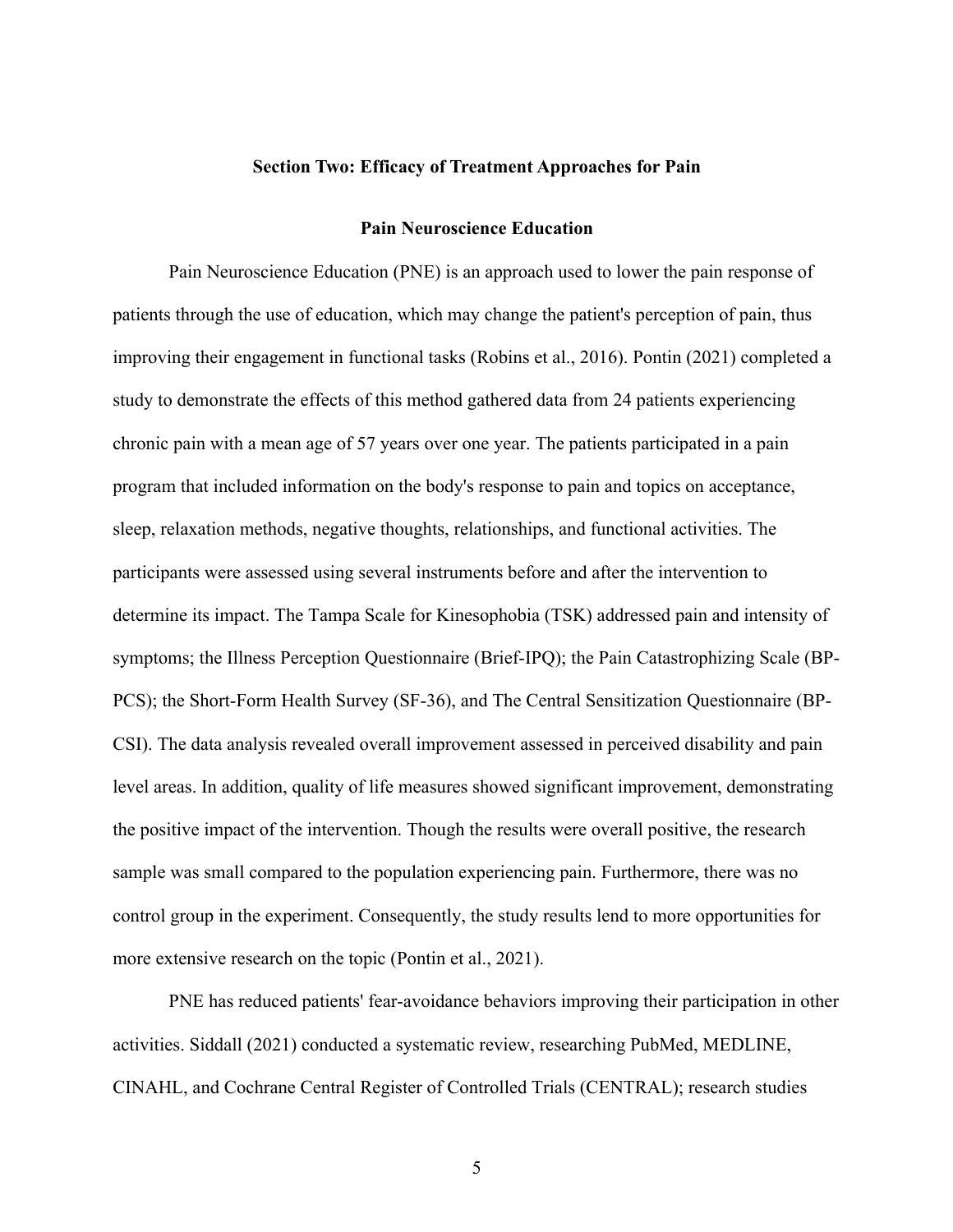## Section Two: Efficacy of Treatment Approaches for Pain

### Pain Neuroscience Education

Pain Neuroscience Education (PNE) is an approach used to lower the pain response of patients through the use of education, which may change the patient's perception of pain, thus improving their engagement in functional tasks (Robins et al., 2016). Pontin (2021) completed a study to demonstrate the effects of this method gathered data from 24 patients experiencing chronic pain with a mean age of 57 years over one year. The patients participated in a pain program that included information on the body's response to pain and topics on acceptance, sleep, relaxation methods, negative thoughts, relationships, and functional activities. The participants were assessed using several instruments before and after the intervention to determine its impact. The Tampa Scale for Kinesophobia (TSK) addressed pain and intensity of symptoms; the Illness Perception Questionnaire (Brief-IPQ); the Pain Catastrophizing Scale (BP-PCS); the Short-Form Health Survey (SF-36), and The Central Sensitization Questionnaire (BP-CSI). The data analysis revealed overall improvement assessed in perceived disability and pain level areas. In addition, quality of life measures showed significant improvement, demonstrating the positive impact of the intervention. Though the results were overall positive, the research sample was small compared to the population experiencing pain. Furthermore, there was no control group in the experiment. Consequently, the study results lend to more opportunities for more extensive research on the topic (Pontin et al., 2021).

PNE has reduced patients' fear-avoidance behaviors improving their participation in other activities. Siddall (2021) conducted a systematic review, researching PubMed, MEDLINE, CINAHL, and Cochrane Central Register of Controlled Trials (CENTRAL); research studies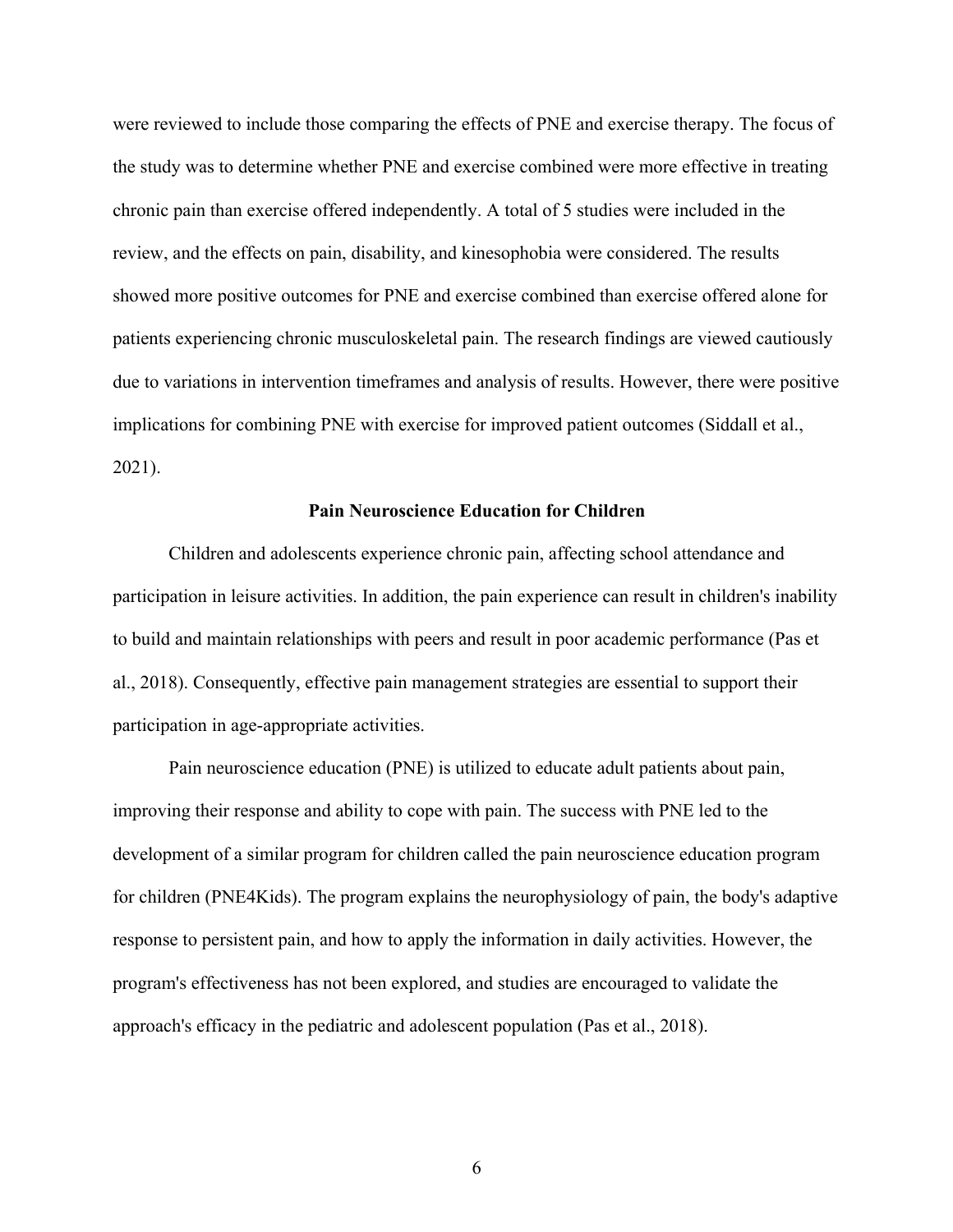were reviewed to include those comparing the effects of PNE and exercise therapy. The focus of the study was to determine whether PNE and exercise combined were more effective in treating chronic pain than exercise offered independently. A total of 5 studies were included in the review, and the effects on pain, disability, and kinesophobia were considered. The results showed more positive outcomes for PNE and exercise combined than exercise offered alone for patients experiencing chronic musculoskeletal pain. The research findings are viewed cautiously due to variations in intervention timeframes and analysis of results. However, there were positive implications for combining PNE with exercise for improved patient outcomes (Siddall et al., 2021).

## Pain Neuroscience Education for Children

Children and adolescents experience chronic pain, affecting school attendance and participation in leisure activities. In addition, the pain experience can result in children's inability to build and maintain relationships with peers and result in poor academic performance (Pas et al., 2018). Consequently, effective pain management strategies are essential to support their participation in age-appropriate activities.

Pain neuroscience education (PNE) is utilized to educate adult patients about pain, improving their response and ability to cope with pain. The success with PNE led to the development of a similar program for children called the pain neuroscience education program for children (PNE4Kids). The program explains the neurophysiology of pain, the body's adaptive response to persistent pain, and how to apply the information in daily activities. However, the program's effectiveness has not been explored, and studies are encouraged to validate the approach's efficacy in the pediatric and adolescent population (Pas et al., 2018).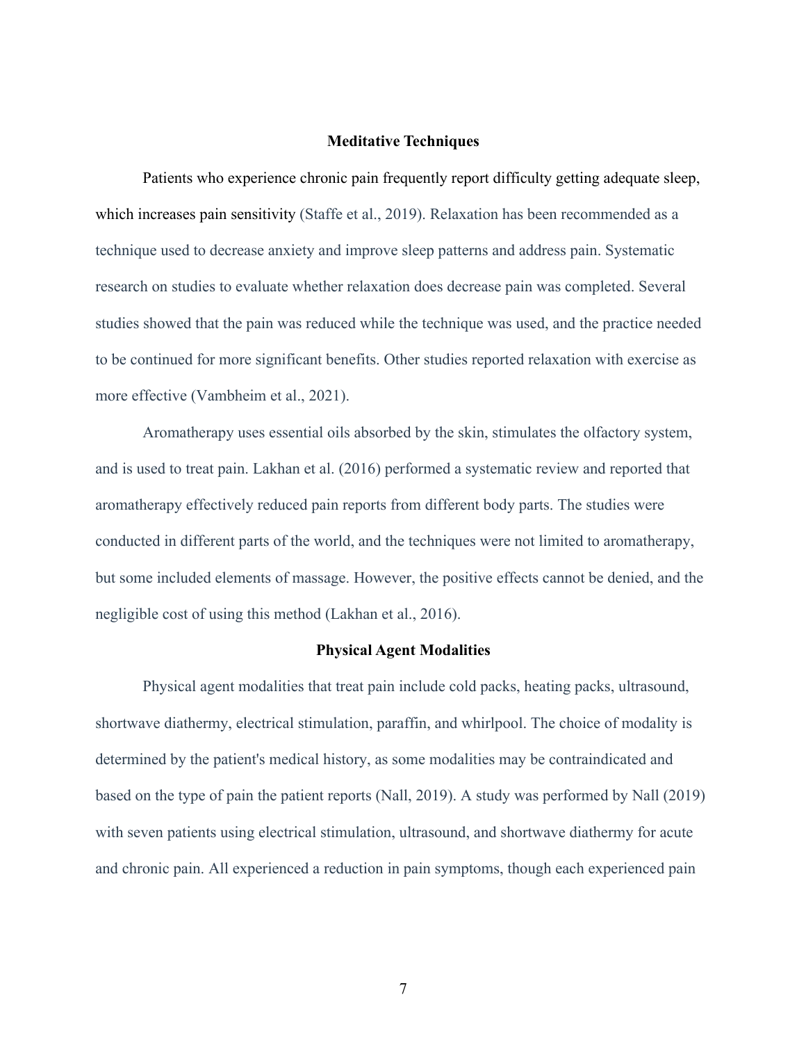## Meditative Techniques

Patients who experience chronic pain frequently report difficulty getting adequate sleep, which increases pain sensitivity (Staffe et al., 2019). Relaxation has been recommended as a technique used to decrease anxiety and improve sleep patterns and address pain. Systematic research on studies to evaluate whether relaxation does decrease pain was completed. Several studies showed that the pain was reduced while the technique was used, and the practice needed to be continued for more significant benefits. Other studies reported relaxation with exercise as more effective (Vambheim et al., 2021).

Aromatherapy uses essential oils absorbed by the skin, stimulates the olfactory system, and is used to treat pain. Lakhan et al. (2016) performed a systematic review and reported that aromatherapy effectively reduced pain reports from different body parts. The studies were conducted in different parts of the world, and the techniques were not limited to aromatherapy, but some included elements of massage. However, the positive effects cannot be denied, and the negligible cost of using this method (Lakhan et al., 2016).

## Physical Agent Modalities

Physical agent modalities that treat pain include cold packs, heating packs, ultrasound, shortwave diathermy, electrical stimulation, paraffin, and whirlpool. The choice of modality is determined by the patient's medical history, as some modalities may be contraindicated and based on the type of pain the patient reports (Nall, 2019). A study was performed by Nall (2019) with seven patients using electrical stimulation, ultrasound, and shortwave diathermy for acute and chronic pain. All experienced a reduction in pain symptoms, though each experienced pain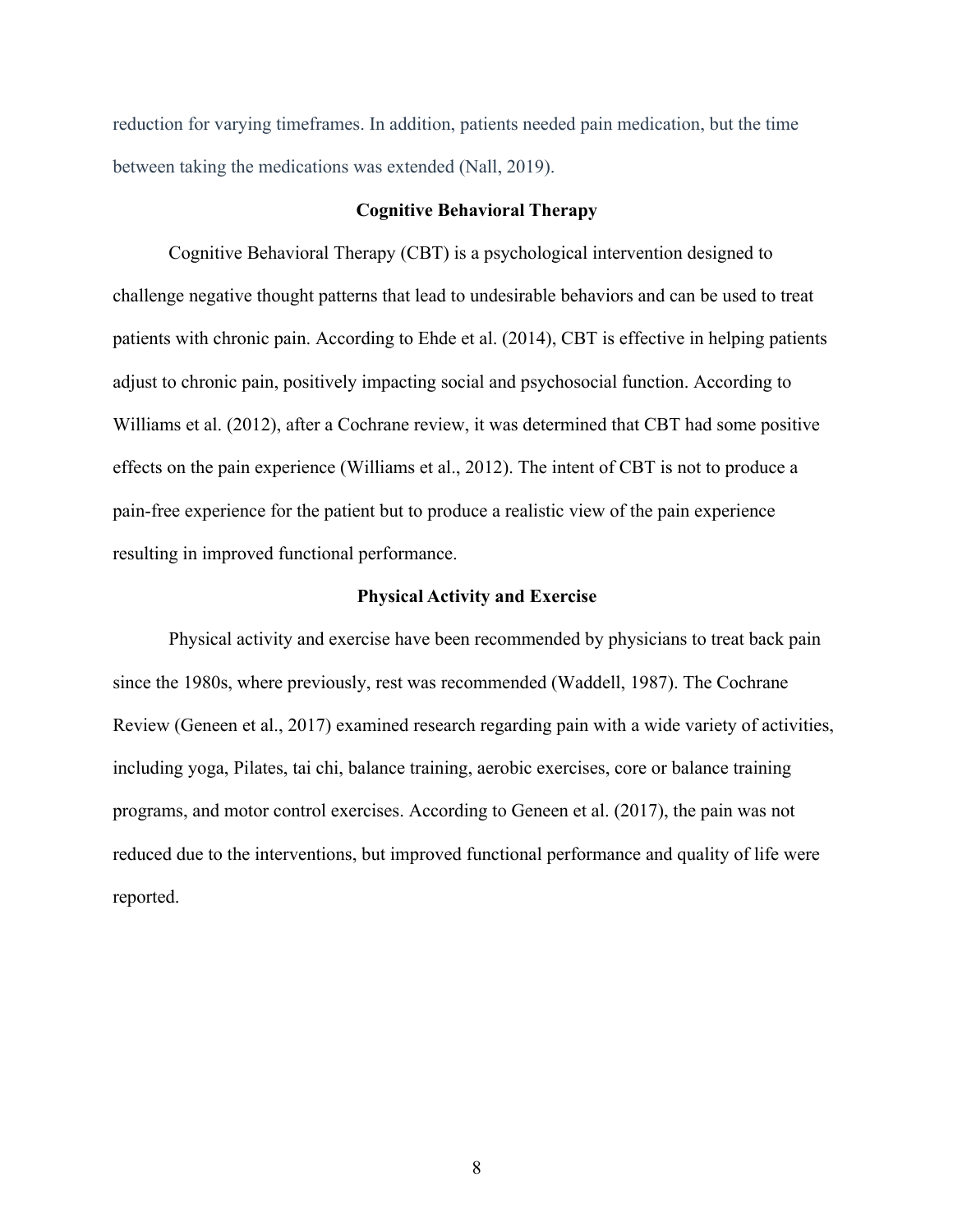reduction for varying timeframes. In addition, patients needed pain medication, but the time between taking the medications was extended (Nall, 2019).

## Cognitive Behavioral Therapy

Cognitive Behavioral Therapy (CBT) is a psychological intervention designed to challenge negative thought patterns that lead to undesirable behaviors and can be used to treat patients with chronic pain. According to Ehde et al. (2014), CBT is effective in helping patients adjust to chronic pain, positively impacting social and psychosocial function. According to Williams et al. (2012), after a Cochrane review, it was determined that CBT had some positive effects on the pain experience (Williams et al., 2012). The intent of CBT is not to produce a pain-free experience for the patient but to produce a realistic view of the pain experience resulting in improved functional performance.

## Physical Activity and Exercise

Physical activity and exercise have been recommended by physicians to treat back pain since the 1980s, where previously, rest was recommended (Waddell, 1987). The Cochrane Review (Geneen et al., 2017) examined research regarding pain with a wide variety of activities, including yoga, Pilates, tai chi, balance training, aerobic exercises, core or balance training programs, and motor control exercises. According to Geneen et al. (2017), the pain was not reduced due to the interventions, but improved functional performance and quality of life were reported.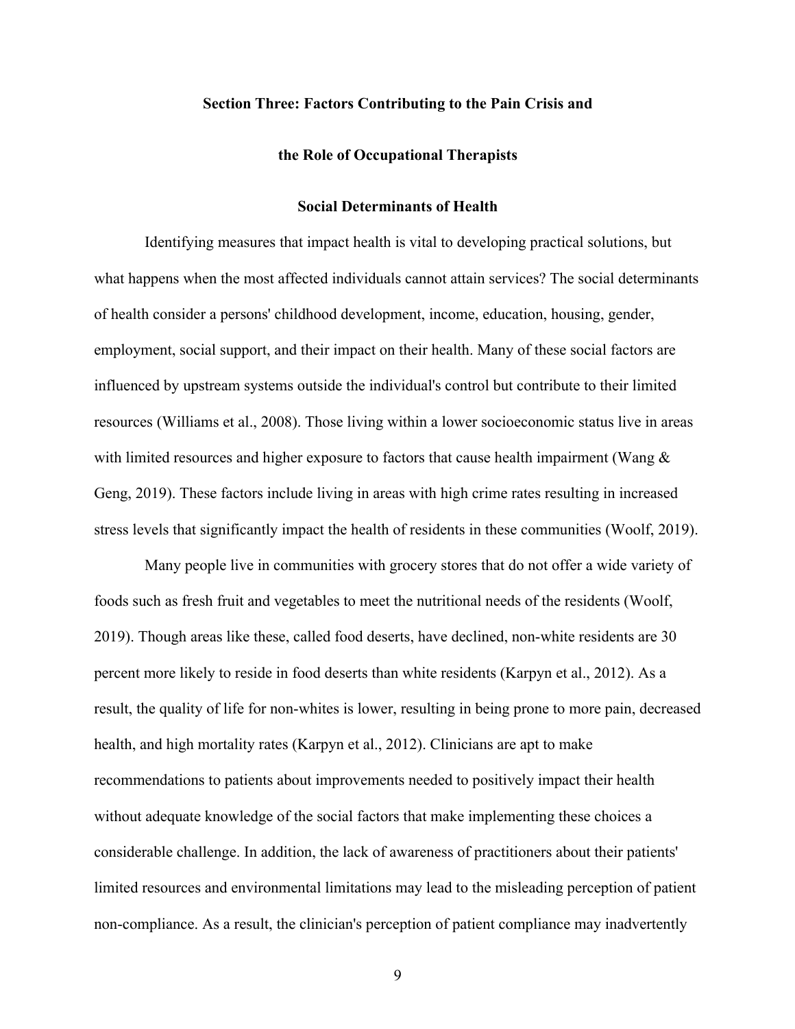## Section Three: Factors Contributing to the Pain Crisis and the Role of Occupational Therapists

### Social Determinants of Health

Identifying measures that impact health is vital to developing practical solutions, but what happens when the most affected individuals cannot attain services? The social determinants of health consider a persons' childhood development, income, education, housing, gender, employment, social support, and their impact on their health. Many of these social factors are influenced by upstream systems outside the individual's control but contribute to their limited resources (Williams et al., 2008). Those living within a lower socioeconomic status live in areas with limited resources and higher exposure to factors that cause health impairment (Wang & Geng, 2019). These factors include living in areas with high crime rates resulting in increased stress levels that significantly impact the health of residents in these communities (Woolf, 2019).

Many people live in communities with grocery stores that do not offer a wide variety of foods such as fresh fruit and vegetables to meet the nutritional needs of the residents (Woolf, 2019). Though areas like these, called food deserts, have declined, non-white residents are 30 percent more likely to reside in food deserts than white residents (Karpyn et al., 2012). As a result, the quality of life for non-whites is lower, resulting in being prone to more pain, decreased health, and high mortality rates (Karpyn et al., 2012). Clinicians are apt to make recommendations to patients about improvements needed to positively impact their health without adequate knowledge of the social factors that make implementing these choices a considerable challenge. In addition, the lack of awareness of practitioners about their patients' limited resources and environmental limitations may lead to the misleading perception of patient non-compliance. As a result, the clinician's perception of patient compliance may inadvertently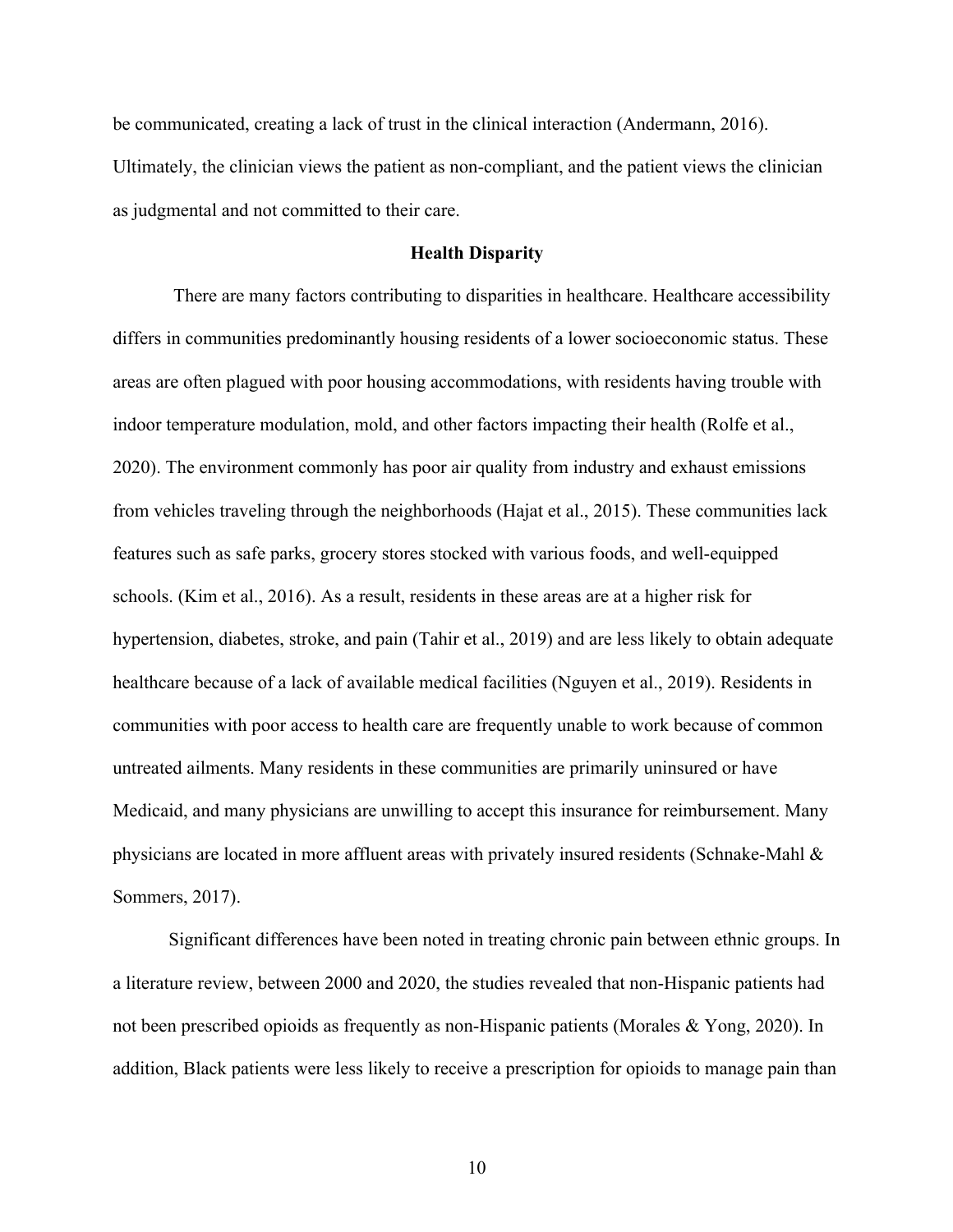be communicated, creating a lack of trust in the clinical interaction (Andermann, 2016). Ultimately, the clinician views the patient as non-compliant, and the patient views the clinician as judgmental and not committed to their care.

## Health Disparity

There are many factors contributing to disparities in healthcare. Healthcare accessibility differs in communities predominantly housing residents of a lower socioeconomic status. These areas are often plagued with poor housing accommodations, with residents having trouble with indoor temperature modulation, mold, and other factors impacting their health (Rolfe et al., 2020). The environment commonly has poor air quality from industry and exhaust emissions from vehicles traveling through the neighborhoods (Hajat et al., 2015). These communities lack features such as safe parks, grocery stores stocked with various foods, and well-equipped schools. (Kim et al., 2016). As a result, residents in these areas are at a higher risk for hypertension, diabetes, stroke, and pain (Tahir et al., 2019) and are less likely to obtain adequate healthcare because of a lack of available medical facilities (Nguyen et al., 2019). Residents in communities with poor access to health care are frequently unable to work because of common untreated ailments. Many residents in these communities are primarily uninsured or have Medicaid, and many physicians are unwilling to accept this insurance for reimbursement. Many physicians are located in more affluent areas with privately insured residents (Schnake-Mahl & Sommers, 2017).

Significant differences have been noted in treating chronic pain between ethnic groups. In a literature review, between 2000 and 2020, the studies revealed that non-Hispanic patients had not been prescribed opioids as frequently as non-Hispanic patients (Morales & Yong, 2020). In addition, Black patients were less likely to receive a prescription for opioids to manage pain than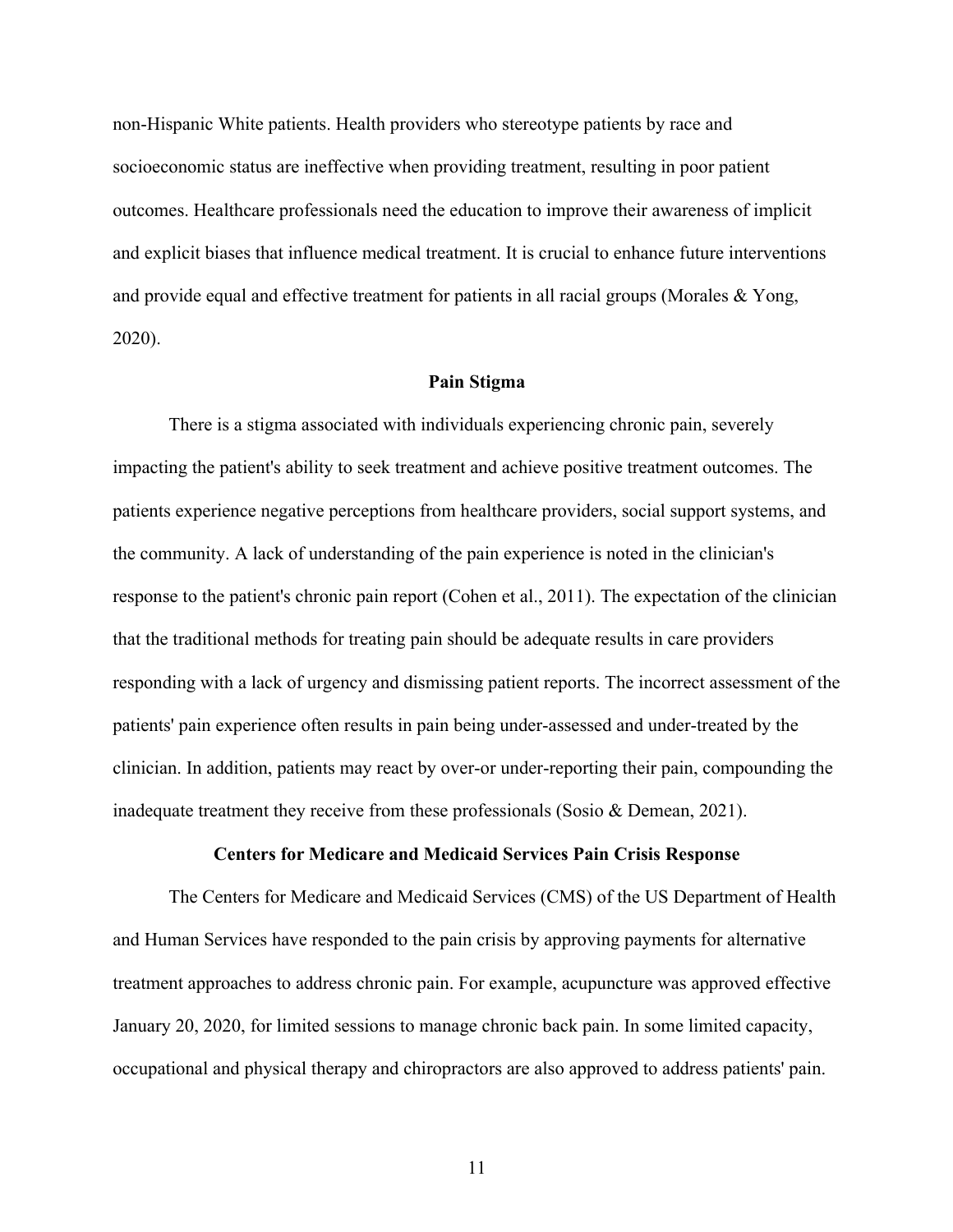non-Hispanic White patients. Health providers who stereotype patients by race and socioeconomic status are ineffective when providing treatment, resulting in poor patient outcomes. Healthcare professionals need the education to improve their awareness of implicit and explicit biases that influence medical treatment. It is crucial to enhance future interventions and provide equal and effective treatment for patients in all racial groups (Morales & Yong, 2020).

## Pain Stigma

There is a stigma associated with individuals experiencing chronic pain, severely impacting the patient's ability to seek treatment and achieve positive treatment outcomes. The patients experience negative perceptions from healthcare providers, social support systems, and the community. A lack of understanding of the pain experience is noted in the clinician's response to the patient's chronic pain report (Cohen et al., 2011). The expectation of the clinician that the traditional methods for treating pain should be adequate results in care providers responding with a lack of urgency and dismissing patient reports. The incorrect assessment of the patients' pain experience often results in pain being under-assessed and under-treated by the clinician. In addition, patients may react by over-or under-reporting their pain, compounding the inadequate treatment they receive from these professionals (Sosio & Demean, 2021).

## Centers for Medicare and Medicaid Services Pain Crisis Response

The Centers for Medicare and Medicaid Services (CMS) of the US Department of Health and Human Services have responded to the pain crisis by approving payments for alternative treatment approaches to address chronic pain. For example, acupuncture was approved effective January 20, 2020, for limited sessions to manage chronic back pain. In some limited capacity, occupational and physical therapy and chiropractors are also approved to address patients' pain.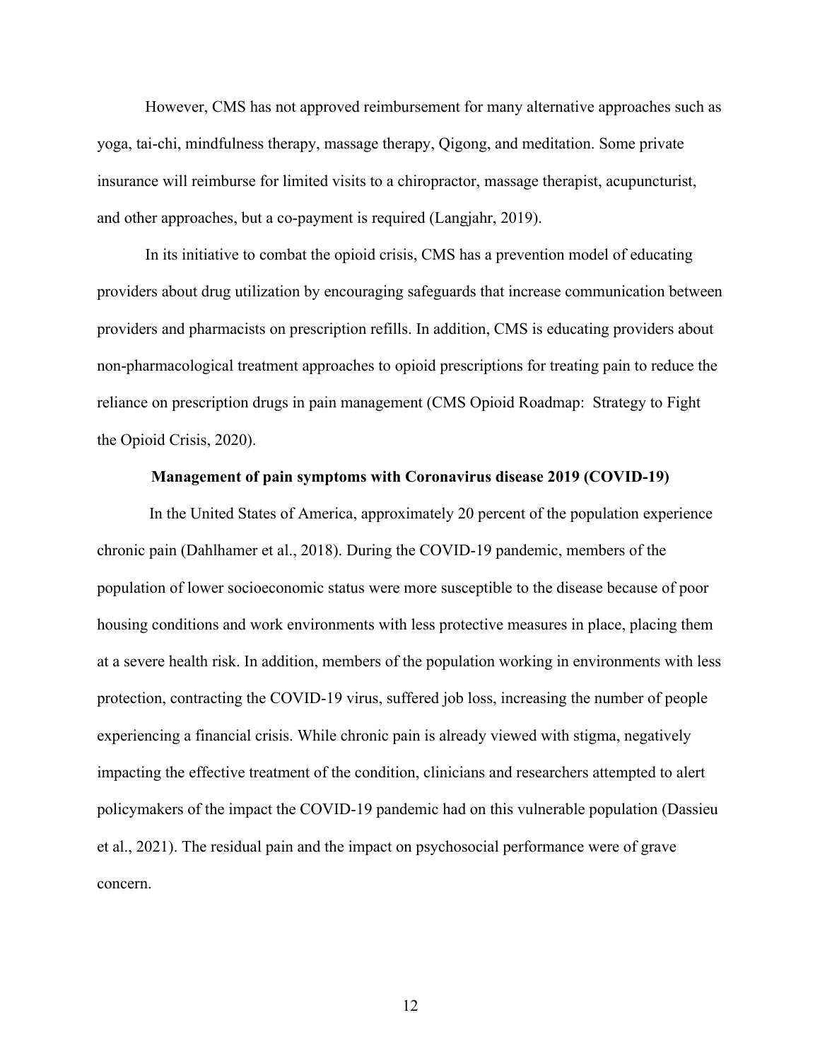However, CMS has not approved reimbursement for many alternative approaches such as yoga, tai-chi, mindfulness therapy, massage therapy, Qigong, and meditation. Some private insurance will reimburse for limited visits to a chiropractor, massage therapist, acupuncturist, and other approaches, but a co-payment is required (Langjahr, 2019).

In its initiative to combat the opioid crisis, CMS has a prevention model of educating providers about drug utilization by encouraging safeguards that increase communication between providers and pharmacists on prescription refills. In addition, CMS is educating providers about non-pharmacological treatment approaches to opioid prescriptions for treating pain to reduce the reliance on prescription drugs in pain management (CMS Opioid Roadmap: Strategy to Fight the Opioid Crisis, 2020).

## Management of pain symptoms with Coronavirus disease 2019 (COVID-19)

In the United States of America, approximately 20 percent of the population experience chronic pain (Dahlhamer et al., 2018). During the COVID-19 pandemic, members of the population of lower socioeconomic status were more susceptible to the disease because of poor housing conditions and work environments with less protective measures in place, placing them at a severe health risk. In addition, members of the population working in environments with less protection, contracting the COVID-19 virus, suffered job loss, increasing the number of people experiencing a financial crisis. While chronic pain is already viewed with stigma, negatively impacting the effective treatment of the condition, clinicians and researchers attempted to alert policymakers of the impact the COVID-19 pandemic had on this vulnerable population (Dassieu et al., 2021). The residual pain and the impact on psychosocial performance were of grave concern.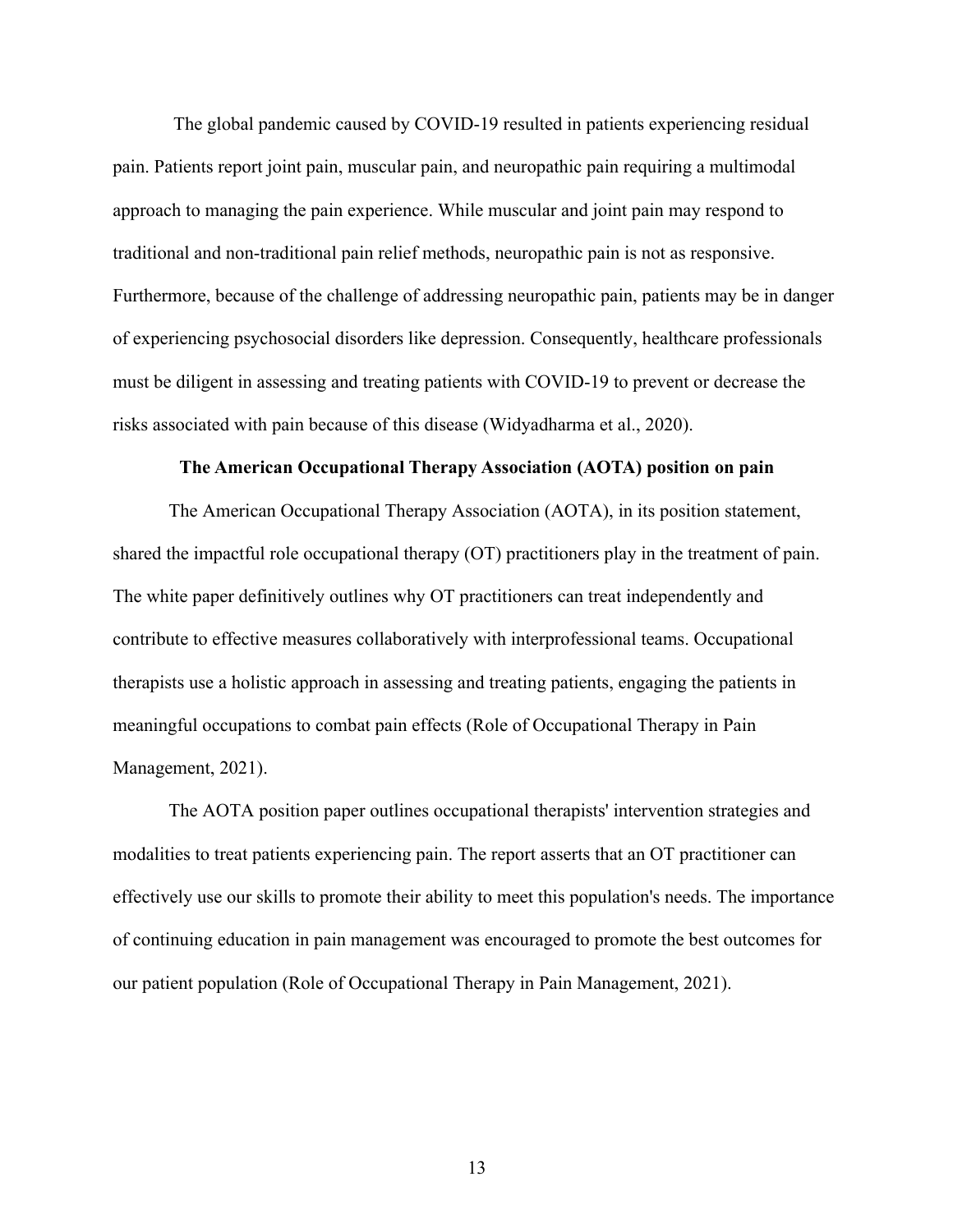The global pandemic caused by COVID-19 resulted in patients experiencing residual pain. Patients report joint pain, muscular pain, and neuropathic pain requiring a multimodal approach to managing the pain experience. While muscular and joint pain may respond to traditional and non-traditional pain relief methods, neuropathic pain is not as responsive. Furthermore, because of the challenge of addressing neuropathic pain, patients may be in danger of experiencing psychosocial disorders like depression. Consequently, healthcare professionals must be diligent in assessing and treating patients with COVID-19 to prevent or decrease the risks associated with pain because of this disease (Widyadharma et al., 2020).

## The American Occupational Therapy Association (AOTA) position on pain

The American Occupational Therapy Association (AOTA), in its position statement, shared the impactful role occupational therapy (OT) practitioners play in the treatment of pain. The white paper definitively outlines why OT practitioners can treat independently and contribute to effective measures collaboratively with interprofessional teams. Occupational therapists use a holistic approach in assessing and treating patients, engaging the patients in meaningful occupations to combat pain effects (Role of Occupational Therapy in Pain Management, 2021).

The AOTA position paper outlines occupational therapists' intervention strategies and modalities to treat patients experiencing pain. The report asserts that an OT practitioner can effectively use our skills to promote their ability to meet this population's needs. The importance of continuing education in pain management was encouraged to promote the best outcomes for our patient population (Role of Occupational Therapy in Pain Management, 2021).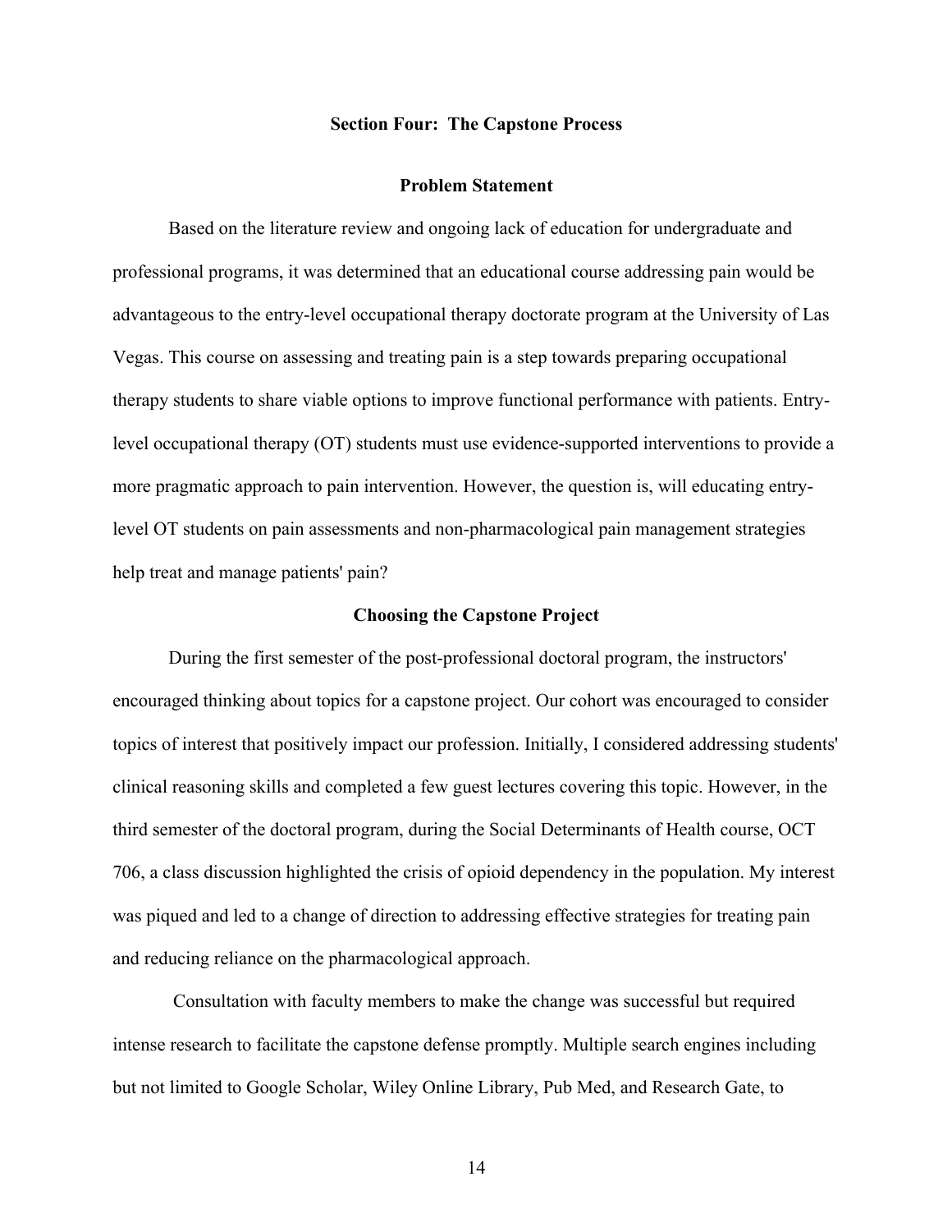## Section Four: The Capstone Process

### Problem Statement

Based on the literature review and ongoing lack of education for undergraduate and professional programs, it was determined that an educational course addressing pain would be advantageous to the entry-level occupational therapy doctorate program at the University of Las Vegas. This course on assessing and treating pain is a step towards preparing occupational therapy students to share viable options to improve functional performance with patients. Entry-level occupational therapy (OT) students must use evidence-supported interventions to provide a more pragmatic approach to pain intervention. However, the question is, will educating entry-level OT students on pain assessments and non-pharmacological pain management strategies help treat and manage patients' pain?

### Choosing the Capstone Project

During the first semester of the post-professional doctoral program, the instructors' encouraged thinking about topics for a capstone project. Our cohort was encouraged to consider topics of interest that positively impact our profession. Initially, I considered addressing students' clinical reasoning skills and completed a few guest lectures covering this topic. However, in the third semester of the doctoral program, during the Social Determinants of Health course, OCT 706, a class discussion highlighted the crisis of opioid dependency in the population. My interest was piqued and led to a change of direction to addressing effective strategies for treating pain and reducing reliance on the pharmacological approach.

Consultation with faculty members to make the change was successful but required intense research to facilitate the capstone defense promptly. Multiple search engines including but not limited to Google Scholar, Wiley Online Library, Pub Med, and Research Gate, to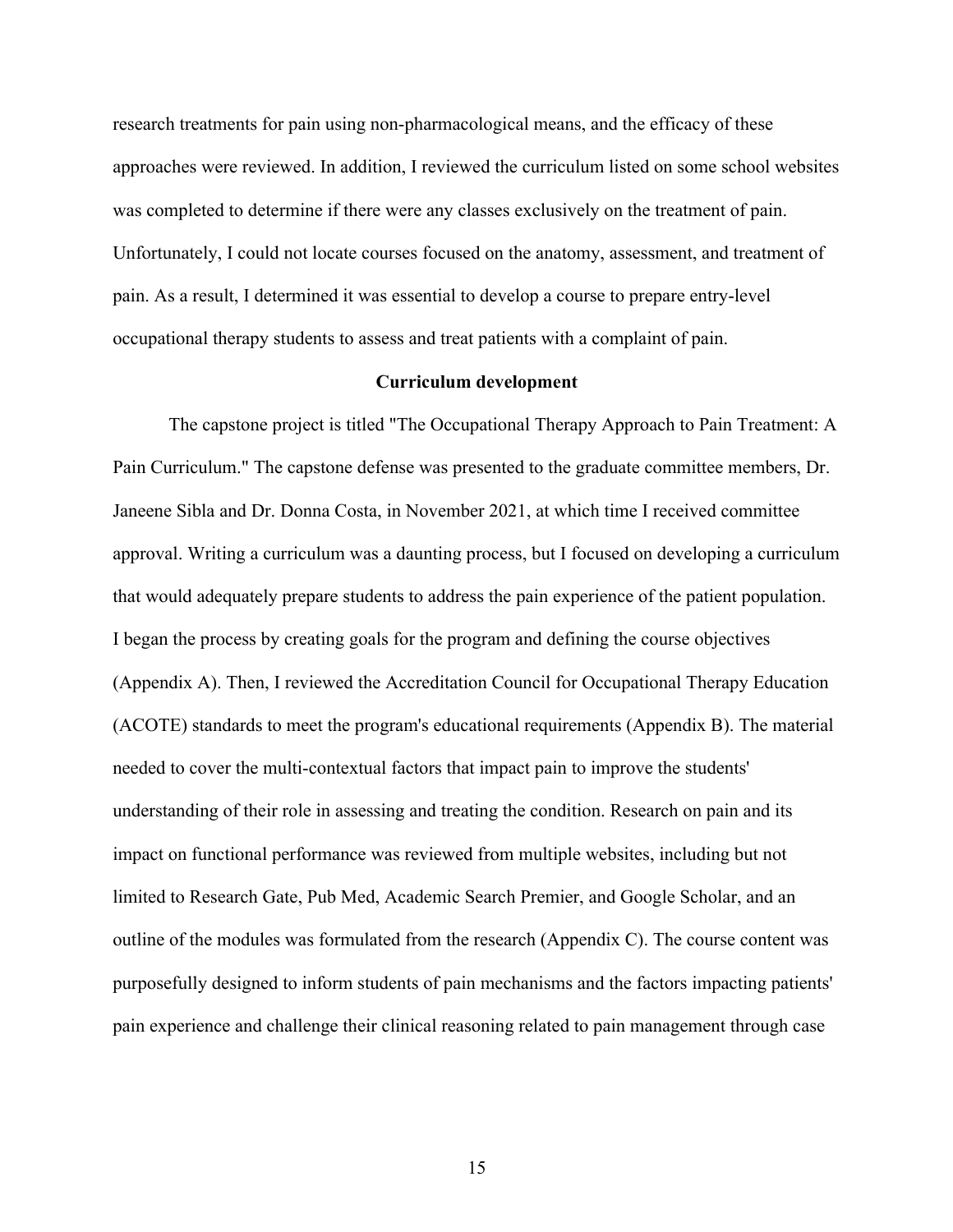research treatments for pain using non-pharmacological means, and the efficacy of these approaches were reviewed. In addition, I reviewed the curriculum listed on some school websites was completed to determine if there were any classes exclusively on the treatment of pain. Unfortunately, I could not locate courses focused on the anatomy, assessment, and treatment of pain. As a result, I determined it was essential to develop a course to prepare entry-level occupational therapy students to assess and treat patients with a complaint of pain.

## Curriculum development

The capstone project is titled "The Occupational Therapy Approach to Pain Treatment: A Pain Curriculum." The capstone defense was presented to the graduate committee members, Dr. Janeene Sibla and Dr. Donna Costa, in November 2021, at which time I received committee approval. Writing a curriculum was a daunting process, but I focused on developing a curriculum that would adequately prepare students to address the pain experience of the patient population. I began the process by creating goals for the program and defining the course objectives (Appendix A). Then, I reviewed the Accreditation Council for Occupational Therapy Education (ACOTE) standards to meet the program's educational requirements (Appendix B). The material needed to cover the multi-contextual factors that impact pain to improve the students' understanding of their role in assessing and treating the condition. Research on pain and its impact on functional performance was reviewed from multiple websites, including but not limited to Research Gate, Pub Med, Academic Search Premier, and Google Scholar, and an outline of the modules was formulated from the research (Appendix C). The course content was purposefully designed to inform students of pain mechanisms and the factors impacting patients' pain experience and challenge their clinical reasoning related to pain management through case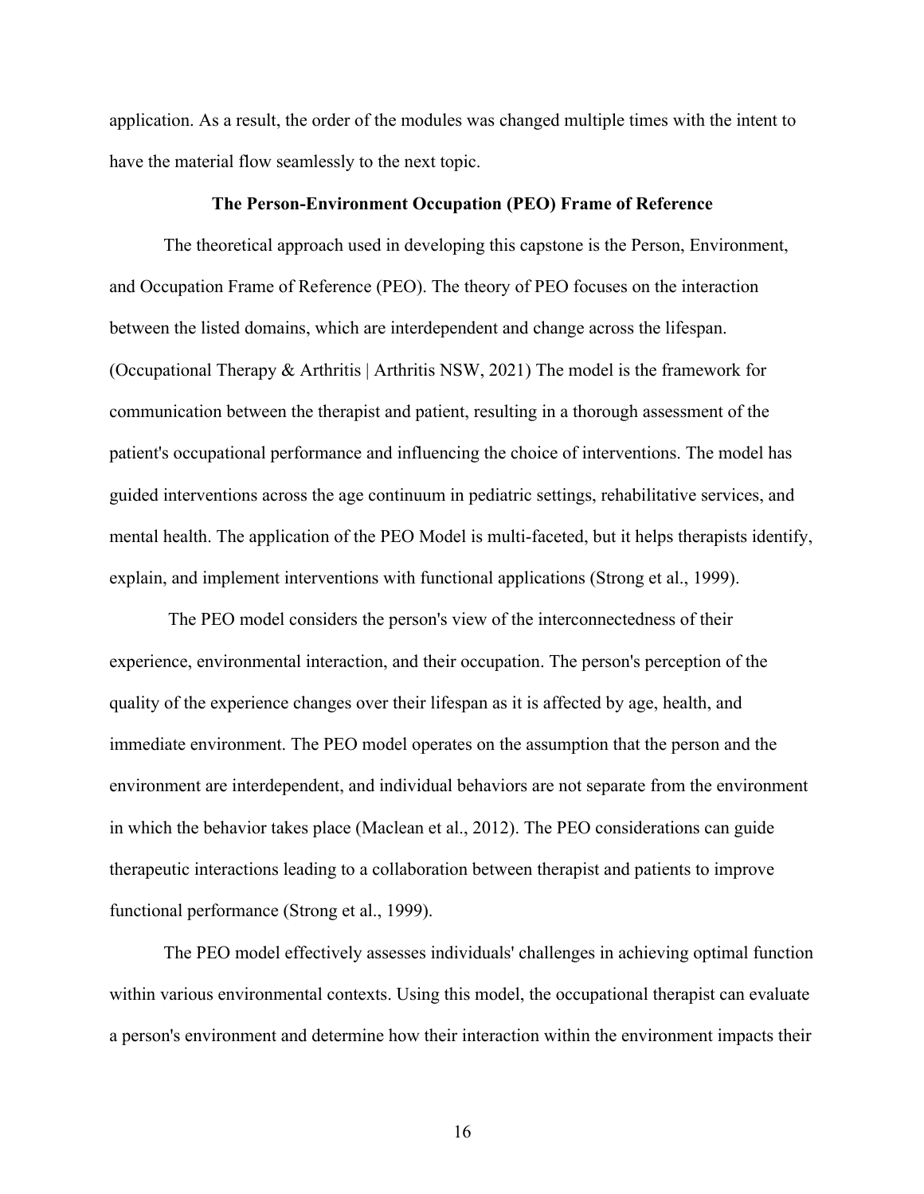application. As a result, the order of the modules was changed multiple times with the intent to have the material flow seamlessly to the next topic.

## The Person-Environment Occupation (PEO) Frame of Reference

The theoretical approach used in developing this capstone is the Person, Environment, and Occupation Frame of Reference (PEO). The theory of PEO focuses on the interaction between the listed domains, which are interdependent and change across the lifespan. (Occupational Therapy & Arthritis | Arthritis NSW, 2021) The model is the framework for communication between the therapist and patient, resulting in a thorough assessment of the patient's occupational performance and influencing the choice of interventions. The model has guided interventions across the age continuum in pediatric settings, rehabilitative services, and mental health. The application of the PEO Model is multi-faceted, but it helps therapists identify, explain, and implement interventions with functional applications (Strong et al., 1999).

The PEO model considers the person's view of the interconnectedness of their experience, environmental interaction, and their occupation. The person's perception of the quality of the experience changes over their lifespan as it is affected by age, health, and immediate environment. The PEO model operates on the assumption that the person and the environment are interdependent, and individual behaviors are not separate from the environment in which the behavior takes place (Maclean et al., 2012). The PEO considerations can guide therapeutic interactions leading to a collaboration between therapist and patients to improve functional performance (Strong et al., 1999).

The PEO model effectively assesses individuals' challenges in achieving optimal function within various environmental contexts. Using this model, the occupational therapist can evaluate a person's environment and determine how their interaction within the environment impacts their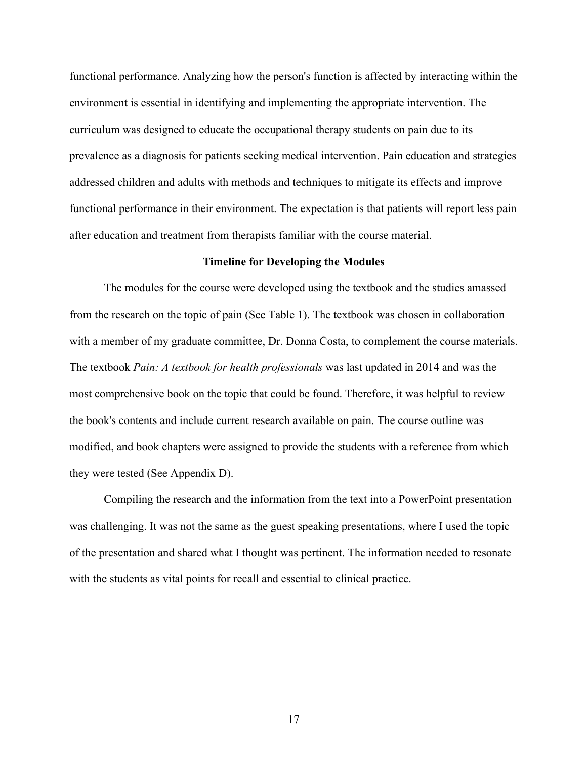functional performance. Analyzing how the person's function is affected by interacting within the environment is essential in identifying and implementing the appropriate intervention. The curriculum was designed to educate the occupational therapy students on pain due to its prevalence as a diagnosis for patients seeking medical intervention. Pain education and strategies addressed children and adults with methods and techniques to mitigate its effects and improve functional performance in their environment. The expectation is that patients will report less pain after education and treatment from therapists familiar with the course material.

### Timeline for Developing the Modules

The modules for the course were developed using the textbook and the studies amassed from the research on the topic of pain (See Table 1). The textbook was chosen in collaboration with a member of my graduate committee, Dr. Donna Costa, to complement the course materials. The textbook *Pain: A textbook for health professionals* was last updated in 2014 and was the most comprehensive book on the topic that could be found. Therefore, it was helpful to review the book's contents and include current research available on pain. The course outline was modified, and book chapters were assigned to provide the students with a reference from which they were tested (See Appendix D).

Compiling the research and the information from the text into a PowerPoint presentation was challenging. It was not the same as the guest speaking presentations, where I used the topic of the presentation and shared what I thought was pertinent. The information needed to resonate with the students as vital points for recall and essential to clinical practice.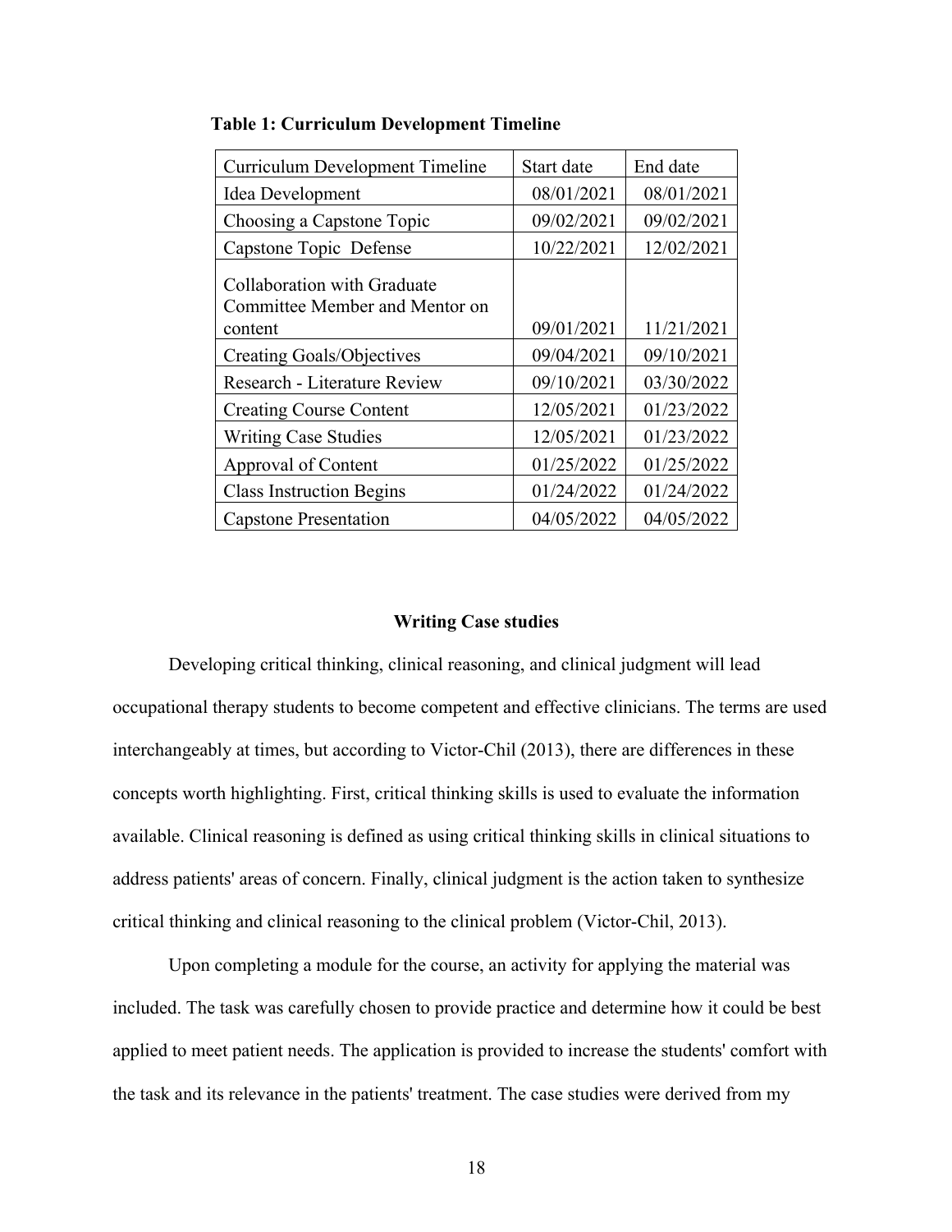**Table 1: Curriculum Development Timeline**

| Curriculum Development Timeline | Start date | End date |
|---|---|---|
| Idea Development | 08/01/2021 | 08/01/2021 |
| Choosing a Capstone Topic | 09/02/2021 | 09/02/2021 |
| Capstone Topic Defense | 10/22/2021 | 12/02/2021 |
| Collaboration with Graduate Committee Member and Mentor on content | 09/01/2021 | 11/21/2021 |
| Creating Goals/Objectives | 09/04/2021 | 09/10/2021 |
| Research - Literature Review | 09/10/2021 | 03/30/2022 |
| Creating Course Content | 12/05/2021 | 01/23/2022 |
| Writing Case Studies | 12/05/2021 | 01/23/2022 |
| Approval of Content | 01/25/2022 | 01/25/2022 |
| Class Instruction Begins | 01/24/2022 | 01/24/2022 |
| Capstone Presentation | 04/05/2022 | 04/05/2022 |

## Writing Case studies

Developing critical thinking, clinical reasoning, and clinical judgment will lead occupational therapy students to become competent and effective clinicians. The terms are used interchangeably at times, but according to Victor-Chil (2013), there are differences in these concepts worth highlighting. First, critical thinking skills is used to evaluate the information available. Clinical reasoning is defined as using critical thinking skills in clinical situations to address patients' areas of concern. Finally, clinical judgment is the action taken to synthesize critical thinking and clinical reasoning to the clinical problem (Victor-Chil, 2013).

Upon completing a module for the course, an activity for applying the material was included. The task was carefully chosen to provide practice and determine how it could be best applied to meet patient needs. The application is provided to increase the students' comfort with the task and its relevance in the patients' treatment. The case studies were derived from my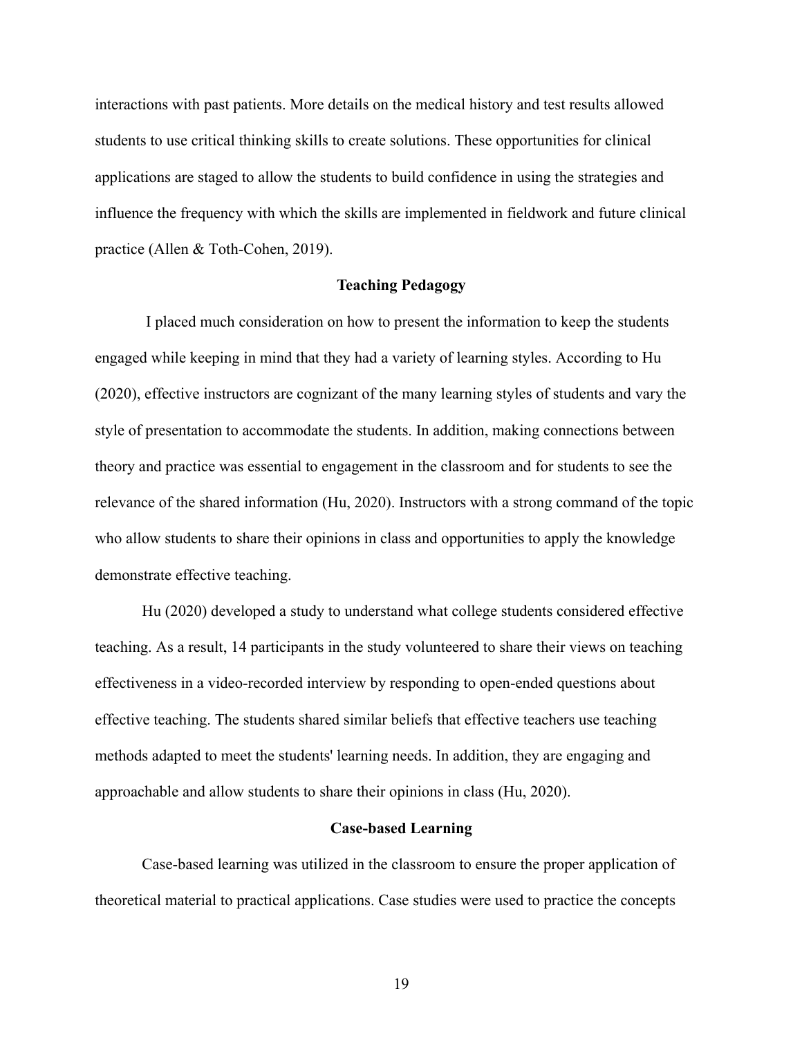interactions with past patients. More details on the medical history and test results allowed students to use critical thinking skills to create solutions. These opportunities for clinical applications are staged to allow the students to build confidence in using the strategies and influence the frequency with which the skills are implemented in fieldwork and future clinical practice (Allen & Toth-Cohen, 2019).

## Teaching Pedagogy

I placed much consideration on how to present the information to keep the students engaged while keeping in mind that they had a variety of learning styles. According to Hu (2020), effective instructors are cognizant of the many learning styles of students and vary the style of presentation to accommodate the students. In addition, making connections between theory and practice was essential to engagement in the classroom and for students to see the relevance of the shared information (Hu, 2020). Instructors with a strong command of the topic who allow students to share their opinions in class and opportunities to apply the knowledge demonstrate effective teaching.

Hu (2020) developed a study to understand what college students considered effective teaching. As a result, 14 participants in the study volunteered to share their views on teaching effectiveness in a video-recorded interview by responding to open-ended questions about effective teaching. The students shared similar beliefs that effective teachers use teaching methods adapted to meet the students' learning needs. In addition, they are engaging and approachable and allow students to share their opinions in class (Hu, 2020).

## Case-based Learning

Case-based learning was utilized in the classroom to ensure the proper application of theoretical material to practical applications. Case studies were used to practice the concepts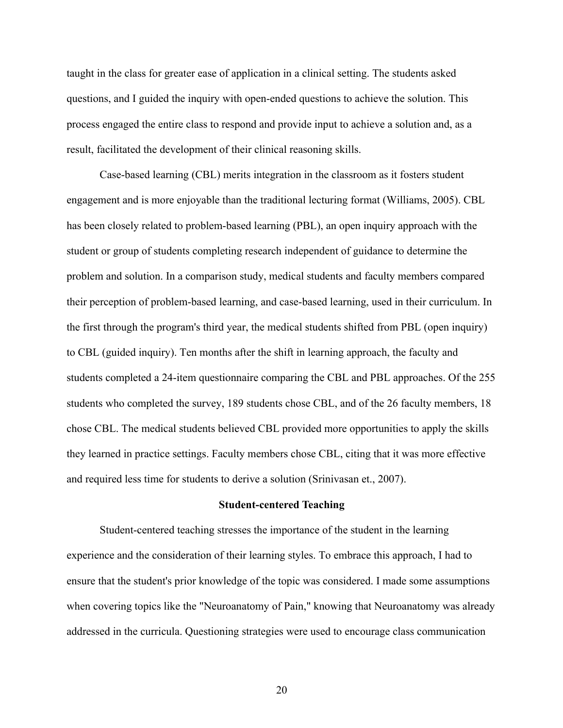taught in the class for greater ease of application in a clinical setting. The students asked questions, and I guided the inquiry with open-ended questions to achieve the solution. This process engaged the entire class to respond and provide input to achieve a solution and, as a result, facilitated the development of their clinical reasoning skills.

Case-based learning (CBL) merits integration in the classroom as it fosters student engagement and is more enjoyable than the traditional lecturing format (Williams, 2005). CBL has been closely related to problem-based learning (PBL), an open inquiry approach with the student or group of students completing research independent of guidance to determine the problem and solution. In a comparison study, medical students and faculty members compared their perception of problem-based learning, and case-based learning, used in their curriculum. In the first through the program's third year, the medical students shifted from PBL (open inquiry) to CBL (guided inquiry). Ten months after the shift in learning approach, the faculty and students completed a 24-item questionnaire comparing the CBL and PBL approaches. Of the 255 students who completed the survey, 189 students chose CBL, and of the 26 faculty members, 18 chose CBL. The medical students believed CBL provided more opportunities to apply the skills they learned in practice settings. Faculty members chose CBL, citing that it was more effective and required less time for students to derive a solution (Srinivasan et., 2007).

## Student-centered Teaching

Student-centered teaching stresses the importance of the student in the learning experience and the consideration of their learning styles. To embrace this approach, I had to ensure that the student's prior knowledge of the topic was considered. I made some assumptions when covering topics like the "Neuroanatomy of Pain," knowing that Neuroanatomy was already addressed in the curricula. Questioning strategies were used to encourage class communication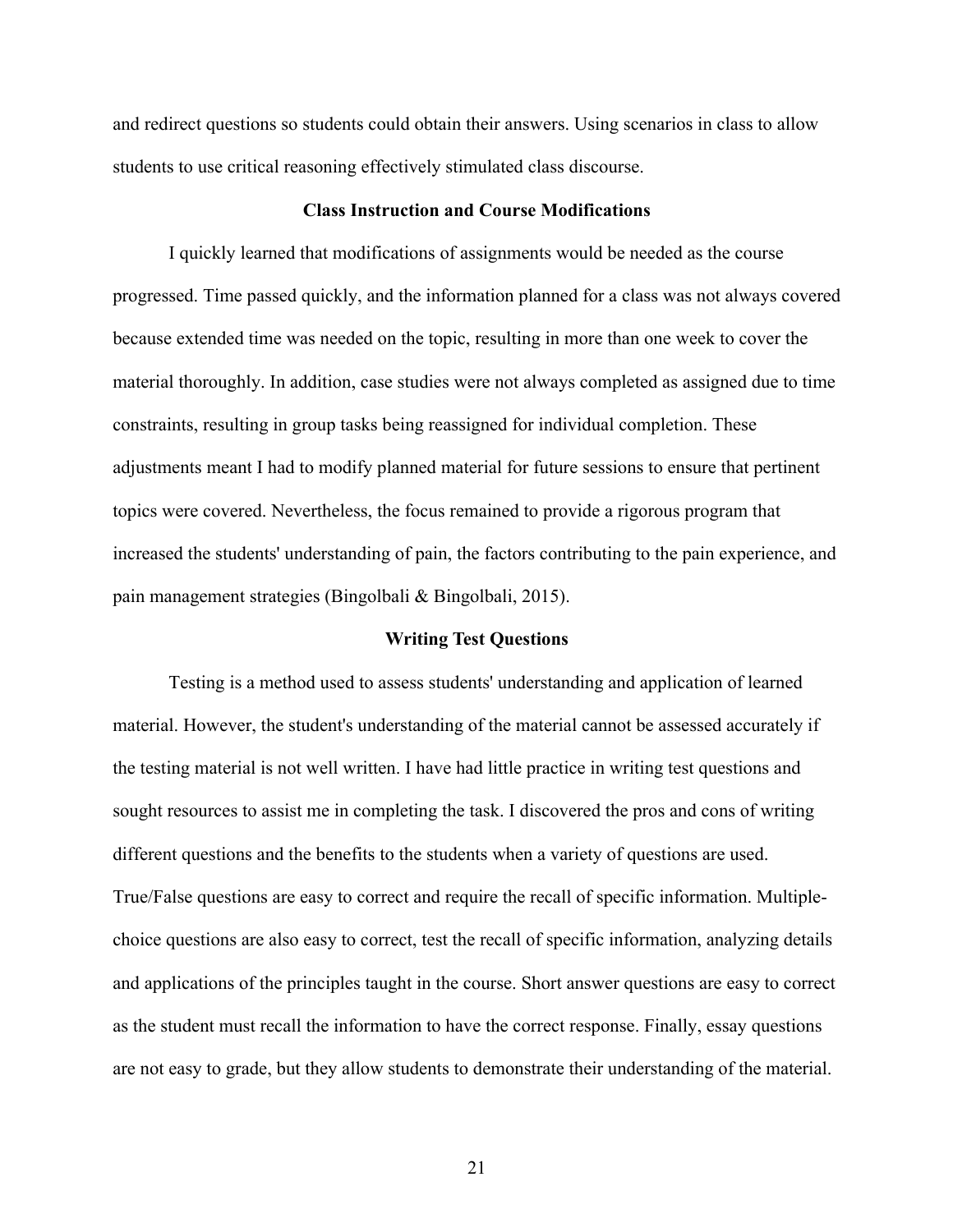and redirect questions so students could obtain their answers. Using scenarios in class to allow students to use critical reasoning effectively stimulated class discourse.

## Class Instruction and Course Modifications

I quickly learned that modifications of assignments would be needed as the course progressed. Time passed quickly, and the information planned for a class was not always covered because extended time was needed on the topic, resulting in more than one week to cover the material thoroughly. In addition, case studies were not always completed as assigned due to time constraints, resulting in group tasks being reassigned for individual completion. These adjustments meant I had to modify planned material for future sessions to ensure that pertinent topics were covered. Nevertheless, the focus remained to provide a rigorous program that increased the students' understanding of pain, the factors contributing to the pain experience, and pain management strategies (Bingolbali & Bingolbali, 2015).

## Writing Test Questions

Testing is a method used to assess students' understanding and application of learned material. However, the student's understanding of the material cannot be assessed accurately if the testing material is not well written. I have had little practice in writing test questions and sought resources to assist me in completing the task. I discovered the pros and cons of writing different questions and the benefits to the students when a variety of questions are used. True/False questions are easy to correct and require the recall of specific information. Multiple-choice questions are also easy to correct, test the recall of specific information, analyzing details and applications of the principles taught in the course. Short answer questions are easy to correct as the student must recall the information to have the correct response. Finally, essay questions are not easy to grade, but they allow students to demonstrate their understanding of the material.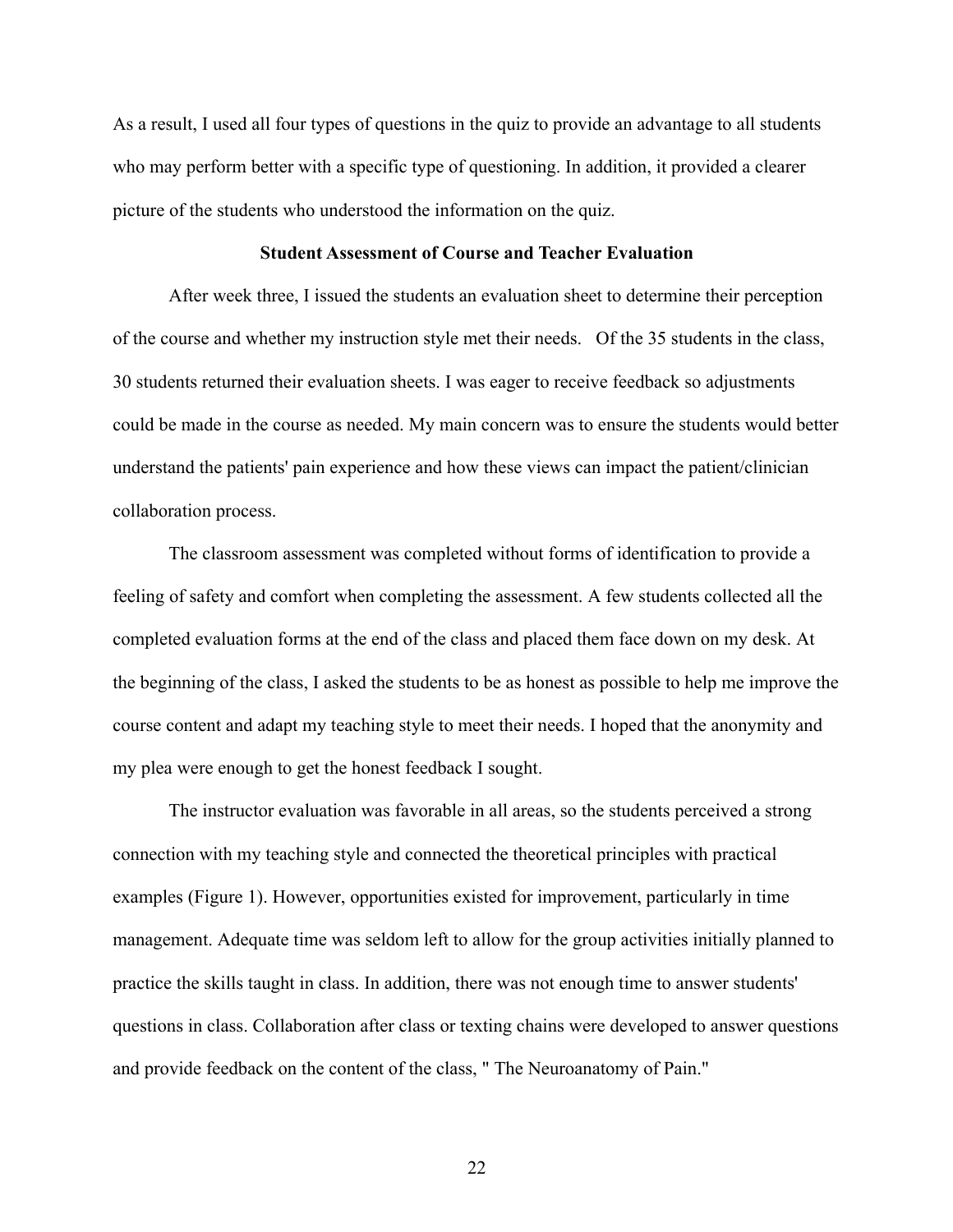As a result, I used all four types of questions in the quiz to provide an advantage to all students who may perform better with a specific type of questioning. In addition, it provided a clearer picture of the students who understood the information on the quiz.

## Student Assessment of Course and Teacher Evaluation

After week three, I issued the students an evaluation sheet to determine their perception of the course and whether my instruction style met their needs. Of the 35 students in the class, 30 students returned their evaluation sheets. I was eager to receive feedback so adjustments could be made in the course as needed. My main concern was to ensure the students would better understand the patients' pain experience and how these views can impact the patient/clinician collaboration process.

The classroom assessment was completed without forms of identification to provide a feeling of safety and comfort when completing the assessment. A few students collected all the completed evaluation forms at the end of the class and placed them face down on my desk. At the beginning of the class, I asked the students to be as honest as possible to help me improve the course content and adapt my teaching style to meet their needs. I hoped that the anonymity and my plea were enough to get the honest feedback I sought.

The instructor evaluation was favorable in all areas, so the students perceived a strong connection with my teaching style and connected the theoretical principles with practical examples (Figure 1). However, opportunities existed for improvement, particularly in time management. Adequate time was seldom left to allow for the group activities initially planned to practice the skills taught in class. In addition, there was not enough time to answer students' questions in class. Collaboration after class or texting chains were developed to answer questions and provide feedback on the content of the class, " The Neuroanatomy of Pain."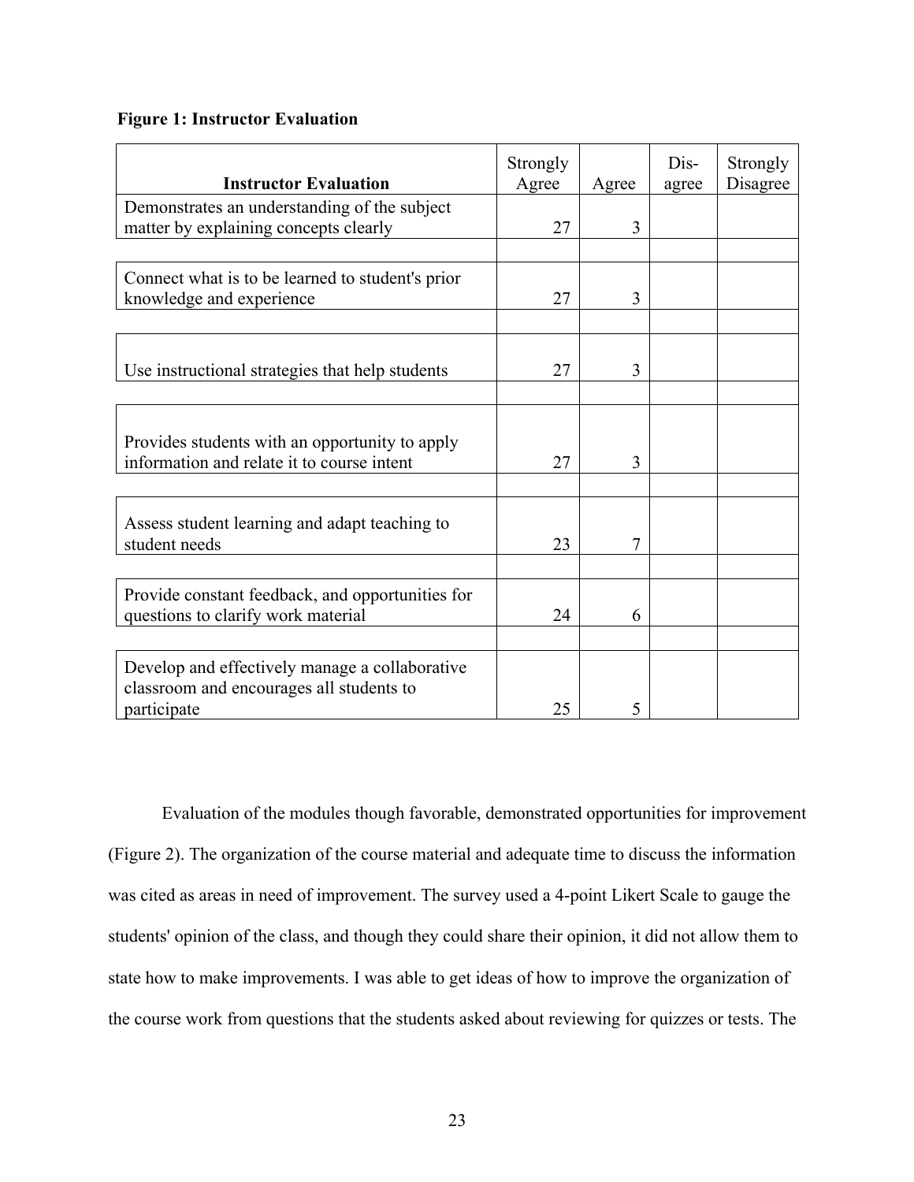**Figure 1: Instructor Evaluation**

| Instructor Evaluation | Strongly Agree | Agree | Dis-agree | Strongly Disagree |
|---|---|---|---|---|
| Demonstrates an understanding of the subject matter by explaining concepts clearly | 27 | 3 | | |
| | | | | |
| Connect what is to be learned to student's prior knowledge and experience | 27 | 3 | | |
| | | | | |
| Use instructional strategies that help students | 27 | 3 | | |
| | | | | |
| Provides students with an opportunity to apply information and relate it to course intent | 27 | 3 | | |
| | | | | |
| Assess student learning and adapt teaching to student needs | 23 | 7 | | |
| | | | | |
| Provide constant feedback, and opportunities for questions to clarify work material | 24 | 6 | | |
| | | | | |
| Develop and effectively manage a collaborative classroom and encourages all students to participate | 25 | 5 | | |

Evaluation of the modules though favorable, demonstrated opportunities for improvement (Figure 2). The organization of the course material and adequate time to discuss the information was cited as areas in need of improvement. The survey used a 4-point Likert Scale to gauge the students' opinion of the class, and though they could share their opinion, it did not allow them to state how to make improvements. I was able to get ideas of how to improve the organization of the course work from questions that the students asked about reviewing for quizzes or tests. The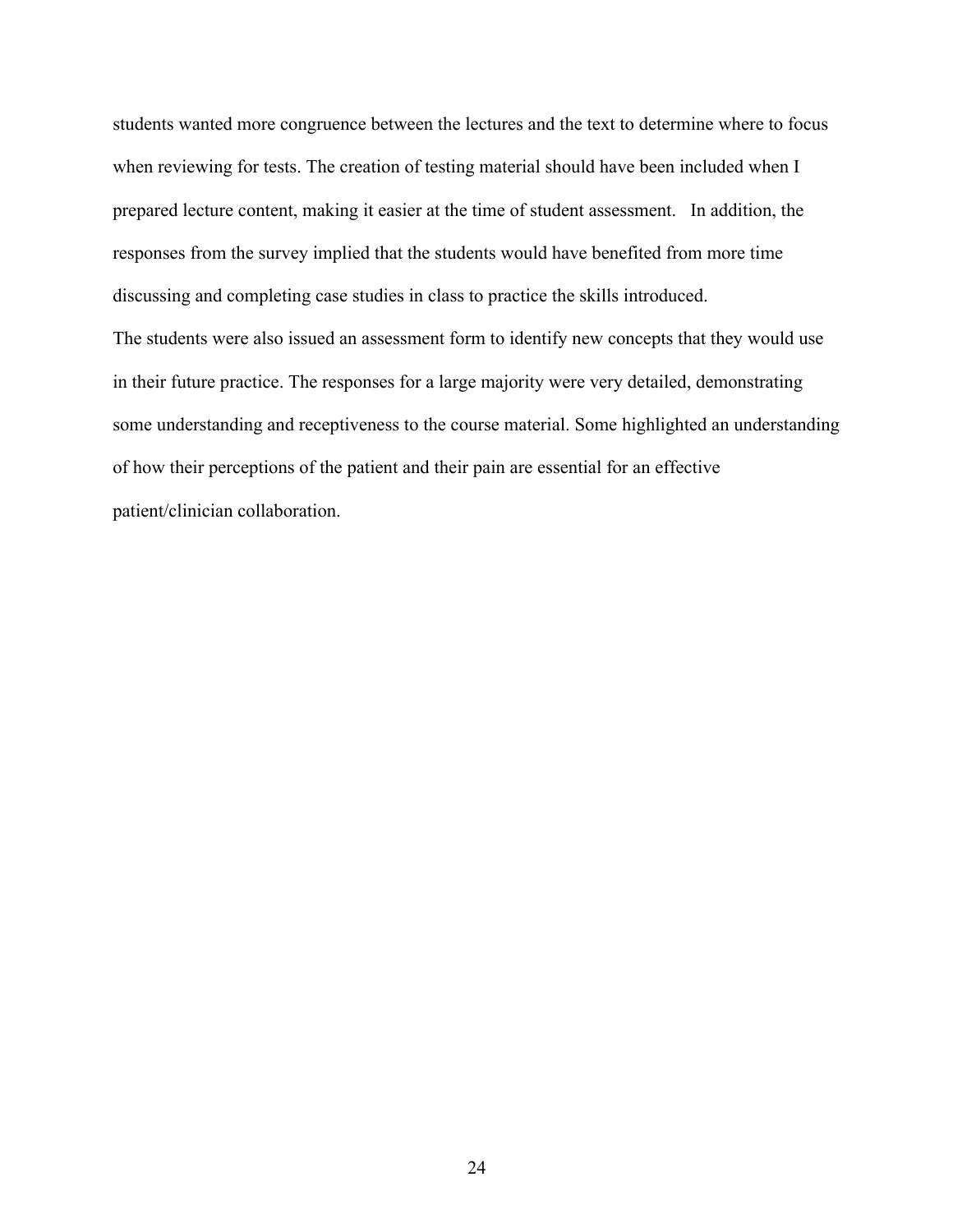students wanted more congruence between the lectures and the text to determine where to focus when reviewing for tests. The creation of testing material should have been included when I prepared lecture content, making it easier at the time of student assessment. In addition, the responses from the survey implied that the students would have benefited from more time discussing and completing case studies in class to practice the skills introduced.

The students were also issued an assessment form to identify new concepts that they would use in their future practice. The responses for a large majority were very detailed, demonstrating some understanding and receptiveness to the course material. Some highlighted an understanding of how their perceptions of the patient and their pain are essential for an effective patient/clinician collaboration.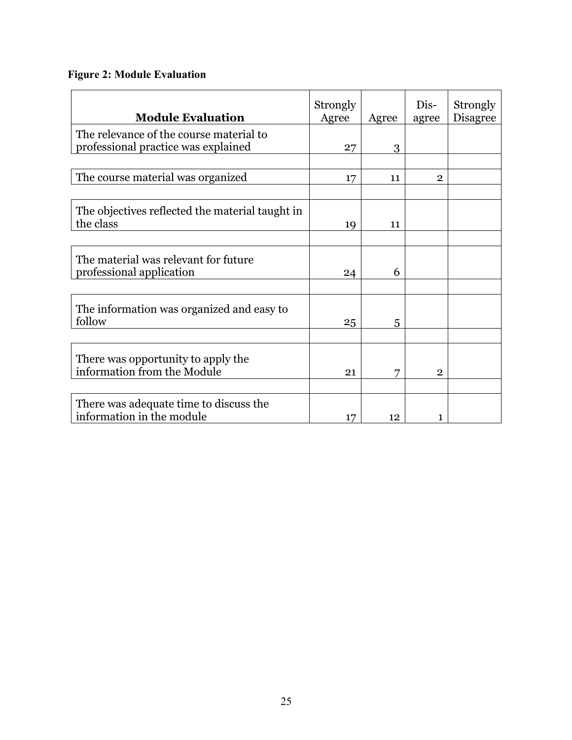**Figure 2: Module Evaluation**

| Module Evaluation | Strongly Agree | Agree | Dis-agree | Strongly Disagree |
|---|---|---|---|---|
| The relevance of the course material to professional practice was explained | 27 | 3 | | |
| The course material was organized | 17 | 11 | 2 | |
| The objectives reflected the material taught in the class | 19 | 11 | | |
| The material was relevant for future professional application | 24 | 6 | | |
| The information was organized and easy to follow | 25 | 5 | | |
| There was opportunity to apply the information from the Module | 21 | 7 | 2 | |
| There was adequate time to discuss the information in the module | 17 | 12 | 1 | |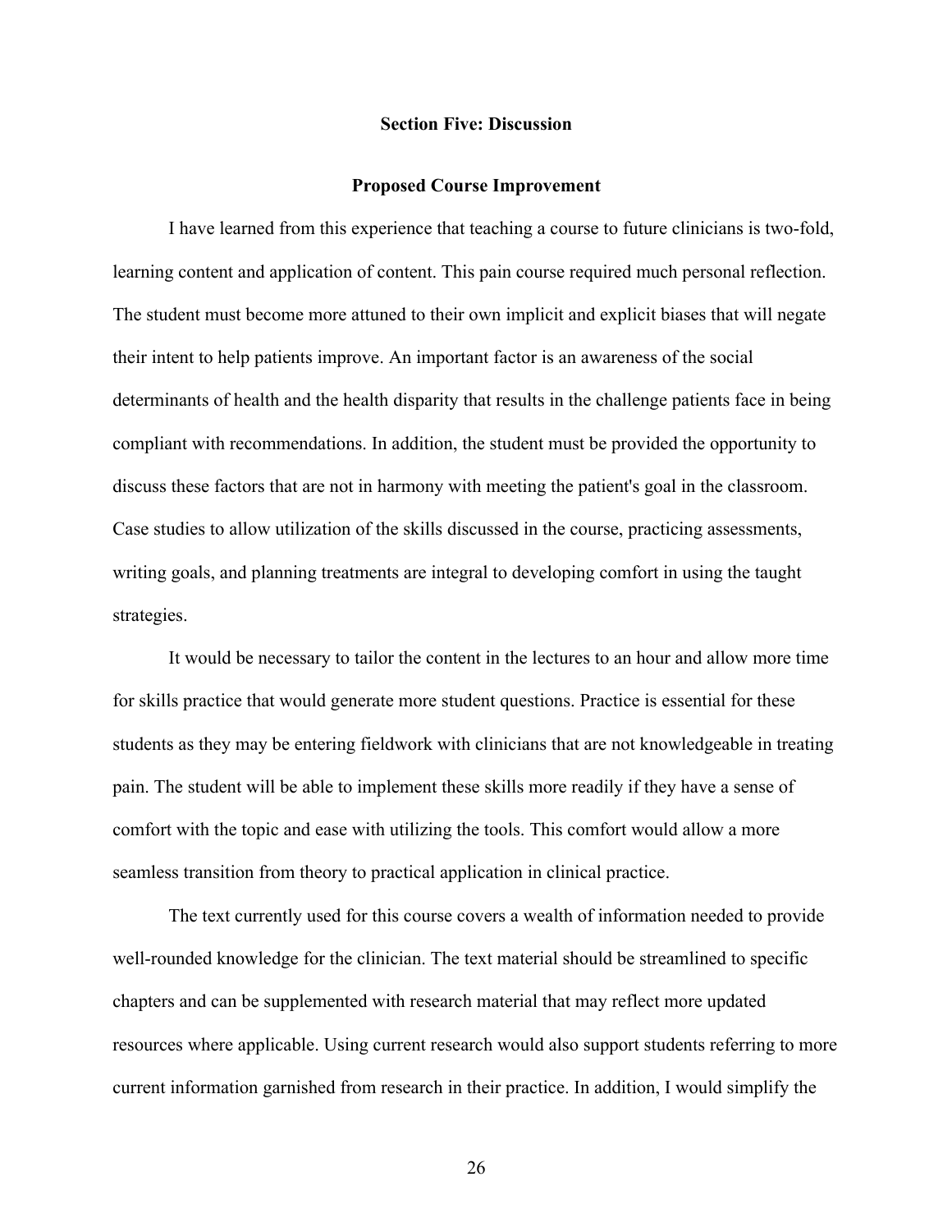## Section Five: Discussion

### Proposed Course Improvement

I have learned from this experience that teaching a course to future clinicians is two-fold, learning content and application of content. This pain course required much personal reflection. The student must become more attuned to their own implicit and explicit biases that will negate their intent to help patients improve. An important factor is an awareness of the social determinants of health and the health disparity that results in the challenge patients face in being compliant with recommendations. In addition, the student must be provided the opportunity to discuss these factors that are not in harmony with meeting the patient's goal in the classroom. Case studies to allow utilization of the skills discussed in the course, practicing assessments, writing goals, and planning treatments are integral to developing comfort in using the taught strategies.

It would be necessary to tailor the content in the lectures to an hour and allow more time for skills practice that would generate more student questions. Practice is essential for these students as they may be entering fieldwork with clinicians that are not knowledgeable in treating pain. The student will be able to implement these skills more readily if they have a sense of comfort with the topic and ease with utilizing the tools. This comfort would allow a more seamless transition from theory to practical application in clinical practice.

The text currently used for this course covers a wealth of information needed to provide well-rounded knowledge for the clinician. The text material should be streamlined to specific chapters and can be supplemented with research material that may reflect more updated resources where applicable. Using current research would also support students referring to more current information garnished from research in their practice. In addition, I would simplify the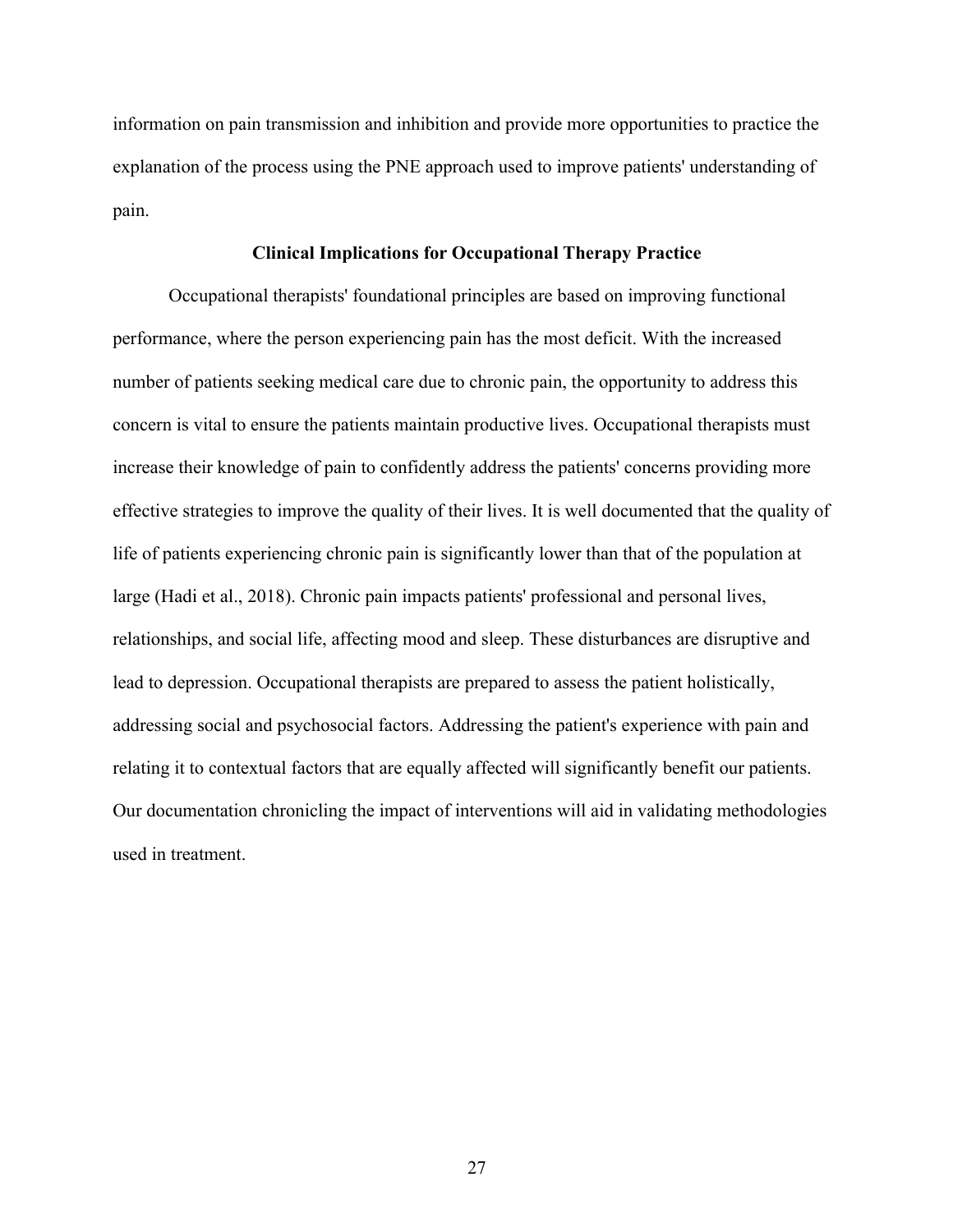information on pain transmission and inhibition and provide more opportunities to practice the explanation of the process using the PNE approach used to improve patients' understanding of pain.

## Clinical Implications for Occupational Therapy Practice

Occupational therapists' foundational principles are based on improving functional performance, where the person experiencing pain has the most deficit. With the increased number of patients seeking medical care due to chronic pain, the opportunity to address this concern is vital to ensure the patients maintain productive lives. Occupational therapists must increase their knowledge of pain to confidently address the patients' concerns providing more effective strategies to improve the quality of their lives. It is well documented that the quality of life of patients experiencing chronic pain is significantly lower than that of the population at large (Hadi et al., 2018). Chronic pain impacts patients' professional and personal lives, relationships, and social life, affecting mood and sleep. These disturbances are disruptive and lead to depression. Occupational therapists are prepared to assess the patient holistically, addressing social and psychosocial factors. Addressing the patient's experience with pain and relating it to contextual factors that are equally affected will significantly benefit our patients. Our documentation chronicling the impact of interventions will aid in validating methodologies used in treatment.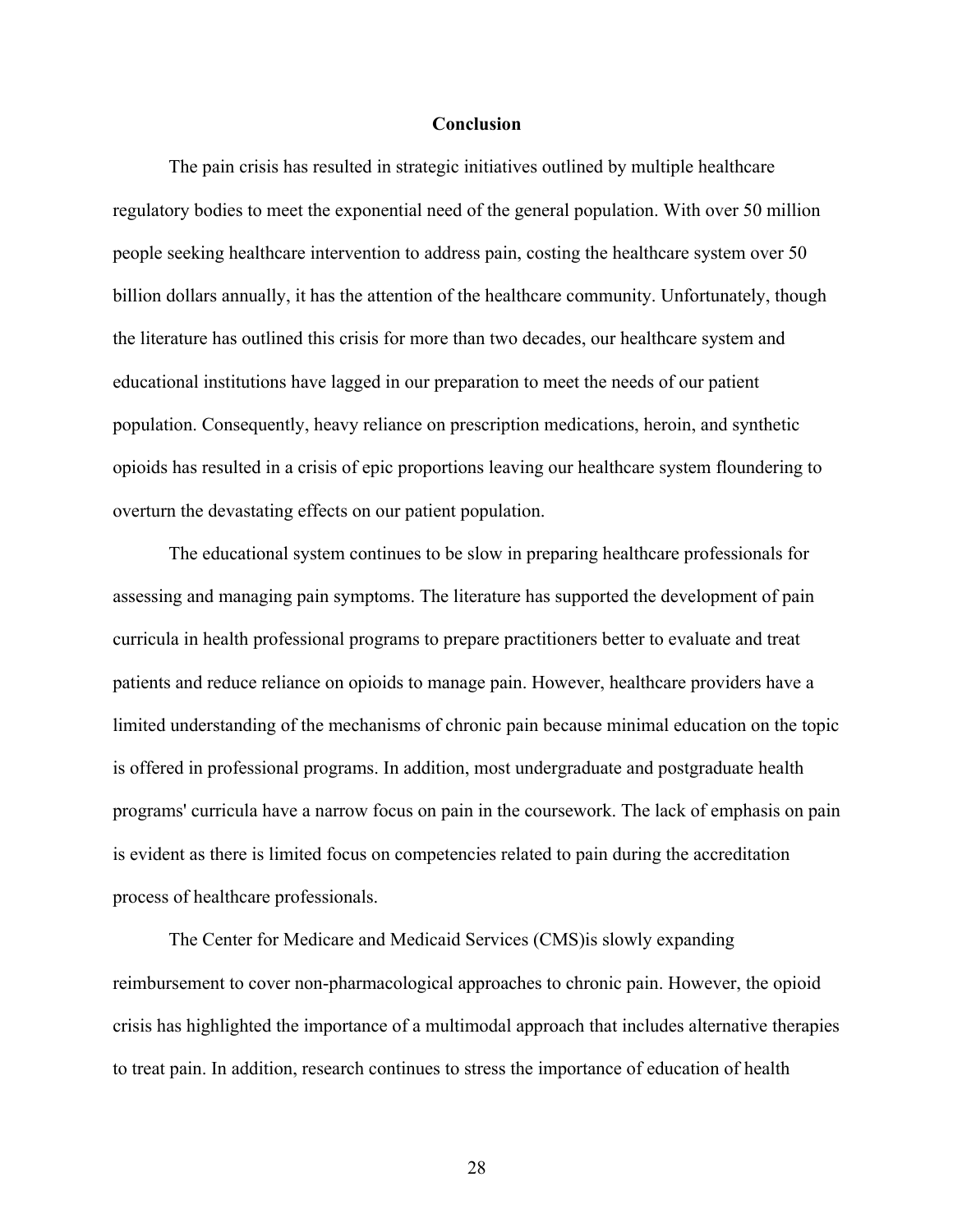## Conclusion

The pain crisis has resulted in strategic initiatives outlined by multiple healthcare regulatory bodies to meet the exponential need of the general population. With over 50 million people seeking healthcare intervention to address pain, costing the healthcare system over 50 billion dollars annually, it has the attention of the healthcare community. Unfortunately, though the literature has outlined this crisis for more than two decades, our healthcare system and educational institutions have lagged in our preparation to meet the needs of our patient population. Consequently, heavy reliance on prescription medications, heroin, and synthetic opioids has resulted in a crisis of epic proportions leaving our healthcare system floundering to overturn the devastating effects on our patient population.

The educational system continues to be slow in preparing healthcare professionals for assessing and managing pain symptoms. The literature has supported the development of pain curricula in health professional programs to prepare practitioners better to evaluate and treat patients and reduce reliance on opioids to manage pain. However, healthcare providers have a limited understanding of the mechanisms of chronic pain because minimal education on the topic is offered in professional programs. In addition, most undergraduate and postgraduate health programs' curricula have a narrow focus on pain in the coursework. The lack of emphasis on pain is evident as there is limited focus on competencies related to pain during the accreditation process of healthcare professionals.

The Center for Medicare and Medicaid Services (CMS)is slowly expanding reimbursement to cover non-pharmacological approaches to chronic pain. However, the opioid crisis has highlighted the importance of a multimodal approach that includes alternative therapies to treat pain. In addition, research continues to stress the importance of education of health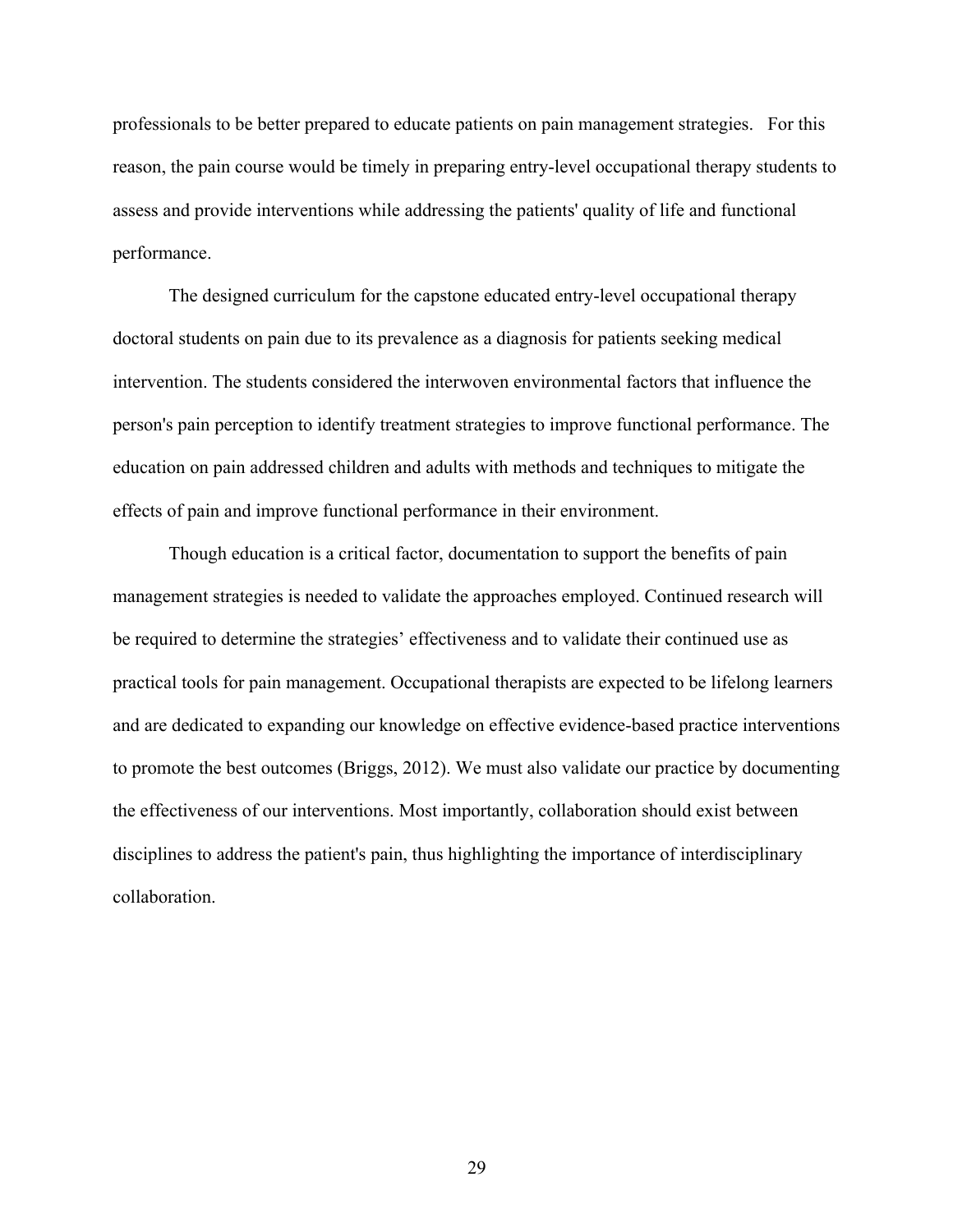professionals to be better prepared to educate patients on pain management strategies. For this reason, the pain course would be timely in preparing entry-level occupational therapy students to assess and provide interventions while addressing the patients' quality of life and functional performance.

The designed curriculum for the capstone educated entry-level occupational therapy doctoral students on pain due to its prevalence as a diagnosis for patients seeking medical intervention. The students considered the interwoven environmental factors that influence the person's pain perception to identify treatment strategies to improve functional performance. The education on pain addressed children and adults with methods and techniques to mitigate the effects of pain and improve functional performance in their environment.

Though education is a critical factor, documentation to support the benefits of pain management strategies is needed to validate the approaches employed. Continued research will be required to determine the strategies' effectiveness and to validate their continued use as practical tools for pain management. Occupational therapists are expected to be lifelong learners and are dedicated to expanding our knowledge on effective evidence-based practice interventions to promote the best outcomes (Briggs, 2012). We must also validate our practice by documenting the effectiveness of our interventions. Most importantly, collaboration should exist between disciplines to address the patient's pain, thus highlighting the importance of interdisciplinary collaboration.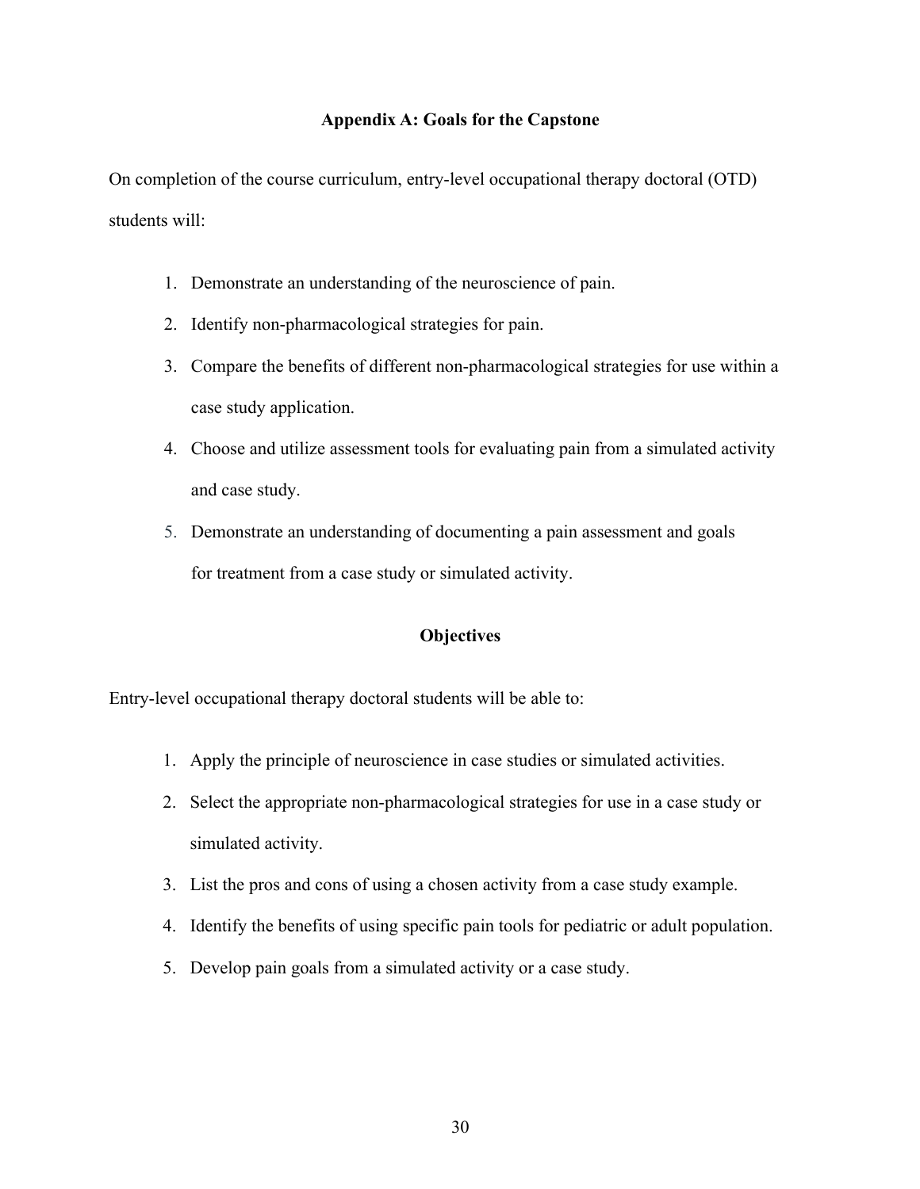## Appendix A: Goals for the Capstone

On completion of the course curriculum, entry-level occupational therapy doctoral (OTD) students will:

1. Demonstrate an understanding of the neuroscience of pain.
2. Identify non-pharmacological strategies for pain.
3. Compare the benefits of different non-pharmacological strategies for use within a case study application.
4. Choose and utilize assessment tools for evaluating pain from a simulated activity and case study.
5. Demonstrate an understanding of documenting a pain assessment and goals for treatment from a case study or simulated activity.

## Objectives

Entry-level occupational therapy doctoral students will be able to:

1. Apply the principle of neuroscience in case studies or simulated activities.
2. Select the appropriate non-pharmacological strategies for use in a case study or simulated activity.
3. List the pros and cons of using a chosen activity from a case study example.
4. Identify the benefits of using specific pain tools for pediatric or adult population.
5. Develop pain goals from a simulated activity or a case study.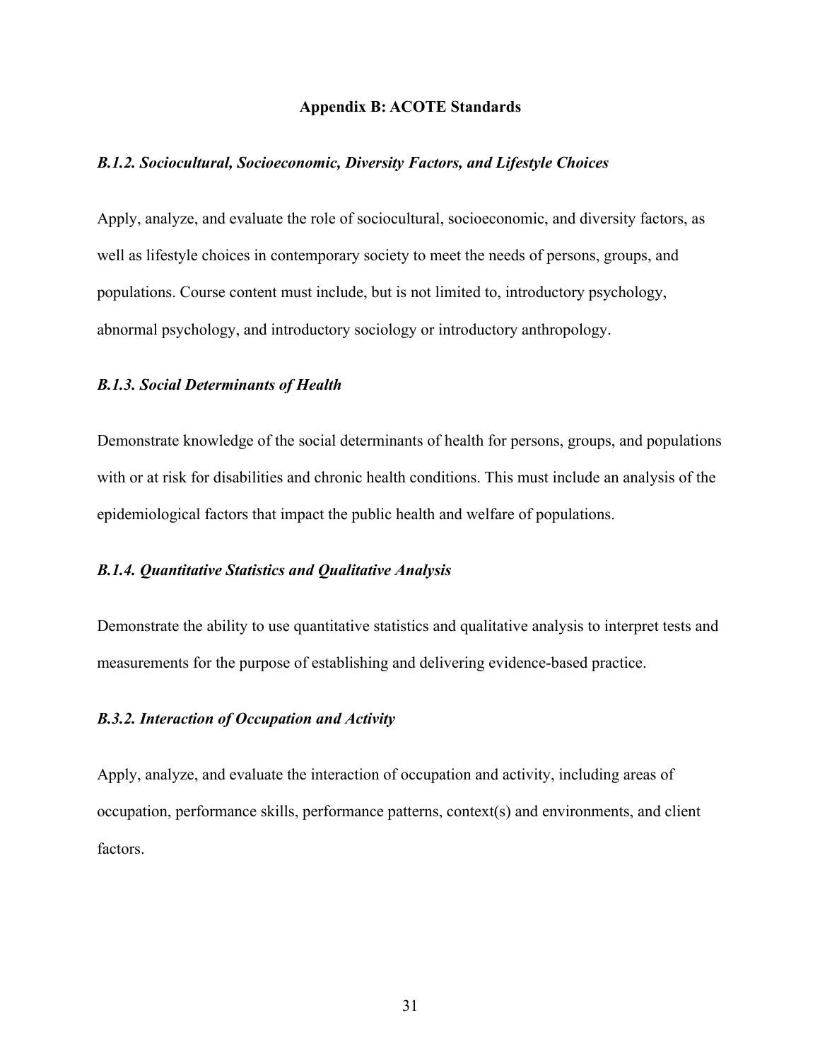## Appendix B: ACOTE Standards

### *B.1.2. Sociocultural, Socioeconomic, Diversity Factors, and Lifestyle Choices*

Apply, analyze, and evaluate the role of sociocultural, socioeconomic, and diversity factors, as well as lifestyle choices in contemporary society to meet the needs of persons, groups, and populations. Course content must include, but is not limited to, introductory psychology, abnormal psychology, and introductory sociology or introductory anthropology.

### *B.1.3. Social Determinants of Health*

Demonstrate knowledge of the social determinants of health for persons, groups, and populations with or at risk for disabilities and chronic health conditions. This must include an analysis of the epidemiological factors that impact the public health and welfare of populations.

### *B.1.4. Quantitative Statistics and Qualitative Analysis*

Demonstrate the ability to use quantitative statistics and qualitative analysis to interpret tests and measurements for the purpose of establishing and delivering evidence-based practice.

### *B.3.2. Interaction of Occupation and Activity*

Apply, analyze, and evaluate the interaction of occupation and activity, including areas of occupation, performance skills, performance patterns, context(s) and environments, and client factors.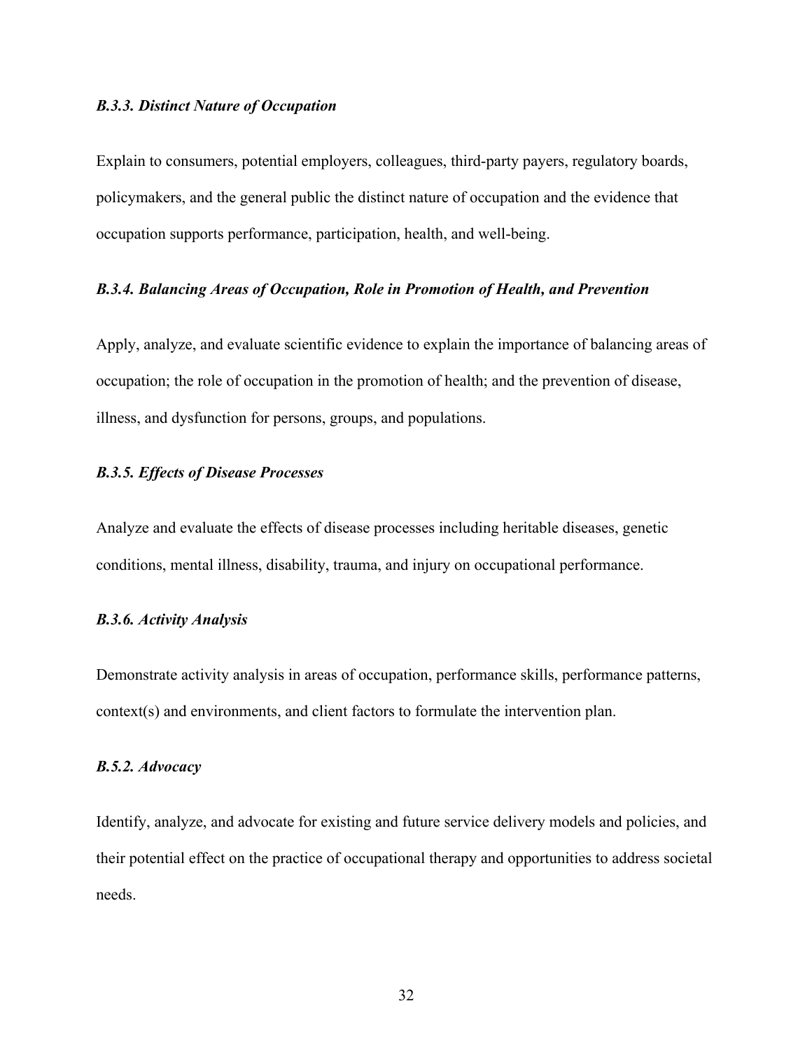***B.3.3. Distinct Nature of Occupation***

Explain to consumers, potential employers, colleagues, third-party payers, regulatory boards, policymakers, and the general public the distinct nature of occupation and the evidence that occupation supports performance, participation, health, and well-being.

***B.3.4. Balancing Areas of Occupation, Role in Promotion of Health, and Prevention***

Apply, analyze, and evaluate scientific evidence to explain the importance of balancing areas of occupation; the role of occupation in the promotion of health; and the prevention of disease, illness, and dysfunction for persons, groups, and populations.

***B.3.5. Effects of Disease Processes***

Analyze and evaluate the effects of disease processes including heritable diseases, genetic conditions, mental illness, disability, trauma, and injury on occupational performance.

***B.3.6. Activity Analysis***

Demonstrate activity analysis in areas of occupation, performance skills, performance patterns, context(s) and environments, and client factors to formulate the intervention plan.

***B.5.2. Advocacy***

Identify, analyze, and advocate for existing and future service delivery models and policies, and their potential effect on the practice of occupational therapy and opportunities to address societal needs.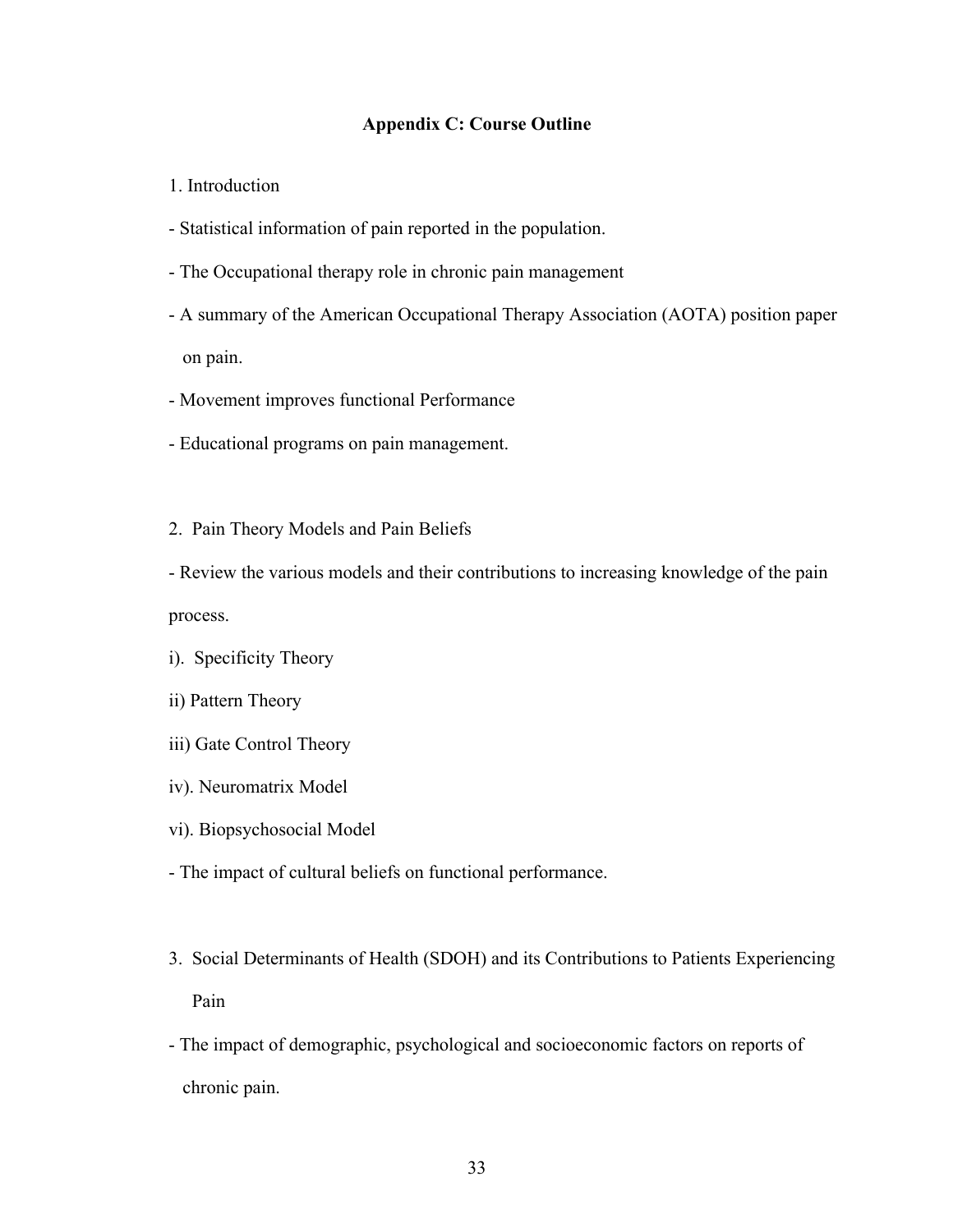## Appendix C: Course Outline

1. Introduction

- Statistical information of pain reported in the population.
- The Occupational therapy role in chronic pain management
- A summary of the American Occupational Therapy Association (AOTA) position paper on pain.
- Movement improves functional Performance
- Educational programs on pain management.

2. Pain Theory Models and Pain Beliefs

- Review the various models and their contributions to increasing knowledge of the pain process.

i). Specificity Theory

ii) Pattern Theory

iii) Gate Control Theory

iv). Neuromatrix Model

vi). Biopsychosocial Model

- The impact of cultural beliefs on functional performance.

3. Social Determinants of Health (SDOH) and its Contributions to Patients Experiencing Pain

- The impact of demographic, psychological and socioeconomic factors on reports of chronic pain.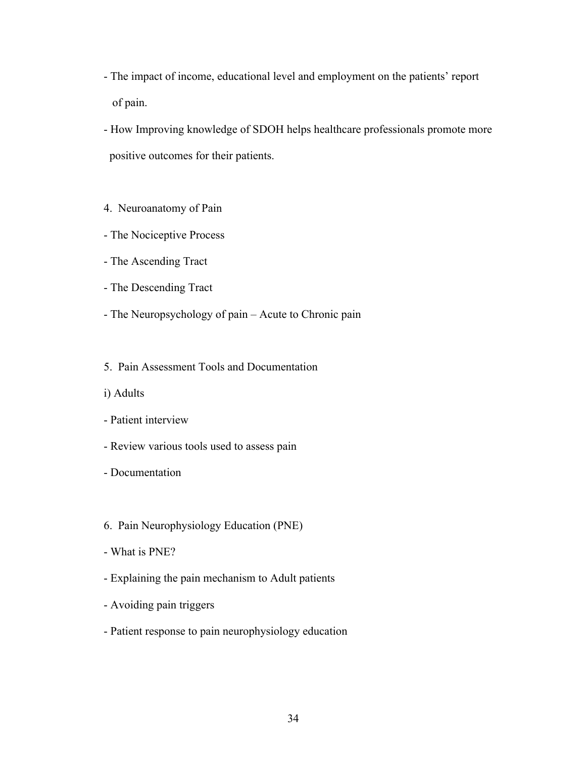- The impact of income, educational level and employment on the patients' report of pain.
- How Improving knowledge of SDOH helps healthcare professionals promote more positive outcomes for their patients.

4. Neuroanatomy of Pain

- The Nociceptive Process
- The Ascending Tract
- The Descending Tract
- The Neuropsychology of pain – Acute to Chronic pain

5. Pain Assessment Tools and Documentation

i) Adults

- Patient interview
- Review various tools used to assess pain
- Documentation

6. Pain Neurophysiology Education (PNE)

- What is PNE?
- Explaining the pain mechanism to Adult patients
- Avoiding pain triggers
- Patient response to pain neurophysiology education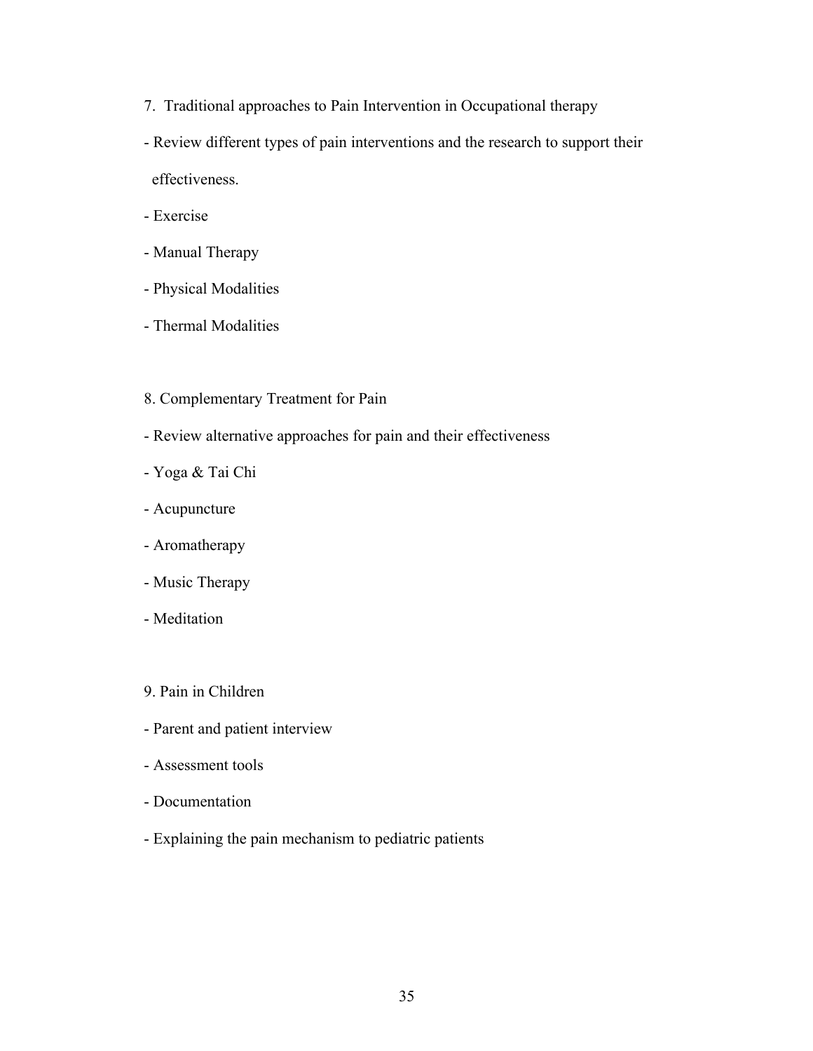7. Traditional approaches to Pain Intervention in Occupational therapy

- Review different types of pain interventions and the research to support their effectiveness.
- Exercise
- Manual Therapy
- Physical Modalities
- Thermal Modalities

8. Complementary Treatment for Pain

- Review alternative approaches for pain and their effectiveness
- Yoga & Tai Chi
- Acupuncture
- Aromatherapy
- Music Therapy
- Meditation

9. Pain in Children

- Parent and patient interview
- Assessment tools
- Documentation
- Explaining the pain mechanism to pediatric patients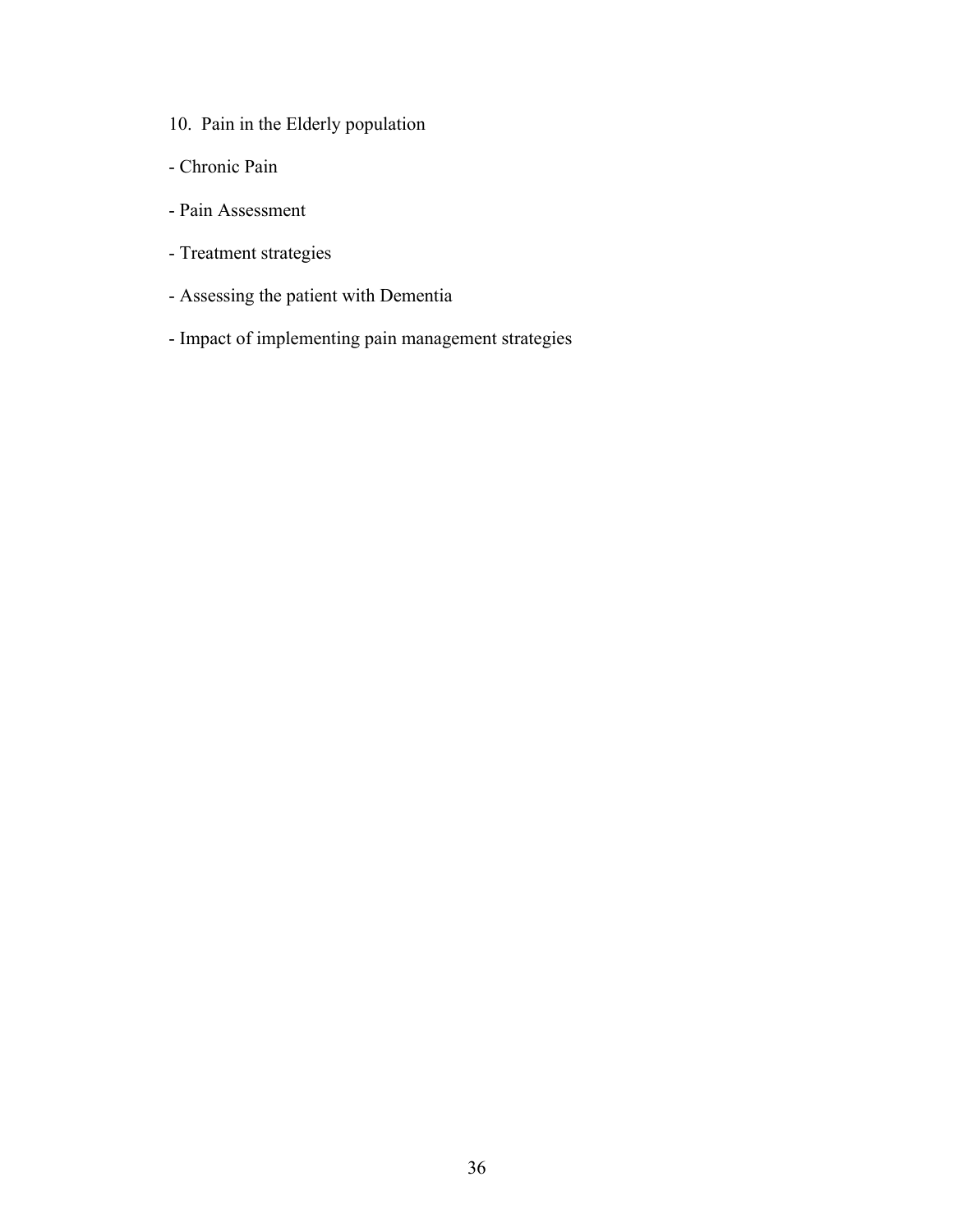10. Pain in the Elderly population

- Chronic Pain
- Pain Assessment
- Treatment strategies
- Assessing the patient with Dementia
- Impact of implementing pain management strategies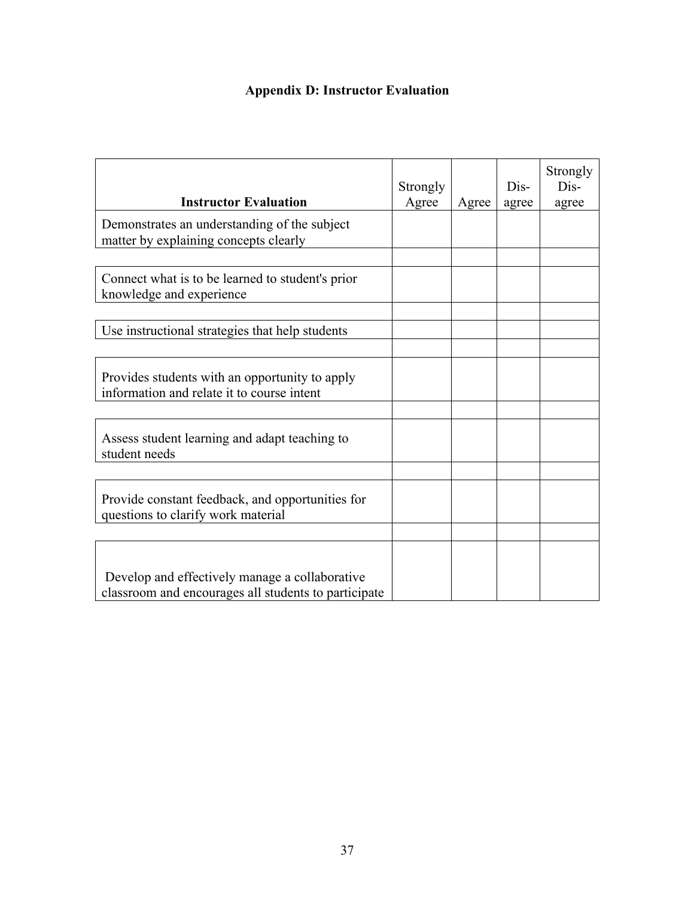# Appendix D: Instructor Evaluation

| Instructor Evaluation | Strongly Agree | Agree | Dis-agree | Strongly Dis-agree |
|---|---|---|---|---|
| Demonstrates an understanding of the subject matter by explaining concepts clearly | | | | |
| | | | | |
| Connect what is to be learned to student's prior knowledge and experience | | | | |
| | | | | |
| Use instructional strategies that help students | | | | |
| | | | | |
| Provides students with an opportunity to apply information and relate it to course intent | | | | |
| | | | | |
| Assess student learning and adapt teaching to student needs | | | | |
| | | | | |
| Provide constant feedback, and opportunities for questions to clarify work material | | | | |
| | | | | |
| Develop and effectively manage a collaborative classroom and encourages all students to participate | | | | |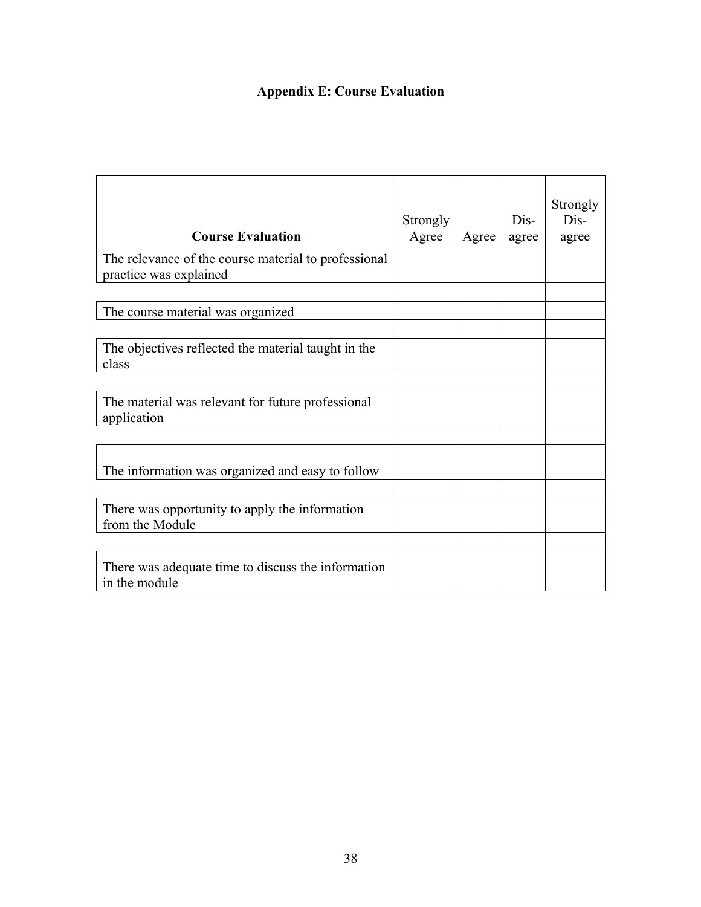# Appendix E: Course Evaluation

| **Course Evaluation** | Strongly Agree | Agree | Dis-agree | Strongly Dis-agree |
|---|---|---|---|---|
| The relevance of the course material to professional practice was explained | | | | |
| | | | | |
| The course material was organized | | | | |
| | | | | |
| The objectives reflected the material taught in the class | | | | |
| | | | | |
| The material was relevant for future professional application | | | | |
| | | | | |
| The information was organized and easy to follow | | | | |
| | | | | |
| There was opportunity to apply the information from the Module | | | | |
| | | | | |
| There was adequate time to discuss the information in the module | | | | |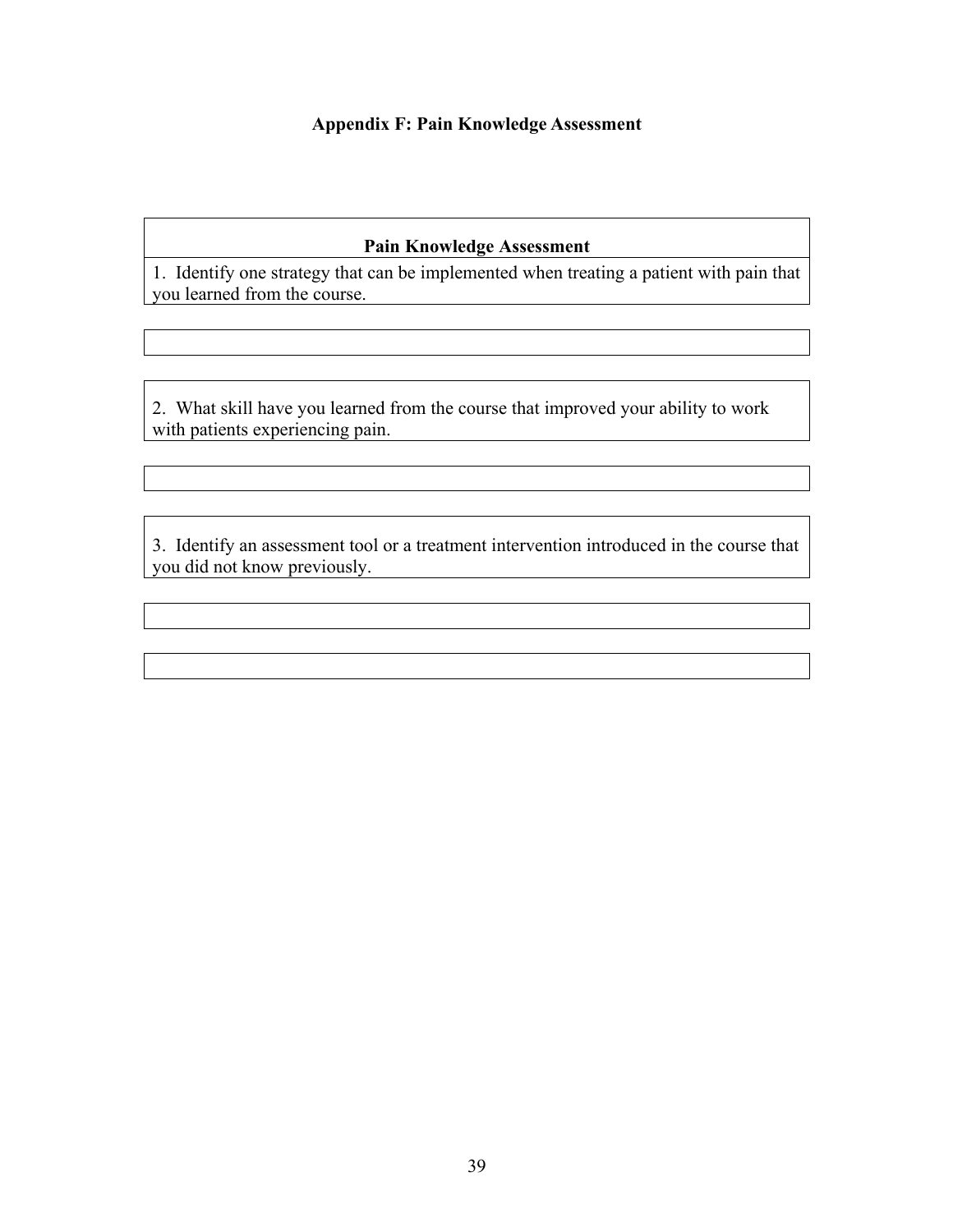# Appendix F: Pain Knowledge Assessment

| **Pain Knowledge Assessment** |
| --- |
| 1. Identify one strategy that can be implemented when treating a patient with pain that you learned from the course. |

| |
| --- |
| |

| 2. What skill have you learned from the course that improved your ability to work with patients experiencing pain. |
| --- |

| |
| --- |
| |

| 3. Identify an assessment tool or a treatment intervention introduced in the course that you did not know previously. |
| --- |

| |
| --- |
| |

| |
| --- |
| |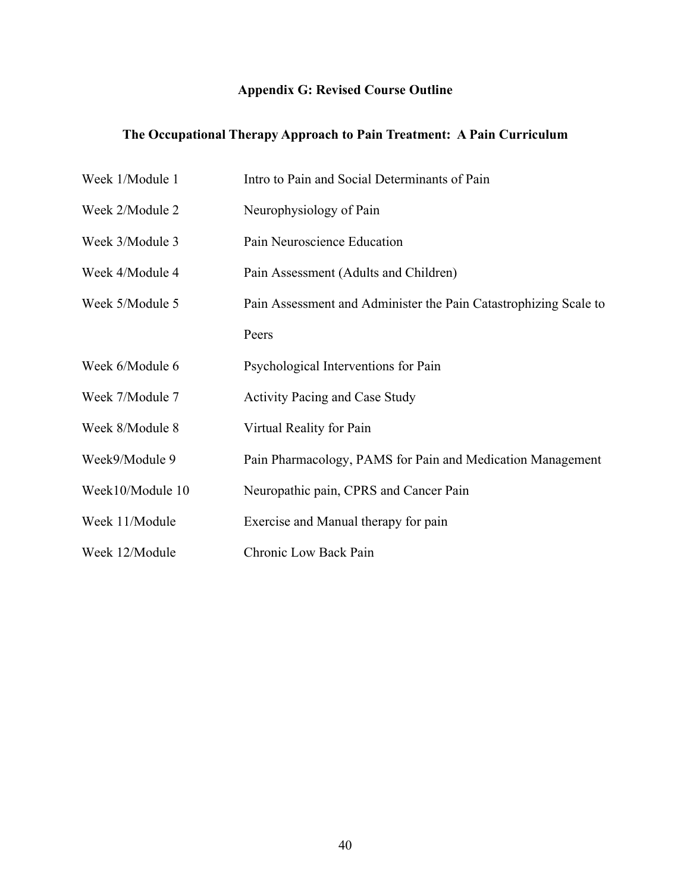## Appendix G: Revised Course Outline

### The Occupational Therapy Approach to Pain Treatment: A Pain Curriculum

| | |
|---|---|
| Week 1/Module 1 | Intro to Pain and Social Determinants of Pain |
| Week 2/Module 2 | Neurophysiology of Pain |
| Week 3/Module 3 | Pain Neuroscience Education |
| Week 4/Module 4 | Pain Assessment (Adults and Children) |
| Week 5/Module 5 | Pain Assessment and Administer the Pain Catastrophizing Scale to Peers |
| Week 6/Module 6 | Psychological Interventions for Pain |
| Week 7/Module 7 | Activity Pacing and Case Study |
| Week 8/Module 8 | Virtual Reality for Pain |
| Week9/Module 9 | Pain Pharmacology, PAMS for Pain and Medication Management |
| Week10/Module 10 | Neuropathic pain, CPRS and Cancer Pain |
| Week 11/Module | Exercise and Manual therapy for pain |
| Week 12/Module | Chronic Low Back Pain |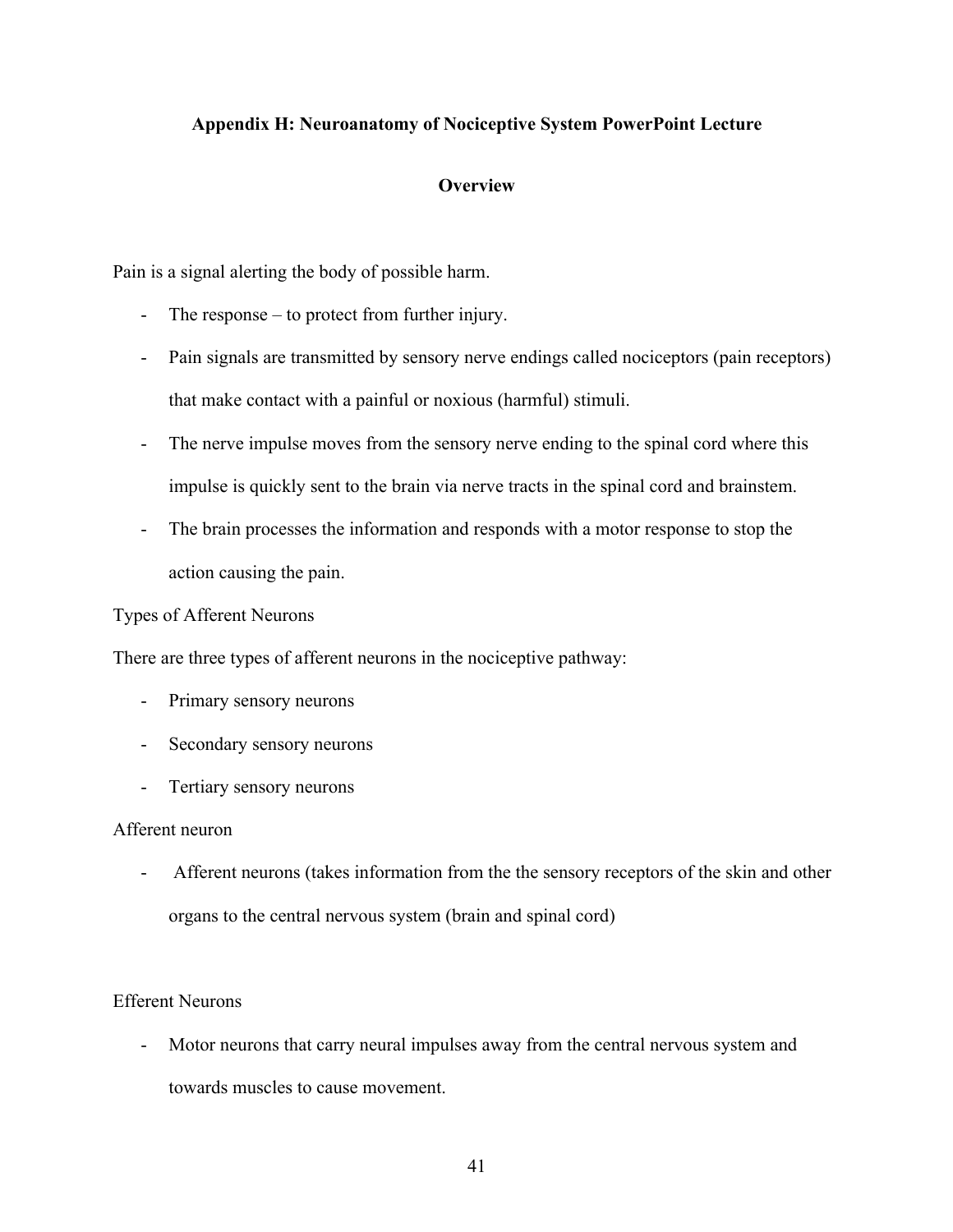**Appendix H: Neuroanatomy of Nociceptive System PowerPoint Lecture**

**Overview**

Pain is a signal alerting the body of possible harm.

- The response – to protect from further injury.
- Pain signals are transmitted by sensory nerve endings called nociceptors (pain receptors) that make contact with a painful or noxious (harmful) stimuli.
- The nerve impulse moves from the sensory nerve ending to the spinal cord where this impulse is quickly sent to the brain via nerve tracts in the spinal cord and brainstem.
- The brain processes the information and responds with a motor response to stop the action causing the pain.

Types of Afferent Neurons

There are three types of afferent neurons in the nociceptive pathway:

- Primary sensory neurons
- Secondary sensory neurons
- Tertiary sensory neurons

Afferent neuron

- Afferent neurons (takes information from the the sensory receptors of the skin and other organs to the central nervous system (brain and spinal cord)

Efferent Neurons

- Motor neurons that carry neural impulses away from the central nervous system and towards muscles to cause movement.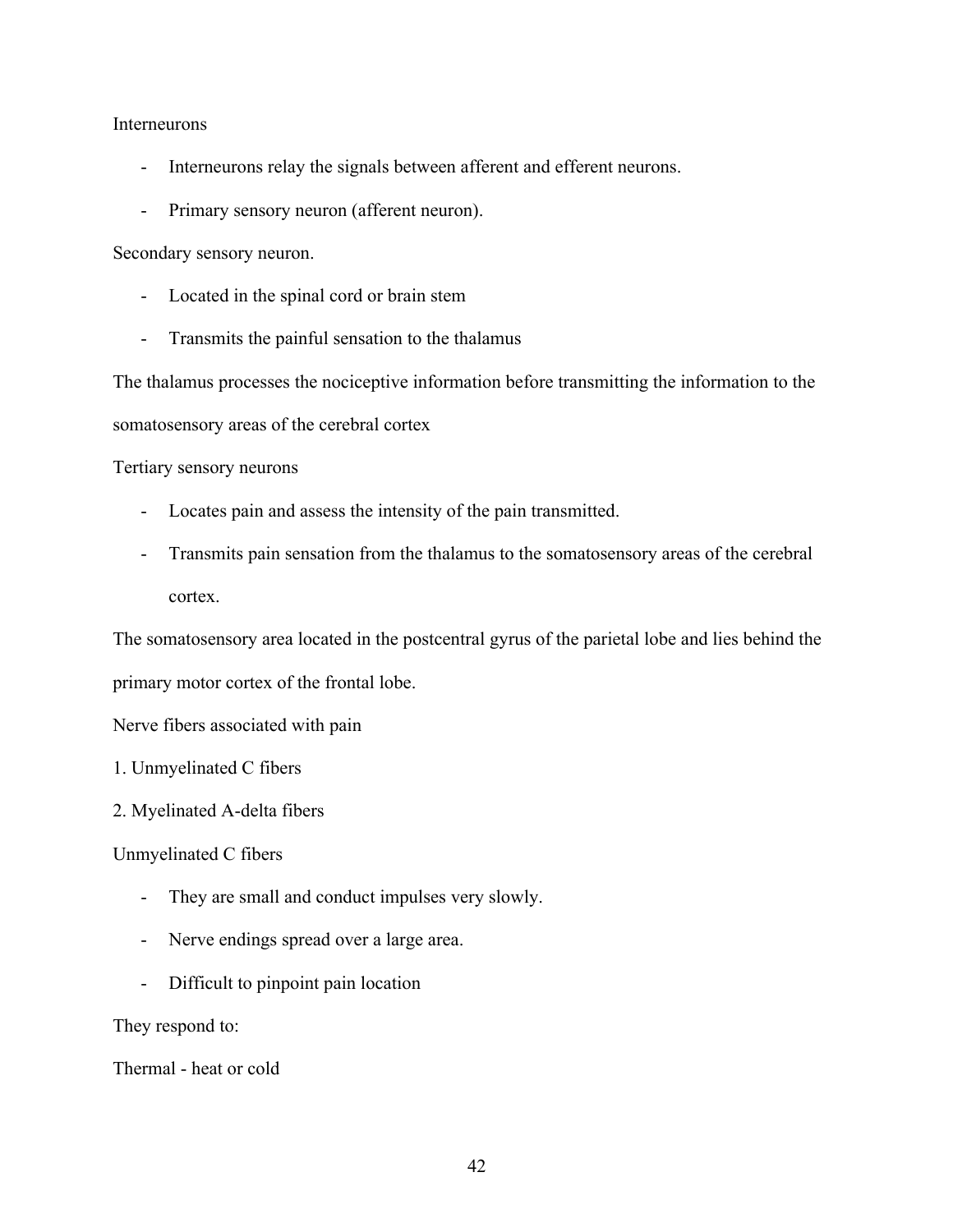Interneurons

- Interneurons relay the signals between afferent and efferent neurons.
- Primary sensory neuron (afferent neuron).

Secondary sensory neuron.

- Located in the spinal cord or brain stem
- Transmits the painful sensation to the thalamus

The thalamus processes the nociceptive information before transmitting the information to the somatosensory areas of the cerebral cortex

Tertiary sensory neurons

- Locates pain and assess the intensity of the pain transmitted.
- Transmits pain sensation from the thalamus to the somatosensory areas of the cerebral cortex.

The somatosensory area located in the postcentral gyrus of the parietal lobe and lies behind the primary motor cortex of the frontal lobe.

Nerve fibers associated with pain

1. Unmyelinated C fibers
2. Myelinated A-delta fibers

Unmyelinated C fibers

- They are small and conduct impulses very slowly.
- Nerve endings spread over a large area.
- Difficult to pinpoint pain location

They respond to:

Thermal - heat or cold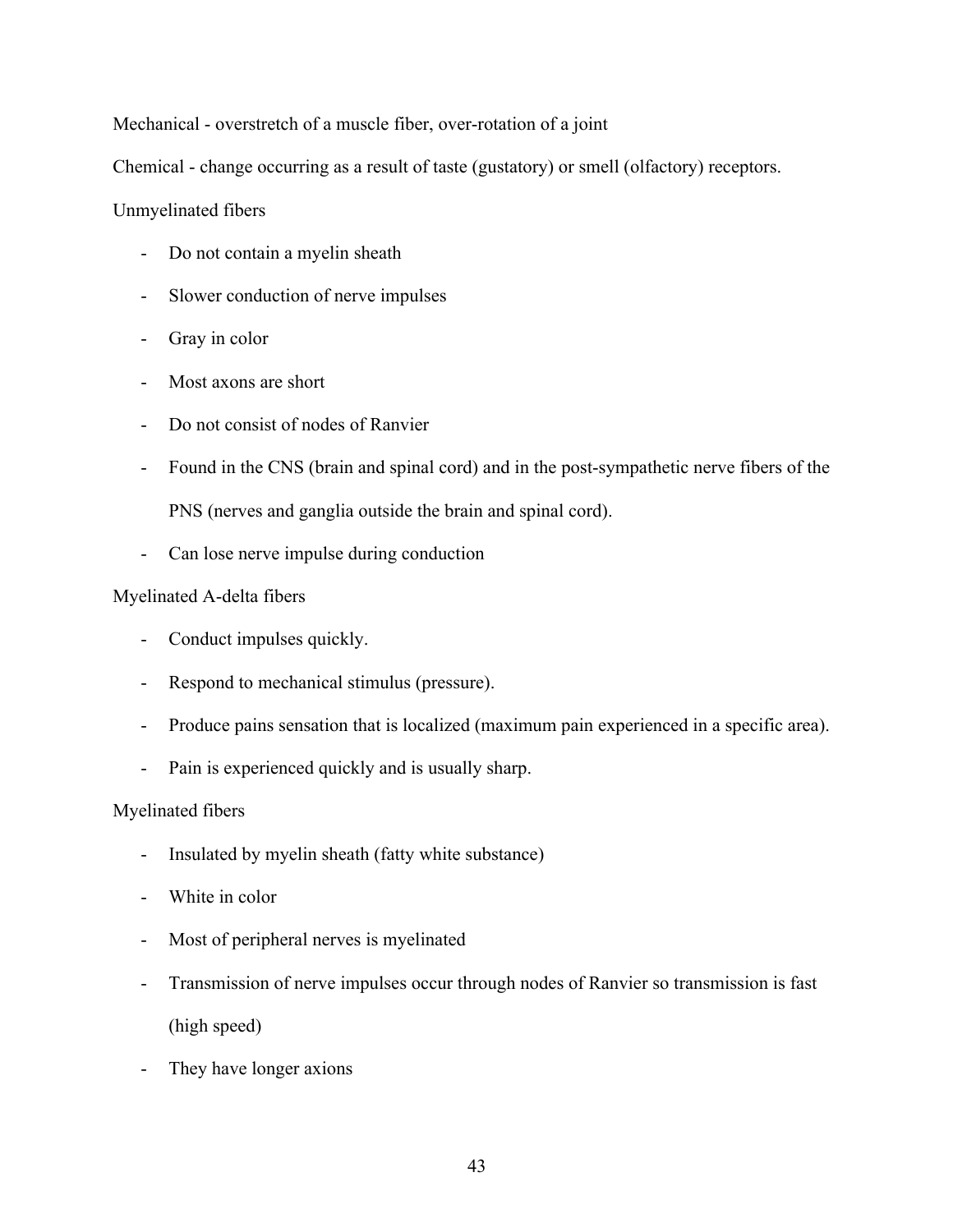Mechanical - overstretch of a muscle fiber, over-rotation of a joint

Chemical - change occurring as a result of taste (gustatory) or smell (olfactory) receptors.

Unmyelinated fibers

- Do not contain a myelin sheath
- Slower conduction of nerve impulses
- Gray in color
- Most axons are short
- Do not consist of nodes of Ranvier
- Found in the CNS (brain and spinal cord) and in the post-sympathetic nerve fibers of the PNS (nerves and ganglia outside the brain and spinal cord).
- Can lose nerve impulse during conduction

Myelinated A-delta fibers

- Conduct impulses quickly.
- Respond to mechanical stimulus (pressure).
- Produce pains sensation that is localized (maximum pain experienced in a specific area).
- Pain is experienced quickly and is usually sharp.

Myelinated fibers

- Insulated by myelin sheath (fatty white substance)
- White in color
- Most of peripheral nerves is myelinated
- Transmission of nerve impulses occur through nodes of Ranvier so transmission is fast (high speed)
- They have longer axions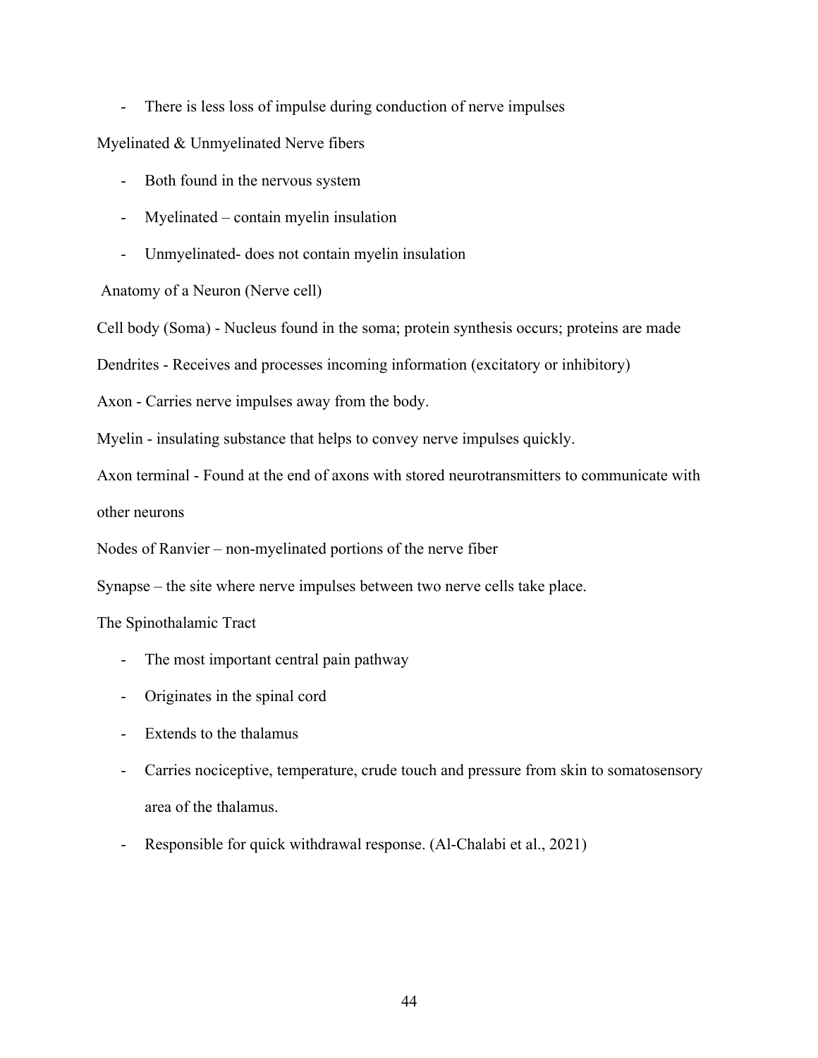- There is less loss of impulse during conduction of nerve impulses

Myelinated & Unmyelinated Nerve fibers

- Both found in the nervous system
- Myelinated – contain myelin insulation
- Unmyelinated- does not contain myelin insulation

Anatomy of a Neuron (Nerve cell)

Cell body (Soma) - Nucleus found in the soma; protein synthesis occurs; proteins are made

Dendrites - Receives and processes incoming information (excitatory or inhibitory)

Axon - Carries nerve impulses away from the body.

Myelin - insulating substance that helps to convey nerve impulses quickly.

Axon terminal - Found at the end of axons with stored neurotransmitters to communicate with other neurons

Nodes of Ranvier – non-myelinated portions of the nerve fiber

Synapse – the site where nerve impulses between two nerve cells take place.

The Spinothalamic Tract

- The most important central pain pathway
- Originates in the spinal cord
- Extends to the thalamus
- Carries nociceptive, temperature, crude touch and pressure from skin to somatosensory area of the thalamus.
- Responsible for quick withdrawal response. (Al-Chalabi et al., 2021)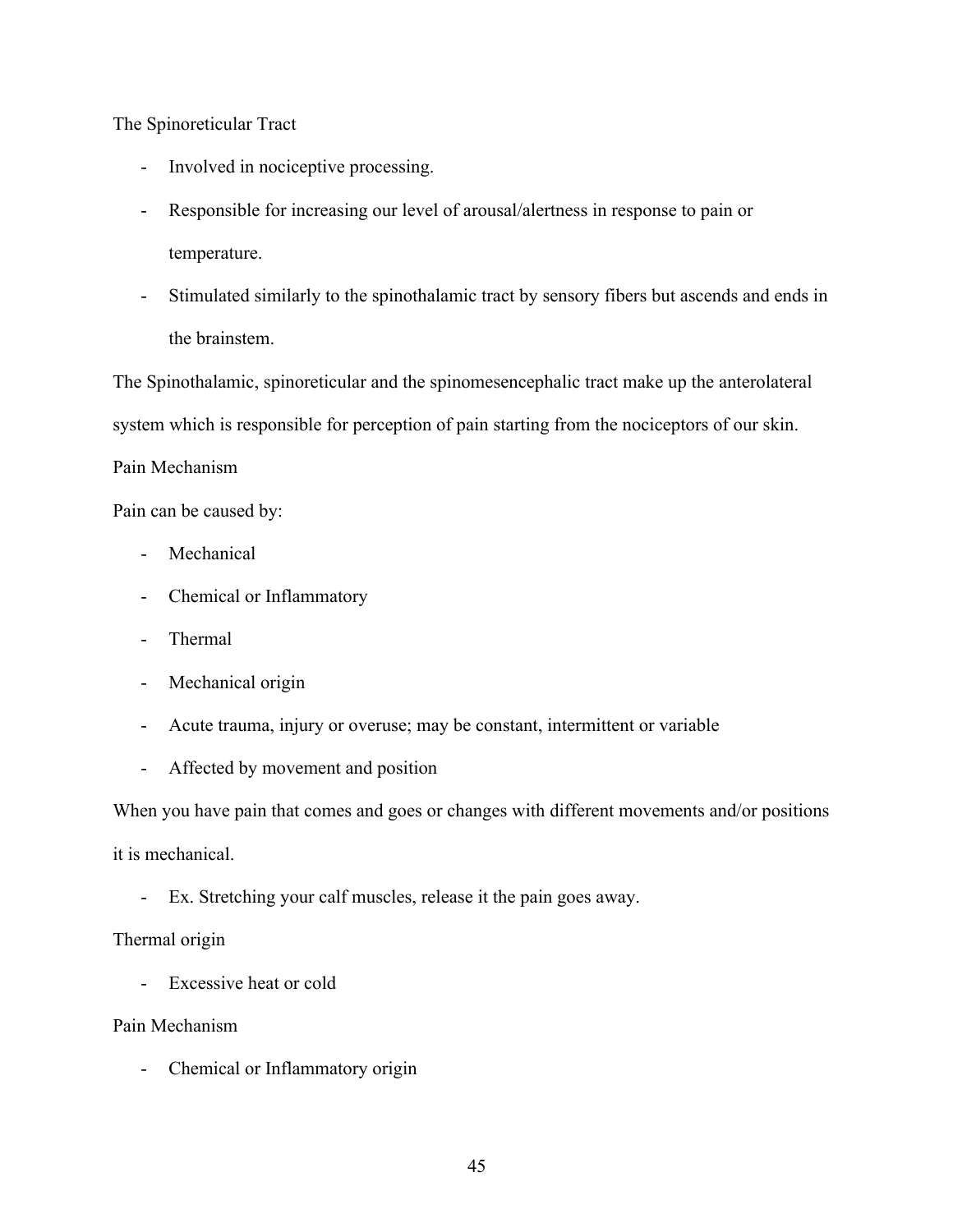The Spinoreticular Tract

- Involved in nociceptive processing.
- Responsible for increasing our level of arousal/alertness in response to pain or temperature.
- Stimulated similarly to the spinothalamic tract by sensory fibers but ascends and ends in the brainstem.

The Spinothalamic, spinoreticular and the spinomesencephalic tract make up the anterolateral system which is responsible for perception of pain starting from the nociceptors of our skin.

Pain Mechanism

Pain can be caused by:

- Mechanical
- Chemical or Inflammatory
- Thermal
- Mechanical origin
- Acute trauma, injury or overuse; may be constant, intermittent or variable
- Affected by movement and position

When you have pain that comes and goes or changes with different movements and/or positions it is mechanical.

- Ex. Stretching your calf muscles, release it the pain goes away.

Thermal origin

- Excessive heat or cold

Pain Mechanism

- Chemical or Inflammatory origin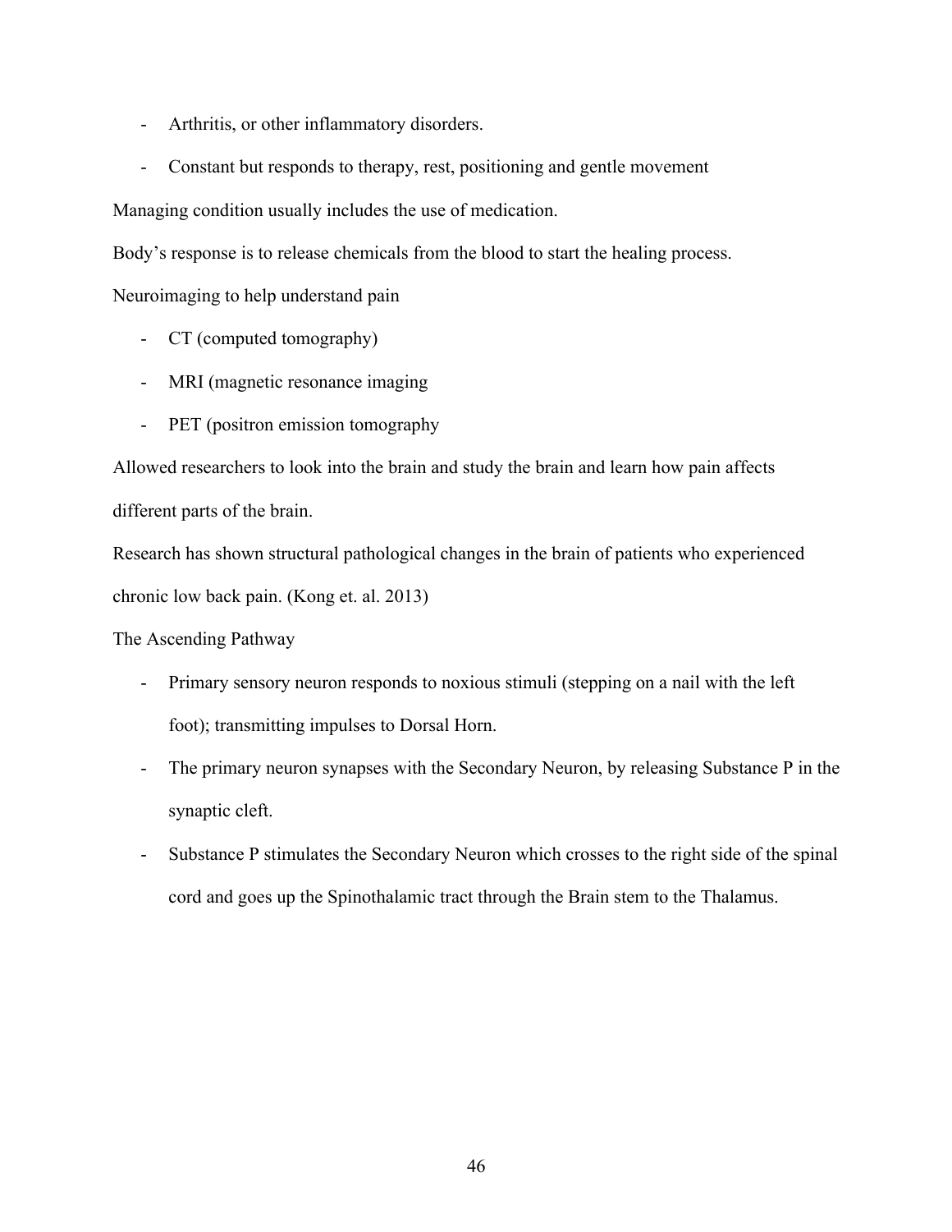- Arthritis, or other inflammatory disorders.
- Constant but responds to therapy, rest, positioning and gentle movement

Managing condition usually includes the use of medication.

Body's response is to release chemicals from the blood to start the healing process.

Neuroimaging to help understand pain

- CT (computed tomography)
- MRI (magnetic resonance imaging
- PET (positron emission tomography

Allowed researchers to look into the brain and study the brain and learn how pain affects different parts of the brain.

Research has shown structural pathological changes in the brain of patients who experienced chronic low back pain. (Kong et. al. 2013)

The Ascending Pathway

- Primary sensory neuron responds to noxious stimuli (stepping on a nail with the left foot); transmitting impulses to Dorsal Horn.
- The primary neuron synapses with the Secondary Neuron, by releasing Substance P in the synaptic cleft.
- Substance P stimulates the Secondary Neuron which crosses to the right side of the spinal cord and goes up the Spinothalamic tract through the Brain stem to the Thalamus.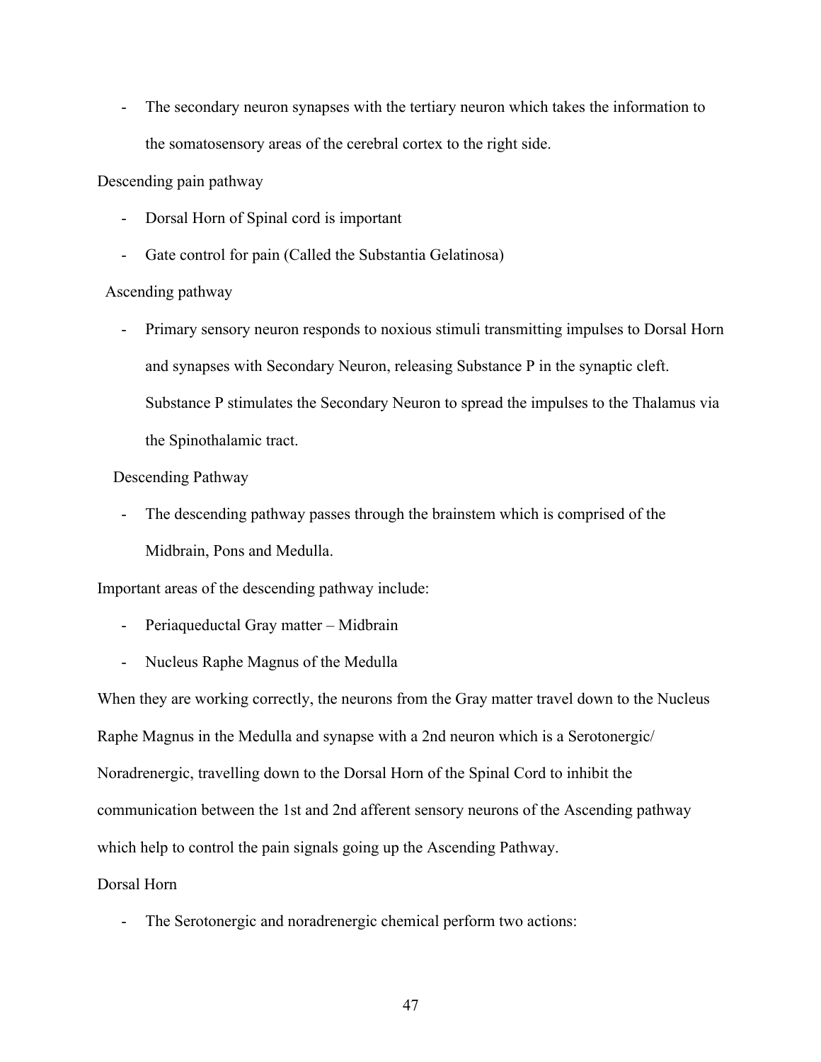- The secondary neuron synapses with the tertiary neuron which takes the information to the somatosensory areas of the cerebral cortex to the right side.

Descending pain pathway

- Dorsal Horn of Spinal cord is important
- Gate control for pain (Called the Substantia Gelatinosa)

Ascending pathway

- Primary sensory neuron responds to noxious stimuli transmitting impulses to Dorsal Horn and synapses with Secondary Neuron, releasing Substance P in the synaptic cleft. Substance P stimulates the Secondary Neuron to spread the impulses to the Thalamus via the Spinothalamic tract.

Descending Pathway

- The descending pathway passes through the brainstem which is comprised of the Midbrain, Pons and Medulla.

Important areas of the descending pathway include:

- Periaqueductal Gray matter – Midbrain
- Nucleus Raphe Magnus of the Medulla

When they are working correctly, the neurons from the Gray matter travel down to the Nucleus Raphe Magnus in the Medulla and synapse with a 2nd neuron which is a Serotonergic/ Noradrenergic, travelling down to the Dorsal Horn of the Spinal Cord to inhibit the communication between the 1st and 2nd afferent sensory neurons of the Ascending pathway which help to control the pain signals going up the Ascending Pathway.

Dorsal Horn

- The Serotonergic and noradrenergic chemical perform two actions: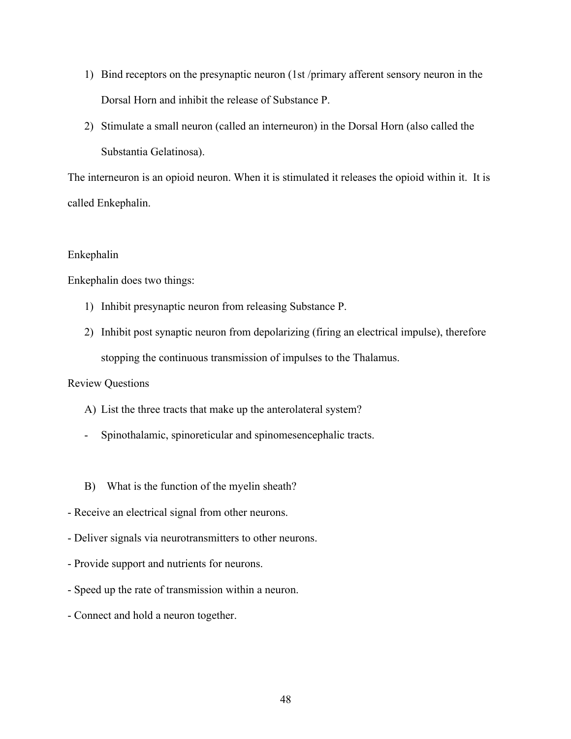1) Bind receptors on the presynaptic neuron (1st /primary afferent sensory neuron in the Dorsal Horn and inhibit the release of Substance P.
2) Stimulate a small neuron (called an interneuron) in the Dorsal Horn (also called the Substantia Gelatinosa).

The interneuron is an opioid neuron. When it is stimulated it releases the opioid within it. It is called Enkephalin.

Enkephalin

Enkephalin does two things:

1) Inhibit presynaptic neuron from releasing Substance P.
2) Inhibit post synaptic neuron from depolarizing (firing an electrical impulse), therefore stopping the continuous transmission of impulses to the Thalamus.

Review Questions

A) List the three tracts that make up the anterolateral system?

- Spinothalamic, spinoreticular and spinomesencephalic tracts.

B) What is the function of the myelin sheath?

- Receive an electrical signal from other neurons.
- Deliver signals via neurotransmitters to other neurons.
- Provide support and nutrients for neurons.
- Speed up the rate of transmission within a neuron.
- Connect and hold a neuron together.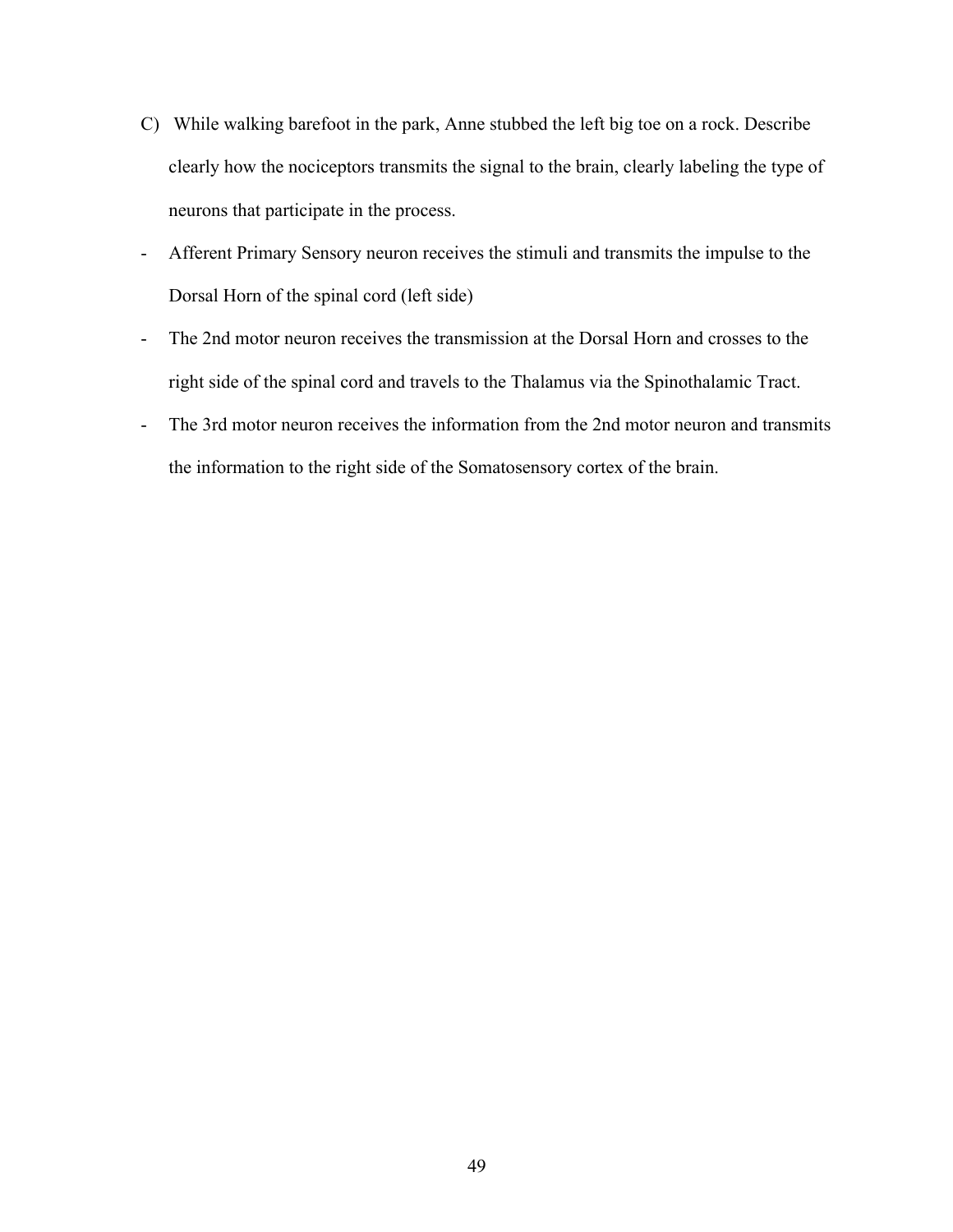C) While walking barefoot in the park, Anne stubbed the left big toe on a rock. Describe clearly how the nociceptors transmits the signal to the brain, clearly labeling the type of neurons that participate in the process.

- Afferent Primary Sensory neuron receives the stimuli and transmits the impulse to the Dorsal Horn of the spinal cord (left side)
- The 2nd motor neuron receives the transmission at the Dorsal Horn and crosses to the right side of the spinal cord and travels to the Thalamus via the Spinothalamic Tract.
- The 3rd motor neuron receives the information from the 2nd motor neuron and transmits the information to the right side of the Somatosensory cortex of the brain.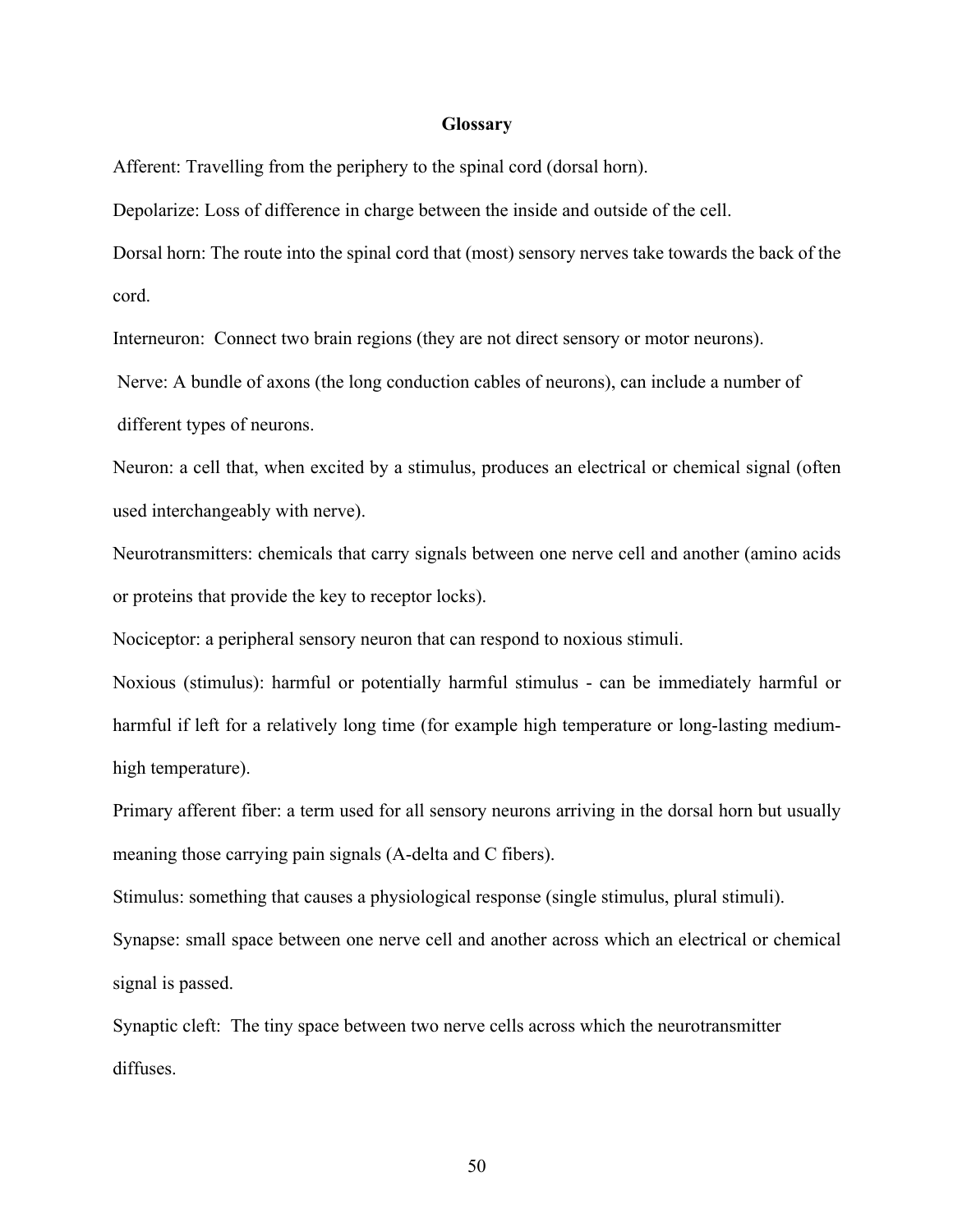## Glossary

Afferent: Travelling from the periphery to the spinal cord (dorsal horn).

Depolarize: Loss of difference in charge between the inside and outside of the cell.

Dorsal horn: The route into the spinal cord that (most) sensory nerves take towards the back of the cord.

Interneuron: Connect two brain regions (they are not direct sensory or motor neurons).

Nerve: A bundle of axons (the long conduction cables of neurons), can include a number of different types of neurons.

Neuron: a cell that, when excited by a stimulus, produces an electrical or chemical signal (often used interchangeably with nerve).

Neurotransmitters: chemicals that carry signals between one nerve cell and another (amino acids or proteins that provide the key to receptor locks).

Nociceptor: a peripheral sensory neuron that can respond to noxious stimuli.

Noxious (stimulus): harmful or potentially harmful stimulus - can be immediately harmful or harmful if left for a relatively long time (for example high temperature or long-lasting medium-high temperature).

Primary afferent fiber: a term used for all sensory neurons arriving in the dorsal horn but usually meaning those carrying pain signals (A-delta and C fibers).

Stimulus: something that causes a physiological response (single stimulus, plural stimuli).

Synapse: small space between one nerve cell and another across which an electrical or chemical signal is passed.

Synaptic cleft: The tiny space between two nerve cells across which the neurotransmitter diffuses.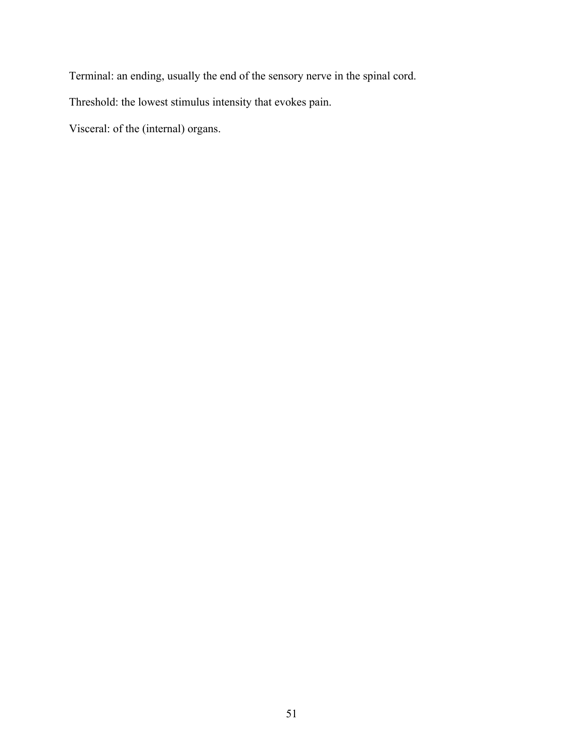Terminal: an ending, usually the end of the sensory nerve in the spinal cord.

Threshold: the lowest stimulus intensity that evokes pain.

Visceral: of the (internal) organs.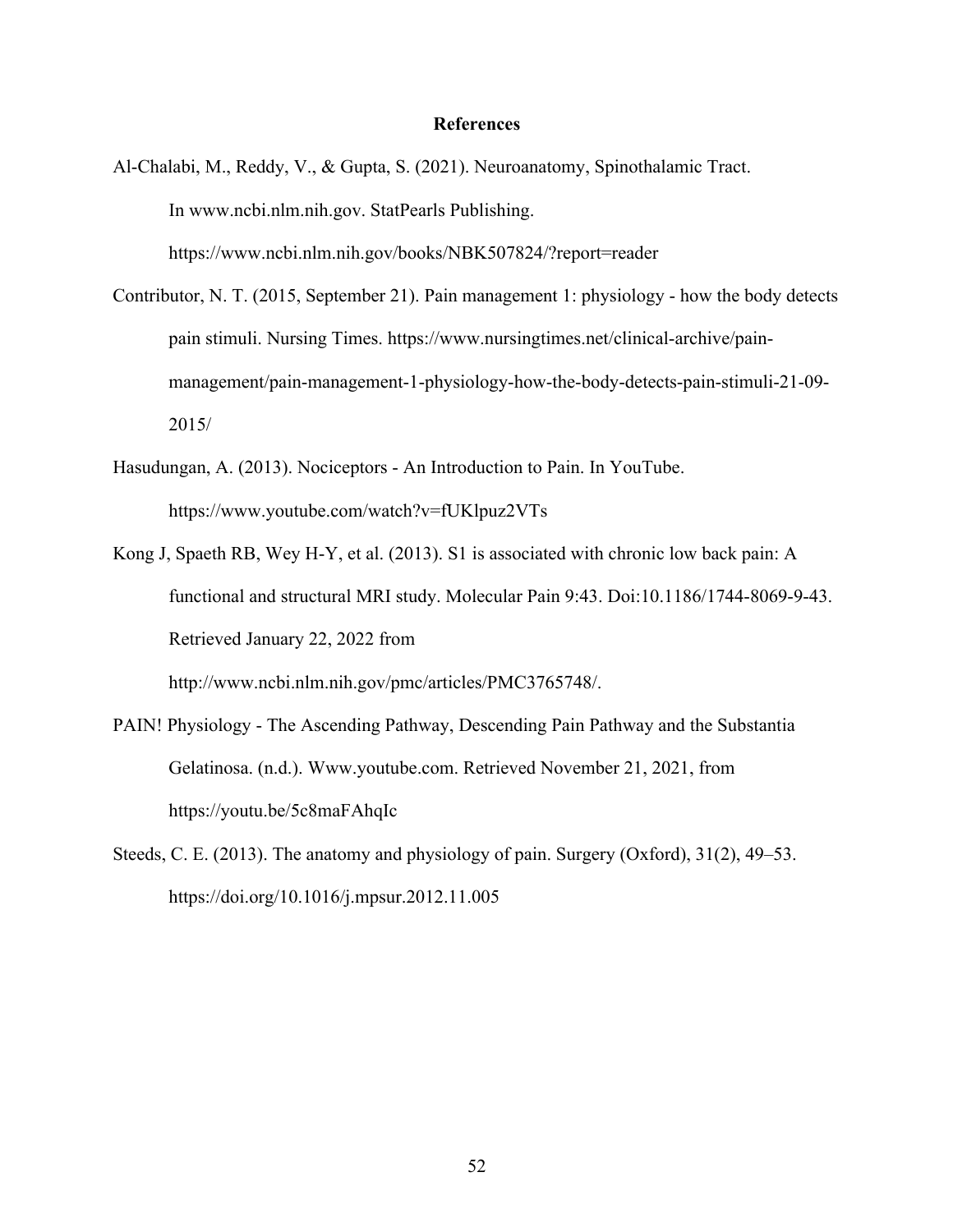# References

Al-Chalabi, M., Reddy, V., & Gupta, S. (2021). Neuroanatomy, Spinothalamic Tract. In www.ncbi.nlm.nih.gov. StatPearls Publishing. https://www.ncbi.nlm.nih.gov/books/NBK507824/?report=reader

Contributor, N. T. (2015, September 21). Pain management 1: physiology - how the body detects pain stimuli. Nursing Times. https://www.nursingtimes.net/clinical-archive/pain-management/pain-management-1-physiology-how-the-body-detects-pain-stimuli-21-09-2015/

Hasudungan, A. (2013). Nociceptors - An Introduction to Pain. In YouTube. https://www.youtube.com/watch?v=fUKlpuz2VTs

Kong J, Spaeth RB, Wey H-Y, et al. (2013). S1 is associated with chronic low back pain: A functional and structural MRI study. Molecular Pain 9:43. Doi:10.1186/1744-8069-9-43. Retrieved January 22, 2022 from http://www.ncbi.nlm.nih.gov/pmc/articles/PMC3765748/.

PAIN! Physiology - The Ascending Pathway, Descending Pain Pathway and the Substantia Gelatinosa. (n.d.). Www.youtube.com. Retrieved November 21, 2021, from https://youtu.be/5c8maFAhqIc

Steeds, C. E. (2013). The anatomy and physiology of pain. Surgery (Oxford), 31(2), 49–53. https://doi.org/10.1016/j.mpsur.2012.11.005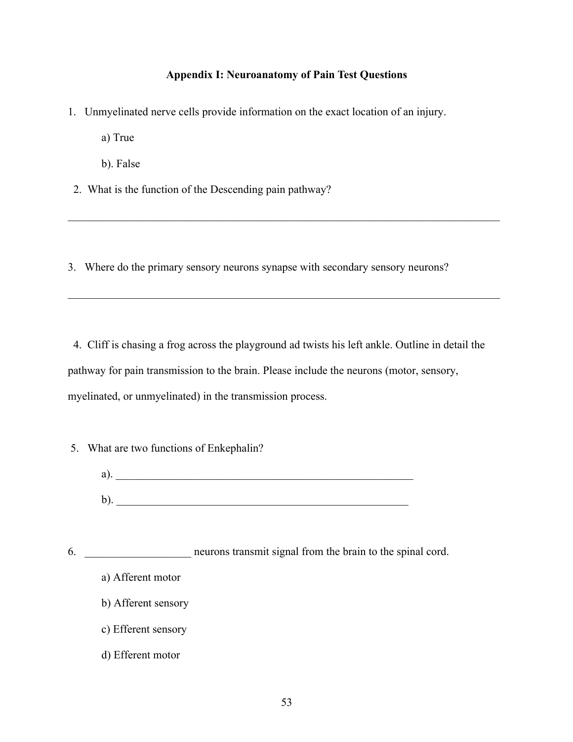### Appendix I: Neuroanatomy of Pain Test Questions

1. Unmyelinated nerve cells provide information on the exact location of an injury.

    a) True

    b). False

2. What is the function of the Descending pain pathway?

_______________________________________________________________________________

3. Where do the primary sensory neurons synapse with secondary sensory neurons?

_______________________________________________________________________________

4. Cliff is chasing a frog across the playground ad twists his left ankle. Outline in detail the pathway for pain transmission to the brain. Please include the neurons (motor, sensory, myelinated, or unmyelinated) in the transmission process.

5. What are two functions of Enkephalin?

    a). ______________________________________________________

    b). ______________________________________________________

6. ___________________ neurons transmit signal from the brain to the spinal cord.

    a) Afferent motor

    b) Afferent sensory

    c) Efferent sensory

    d) Efferent motor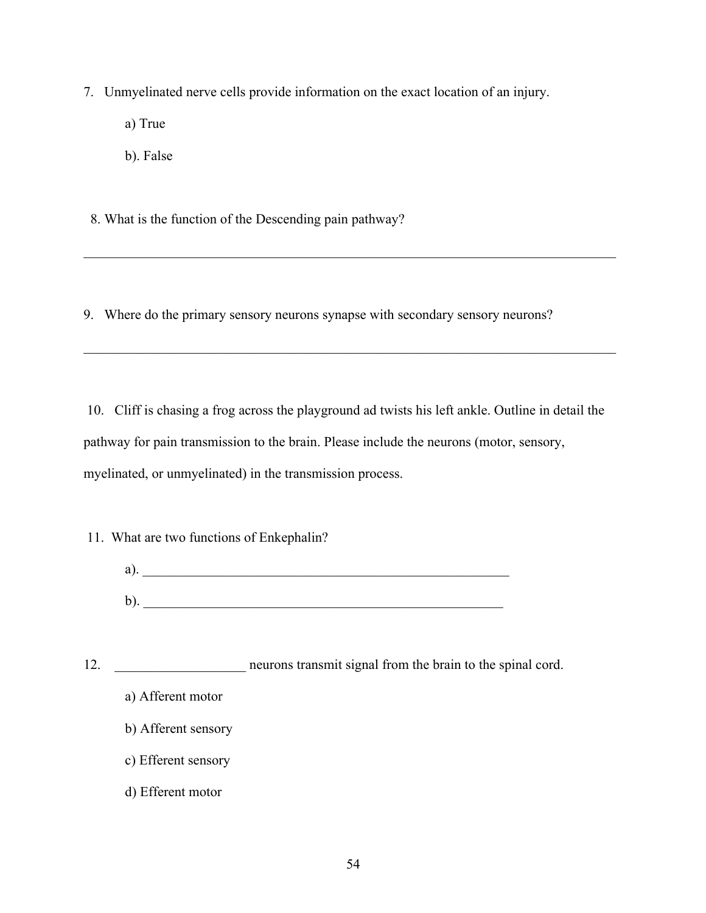7. Unmyelinated nerve cells provide information on the exact location of an injury.

   a) True

   b). False

8. What is the function of the Descending pain pathway?

_______________________________________________________________________________

9. Where do the primary sensory neurons synapse with secondary sensory neurons?

_______________________________________________________________________________

10. Cliff is chasing a frog across the playground ad twists his left ankle. Outline in detail the pathway for pain transmission to the brain. Please include the neurons (motor, sensory, myelinated, or unmyelinated) in the transmission process.

11. What are two functions of Enkephalin?

    a). _____________________________________________________

    b). _____________________________________________________

12. ___________________ neurons transmit signal from the brain to the spinal cord.

    a) Afferent motor

    b) Afferent sensory

    c) Efferent sensory

    d) Efferent motor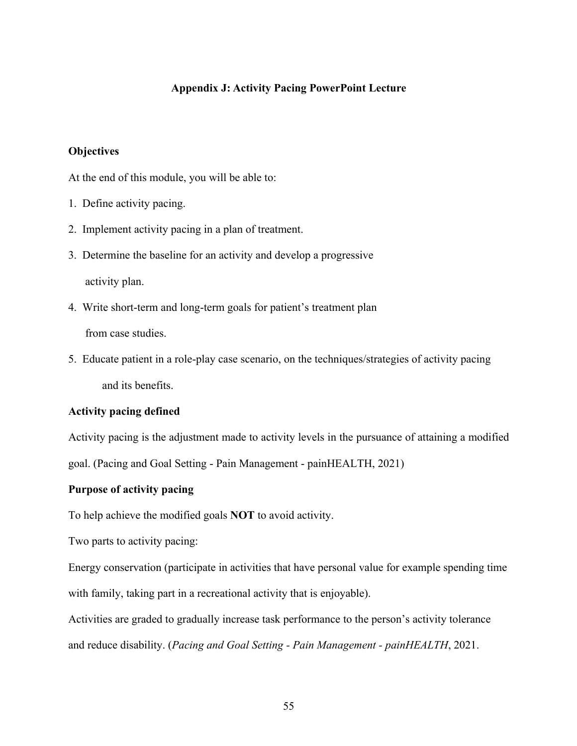# Appendix J: Activity Pacing PowerPoint Lecture

**Objectives**

At the end of this module, you will be able to:

1. Define activity pacing.
2. Implement activity pacing in a plan of treatment.
3. Determine the baseline for an activity and develop a progressive activity plan.
4. Write short-term and long-term goals for patient's treatment plan from case studies.
5. Educate patient in a role-play case scenario, on the techniques/strategies of activity pacing and its benefits.

**Activity pacing defined**

Activity pacing is the adjustment made to activity levels in the pursuance of attaining a modified goal. (Pacing and Goal Setting - Pain Management - painHEALTH, 2021)

**Purpose of activity pacing**

To help achieve the modified goals **NOT** to avoid activity.

Two parts to activity pacing:

Energy conservation (participate in activities that have personal value for example spending time with family, taking part in a recreational activity that is enjoyable).

Activities are graded to gradually increase task performance to the person's activity tolerance and reduce disability. (*Pacing and Goal Setting - Pain Management - painHEALTH*, 2021.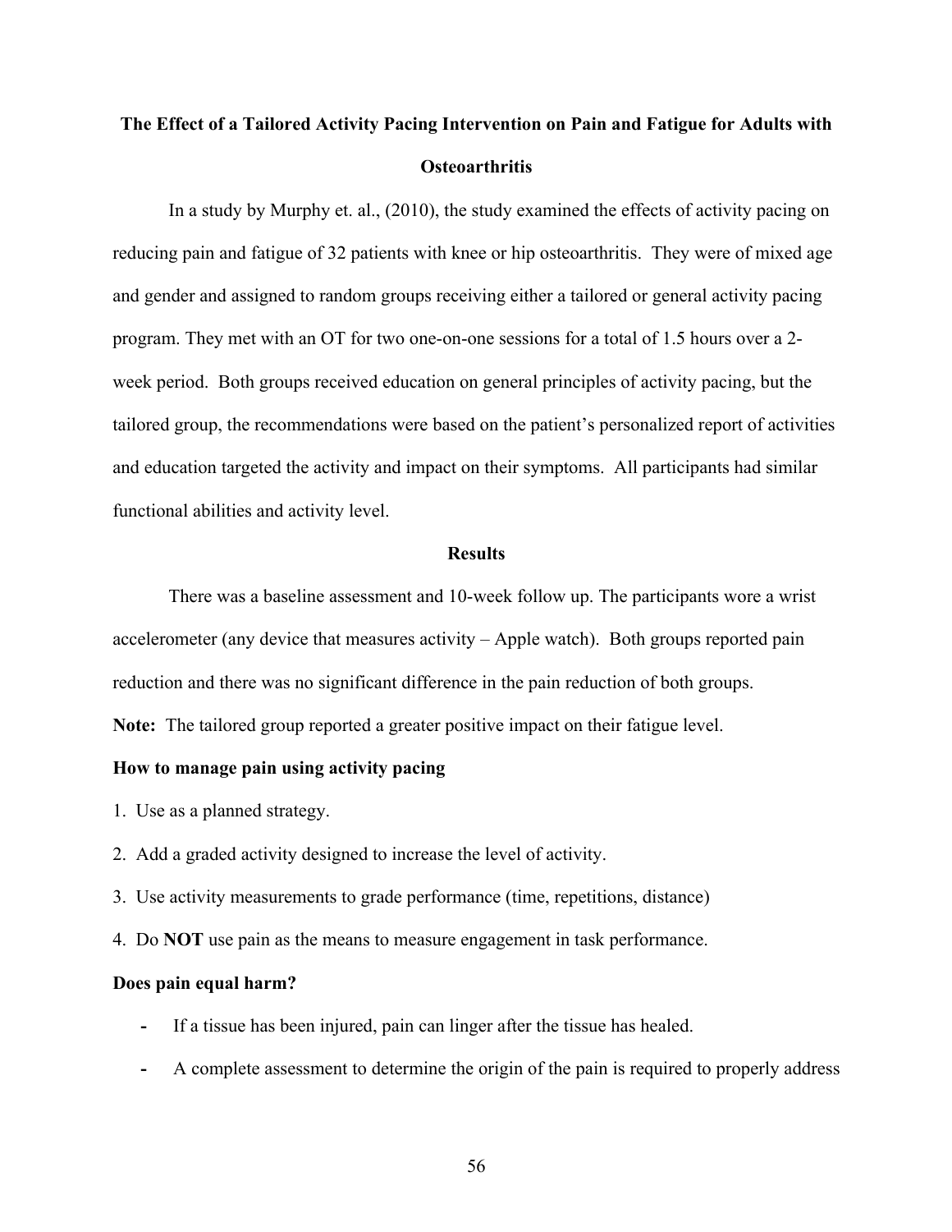## The Effect of a Tailored Activity Pacing Intervention on Pain and Fatigue for Adults with Osteoarthritis

In a study by Murphy et. al., (2010), the study examined the effects of activity pacing on reducing pain and fatigue of 32 patients with knee or hip osteoarthritis. They were of mixed age and gender and assigned to random groups receiving either a tailored or general activity pacing program. They met with an OT for two one-on-one sessions for a total of 1.5 hours over a 2-week period. Both groups received education on general principles of activity pacing, but the tailored group, the recommendations were based on the patient's personalized report of activities and education targeted the activity and impact on their symptoms. All participants had similar functional abilities and activity level.

### Results

There was a baseline assessment and 10-week follow up. The participants wore a wrist accelerometer (any device that measures activity – Apple watch). Both groups reported pain reduction and there was no significant difference in the pain reduction of both groups.

**Note:** The tailored group reported a greater positive impact on their fatigue level.

**How to manage pain using activity pacing**

1. Use as a planned strategy.
2. Add a graded activity designed to increase the level of activity.
3. Use activity measurements to grade performance (time, repetitions, distance)
4. Do **NOT** use pain as the means to measure engagement in task performance.

**Does pain equal harm?**

- If a tissue has been injured, pain can linger after the tissue has healed.
- A complete assessment to determine the origin of the pain is required to properly address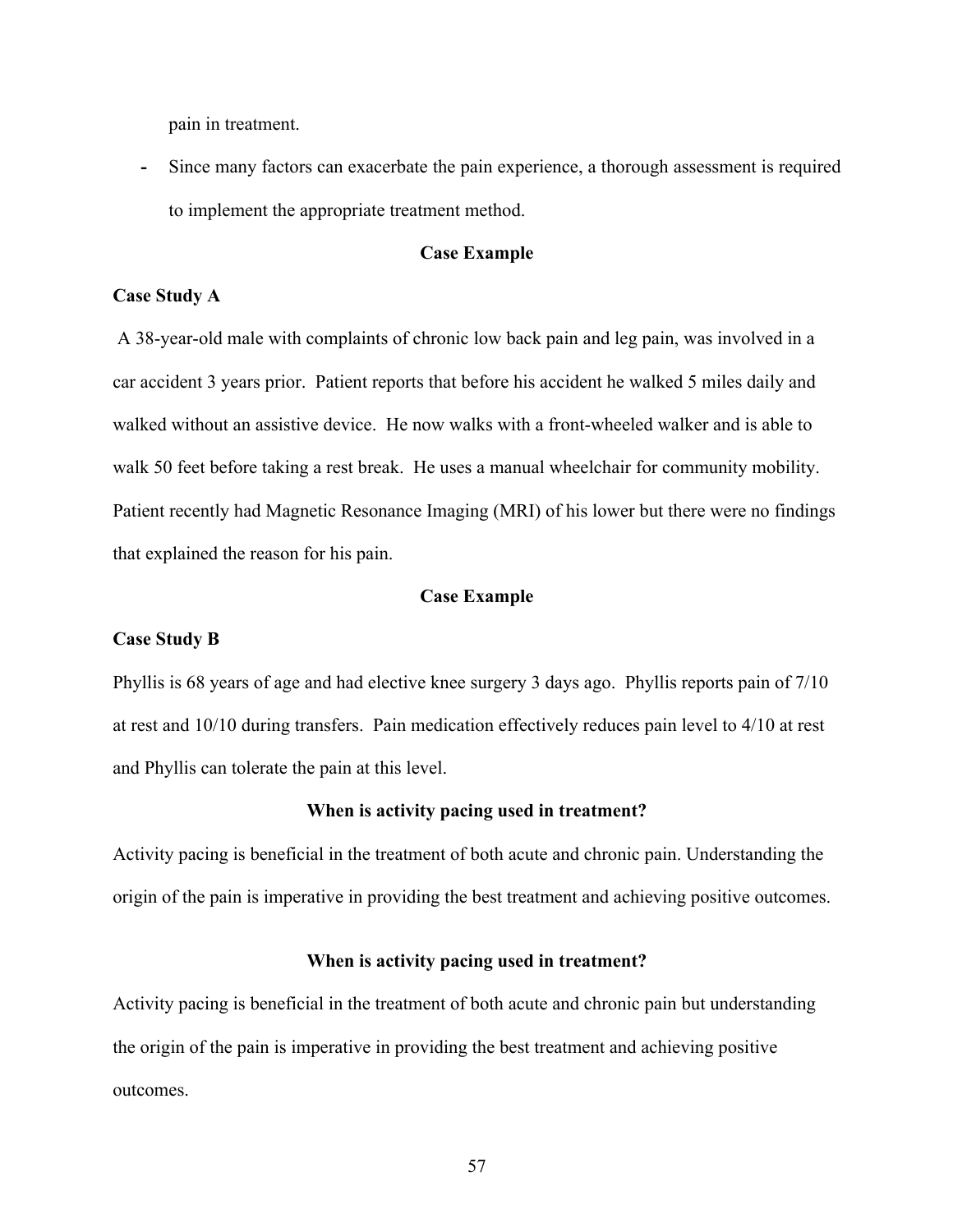pain in treatment.

- Since many factors can exacerbate the pain experience, a thorough assessment is required to implement the appropriate treatment method.

### Case Example

**Case Study A**

A 38-year-old male with complaints of chronic low back pain and leg pain, was involved in a car accident 3 years prior. Patient reports that before his accident he walked 5 miles daily and walked without an assistive device. He now walks with a front-wheeled walker and is able to walk 50 feet before taking a rest break. He uses a manual wheelchair for community mobility. Patient recently had Magnetic Resonance Imaging (MRI) of his lower but there were no findings that explained the reason for his pain.

### Case Example

**Case Study B**

Phyllis is 68 years of age and had elective knee surgery 3 days ago. Phyllis reports pain of 7/10 at rest and 10/10 during transfers. Pain medication effectively reduces pain level to 4/10 at rest and Phyllis can tolerate the pain at this level.

### When is activity pacing used in treatment?

Activity pacing is beneficial in the treatment of both acute and chronic pain. Understanding the origin of the pain is imperative in providing the best treatment and achieving positive outcomes.

### When is activity pacing used in treatment?

Activity pacing is beneficial in the treatment of both acute and chronic pain but understanding the origin of the pain is imperative in providing the best treatment and achieving positive outcomes.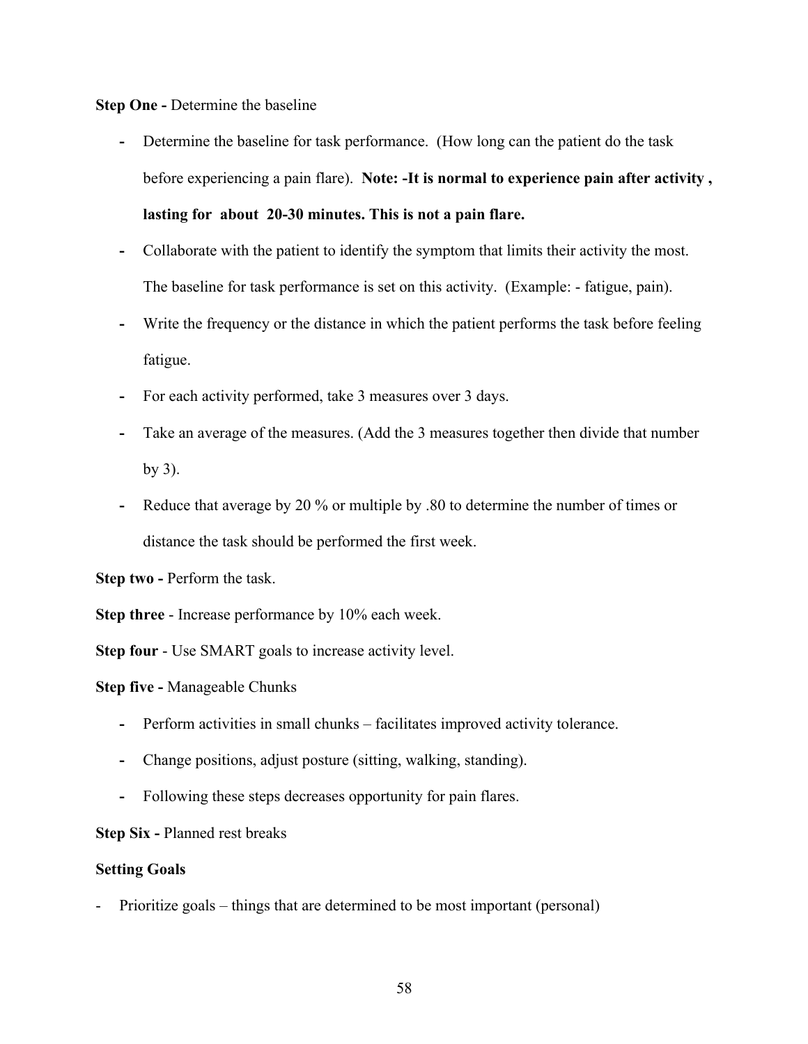**Step One -** Determine the baseline

- Determine the baseline for task performance. (How long can the patient do the task before experiencing a pain flare). **Note: -It is normal to experience pain after activity , lasting for about 20-30 minutes. This is not a pain flare.**
- Collaborate with the patient to identify the symptom that limits their activity the most. The baseline for task performance is set on this activity. (Example: - fatigue, pain).
- Write the frequency or the distance in which the patient performs the task before feeling fatigue.
- For each activity performed, take 3 measures over 3 days.
- Take an average of the measures. (Add the 3 measures together then divide that number by 3).
- Reduce that average by 20 % or multiple by .80 to determine the number of times or distance the task should be performed the first week.

**Step two -** Perform the task.

**Step three** - Increase performance by 10% each week.

**Step four** - Use SMART goals to increase activity level.

**Step five -** Manageable Chunks

- Perform activities in small chunks – facilitates improved activity tolerance.
- Change positions, adjust posture (sitting, walking, standing).
- Following these steps decreases opportunity for pain flares.

**Step Six -** Planned rest breaks

**Setting Goals**

- Prioritize goals – things that are determined to be most important (personal)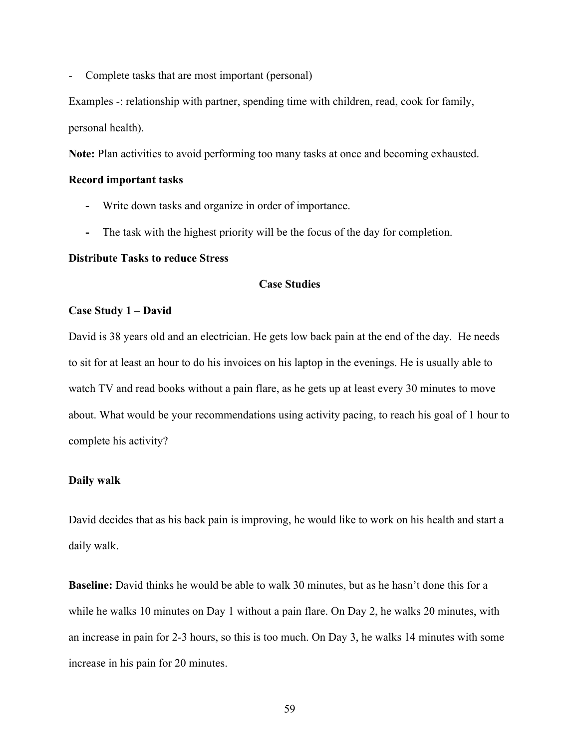- Complete tasks that are most important (personal)

Examples -: relationship with partner, spending time with children, read, cook for family, personal health).

**Note:** Plan activities to avoid performing too many tasks at once and becoming exhausted.

**Record important tasks**

- Write down tasks and organize in order of importance.
- The task with the highest priority will be the focus of the day for completion.

**Distribute Tasks to reduce Stress**

## Case Studies

**Case Study 1 – David**

David is 38 years old and an electrician. He gets low back pain at the end of the day. He needs to sit for at least an hour to do his invoices on his laptop in the evenings. He is usually able to watch TV and read books without a pain flare, as he gets up at least every 30 minutes to move about. What would be your recommendations using activity pacing, to reach his goal of 1 hour to complete his activity?

**Daily walk**

David decides that as his back pain is improving, he would like to work on his health and start a daily walk.

**Baseline:** David thinks he would be able to walk 30 minutes, but as he hasn't done this for a while he walks 10 minutes on Day 1 without a pain flare. On Day 2, he walks 20 minutes, with an increase in pain for 2-3 hours, so this is too much. On Day 3, he walks 14 minutes with some increase in his pain for 20 minutes.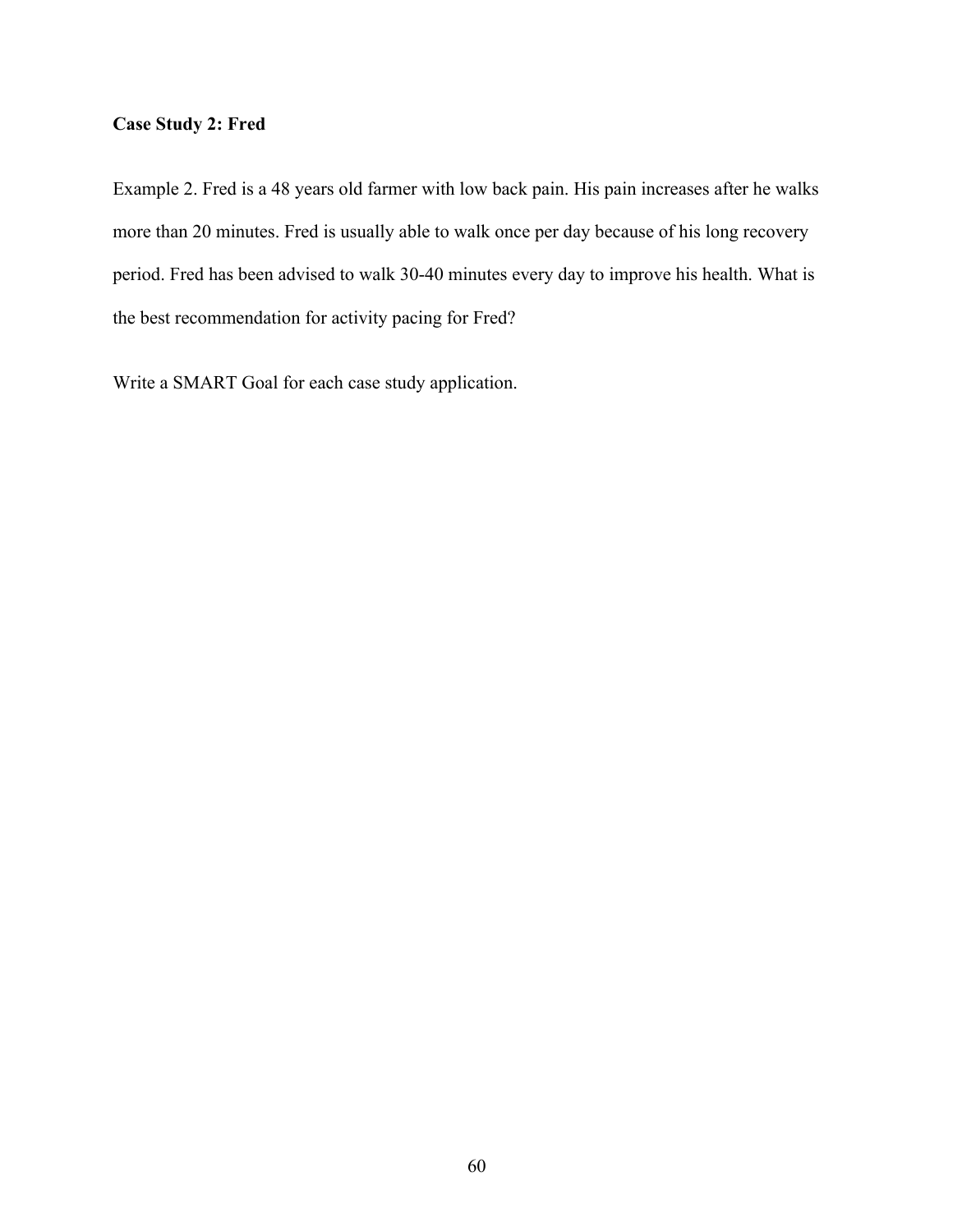**Case Study 2: Fred**

Example 2. Fred is a 48 years old farmer with low back pain. His pain increases after he walks more than 20 minutes. Fred is usually able to walk once per day because of his long recovery period. Fred has been advised to walk 30-40 minutes every day to improve his health. What is the best recommendation for activity pacing for Fred?

Write a SMART Goal for each case study application.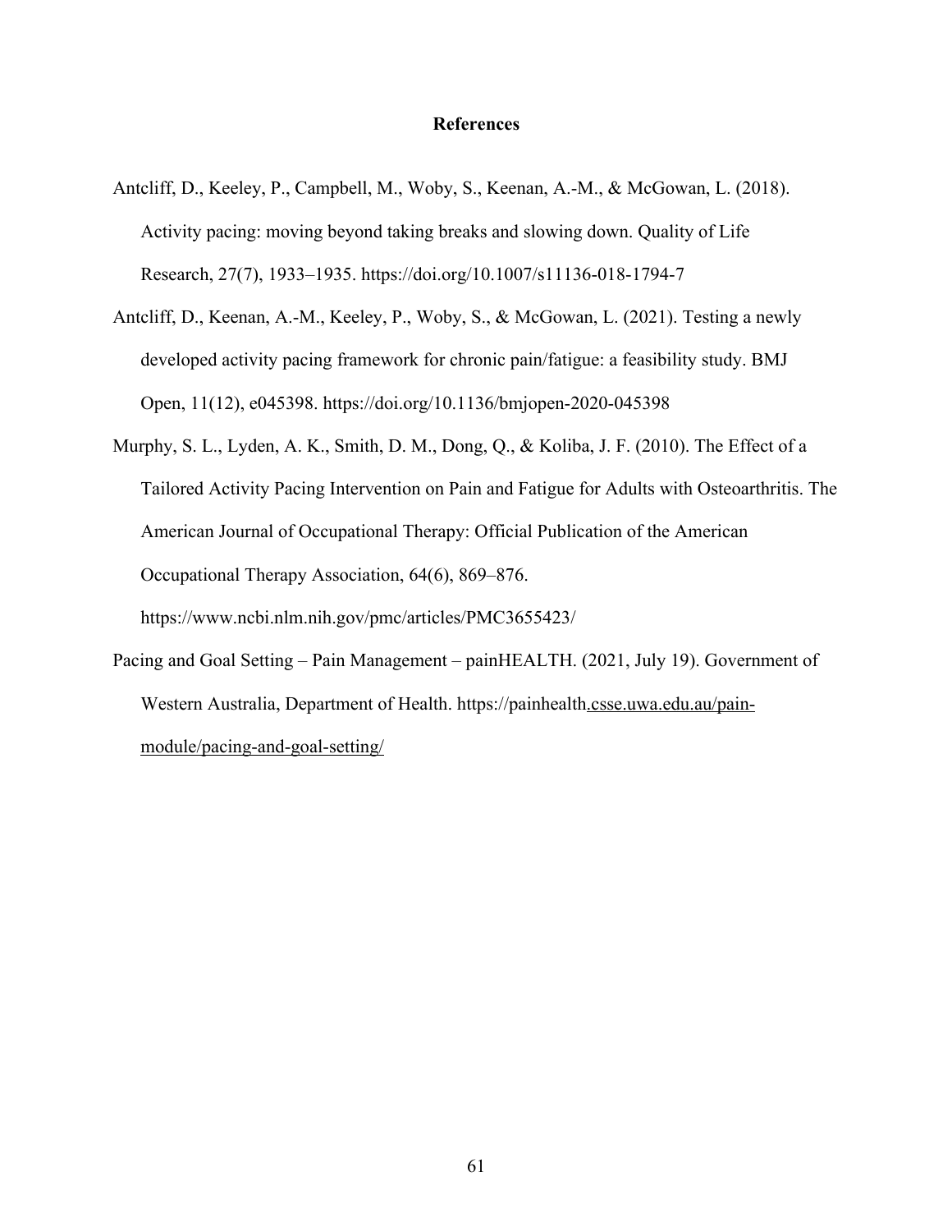# References

Antcliff, D., Keeley, P., Campbell, M., Woby, S., Keenan, A.-M., & McGowan, L. (2018). Activity pacing: moving beyond taking breaks and slowing down. Quality of Life Research, 27(7), 1933–1935. https://doi.org/10.1007/s11136-018-1794-7

Antcliff, D., Keenan, A.-M., Keeley, P., Woby, S., & McGowan, L. (2021). Testing a newly developed activity pacing framework for chronic pain/fatigue: a feasibility study. BMJ Open, 11(12), e045398. https://doi.org/10.1136/bmjopen-2020-045398

Murphy, S. L., Lyden, A. K., Smith, D. M., Dong, Q., & Koliba, J. F. (2010). The Effect of a Tailored Activity Pacing Intervention on Pain and Fatigue for Adults with Osteoarthritis. The American Journal of Occupational Therapy: Official Publication of the American Occupational Therapy Association, 64(6), 869–876. https://www.ncbi.nlm.nih.gov/pmc/articles/PMC3655423/

Pacing and Goal Setting – Pain Management – painHEALTH. (2021, July 19). Government of Western Australia, Department of Health. https://painhealth.csse.uwa.edu.au/pain-module/pacing-and-goal-setting/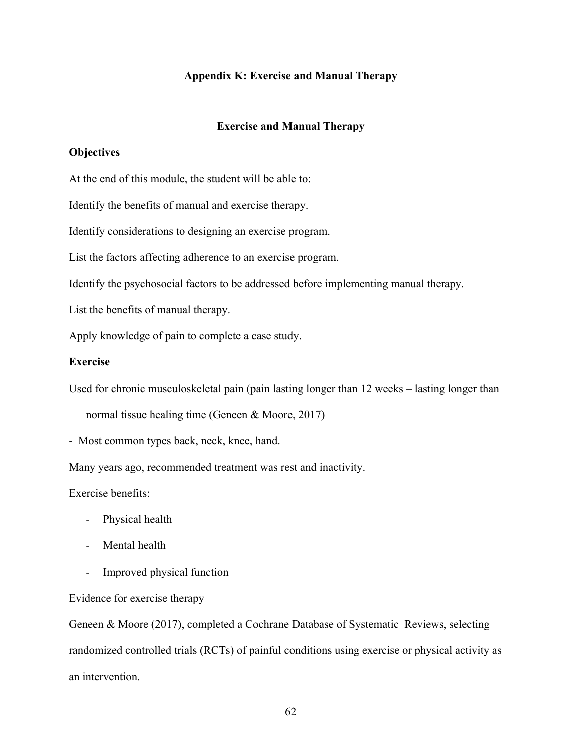## Appendix K: Exercise and Manual Therapy

### Exercise and Manual Therapy

**Objectives**

At the end of this module, the student will be able to:

Identify the benefits of manual and exercise therapy.

Identify considerations to designing an exercise program.

List the factors affecting adherence to an exercise program.

Identify the psychosocial factors to be addressed before implementing manual therapy.

List the benefits of manual therapy.

Apply knowledge of pain to complete a case study.

**Exercise**

Used for chronic musculoskeletal pain (pain lasting longer than 12 weeks – lasting longer than normal tissue healing time (Geneen & Moore, 2017)

- Most common types back, neck, knee, hand.

Many years ago, recommended treatment was rest and inactivity.

Exercise benefits:

- Physical health
- Mental health
- Improved physical function

Evidence for exercise therapy

Geneen & Moore (2017), completed a Cochrane Database of Systematic Reviews, selecting randomized controlled trials (RCTs) of painful conditions using exercise or physical activity as an intervention.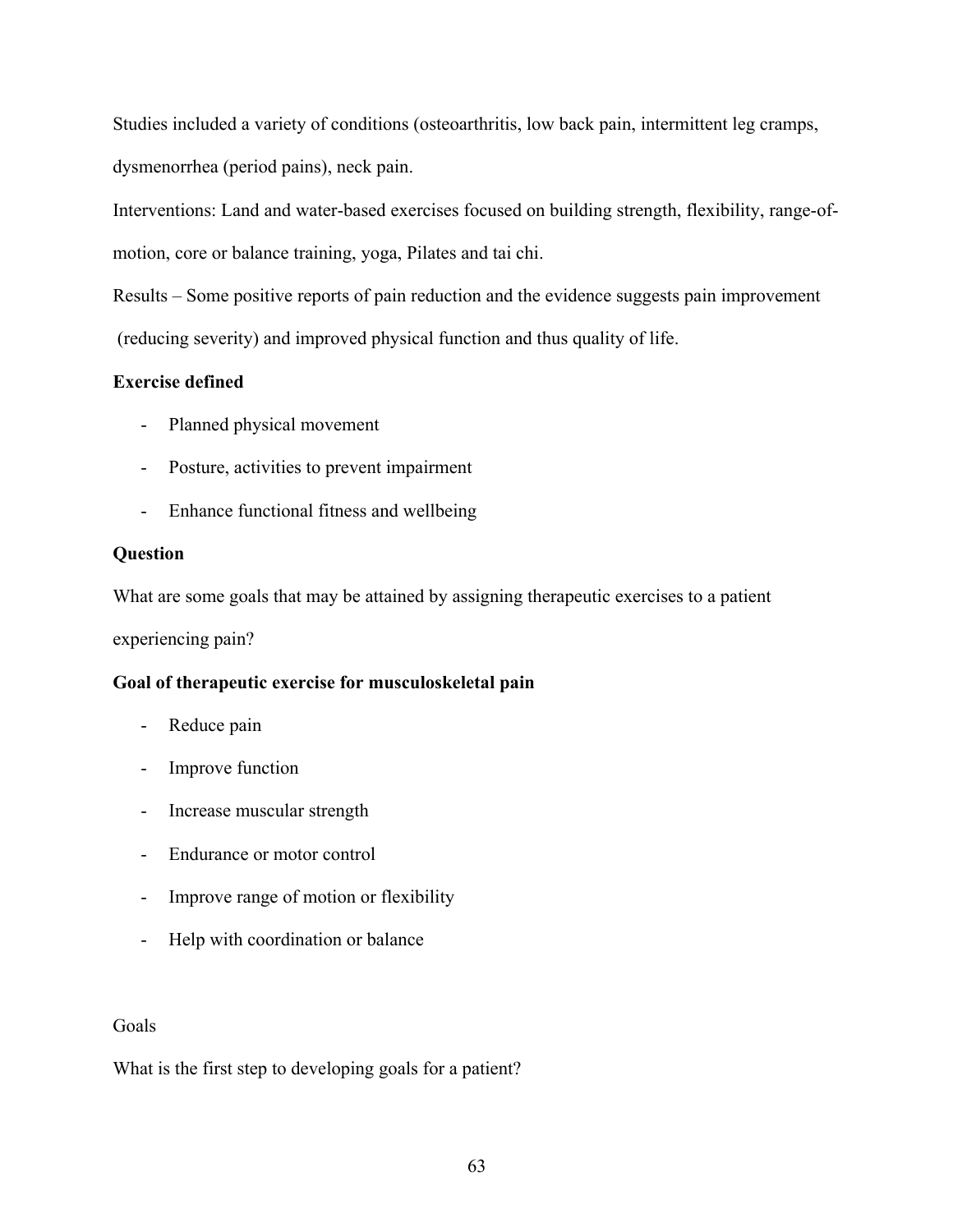Studies included a variety of conditions (osteoarthritis, low back pain, intermittent leg cramps, dysmenorrhea (period pains), neck pain.

Interventions: Land and water-based exercises focused on building strength, flexibility, range-of-motion, core or balance training, yoga, Pilates and tai chi.

Results – Some positive reports of pain reduction and the evidence suggests pain improvement (reducing severity) and improved physical function and thus quality of life.

**Exercise defined**

- Planned physical movement
- Posture, activities to prevent impairment
- Enhance functional fitness and wellbeing

**Question**

What are some goals that may be attained by assigning therapeutic exercises to a patient experiencing pain?

**Goal of therapeutic exercise for musculoskeletal pain**

- Reduce pain
- Improve function
- Increase muscular strength
- Endurance or motor control
- Improve range of motion or flexibility
- Help with coordination or balance

Goals

What is the first step to developing goals for a patient?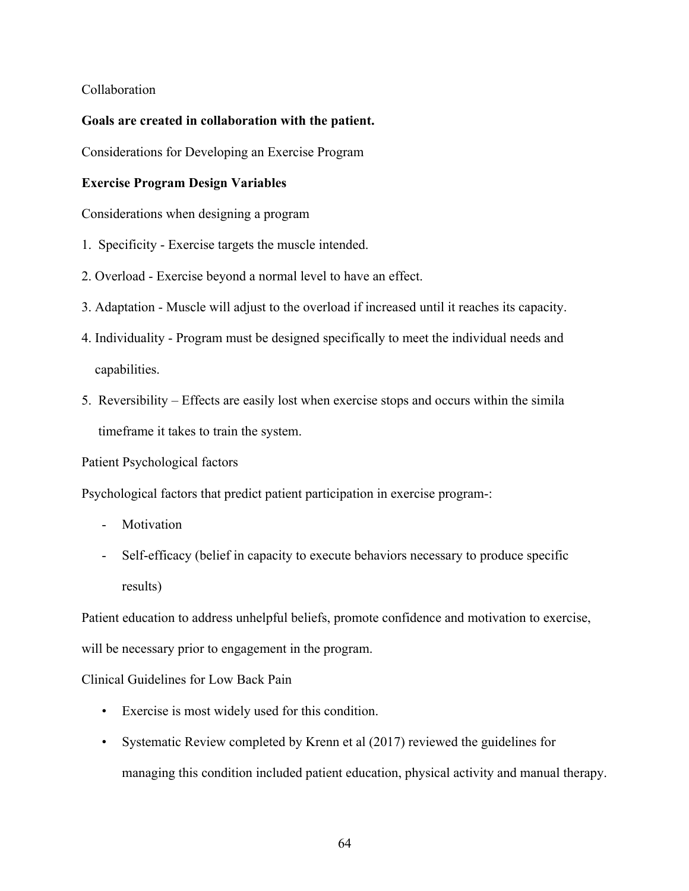Collaboration

**Goals are created in collaboration with the patient.**

Considerations for Developing an Exercise Program

**Exercise Program Design Variables**

Considerations when designing a program

1. Specificity - Exercise targets the muscle intended.
2. Overload - Exercise beyond a normal level to have an effect.
3. Adaptation - Muscle will adjust to the overload if increased until it reaches its capacity.
4. Individuality - Program must be designed specifically to meet the individual needs and capabilities.
5. Reversibility – Effects are easily lost when exercise stops and occurs within the simila timeframe it takes to train the system.

Patient Psychological factors

Psychological factors that predict patient participation in exercise program-:

- Motivation
- Self-efficacy (belief in capacity to execute behaviors necessary to produce specific results)

Patient education to address unhelpful beliefs, promote confidence and motivation to exercise, will be necessary prior to engagement in the program.

Clinical Guidelines for Low Back Pain

- Exercise is most widely used for this condition.
- Systematic Review completed by Krenn et al (2017) reviewed the guidelines for managing this condition included patient education, physical activity and manual therapy.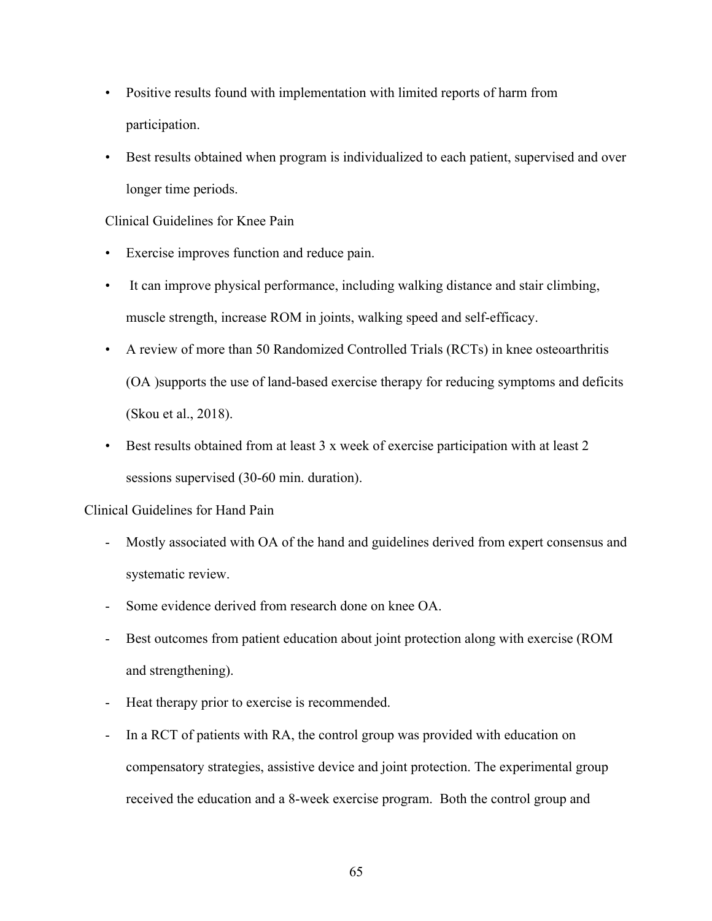- Positive results found with implementation with limited reports of harm from participation.
- Best results obtained when program is individualized to each patient, supervised and over longer time periods.

Clinical Guidelines for Knee Pain

- Exercise improves function and reduce pain.
- It can improve physical performance, including walking distance and stair climbing, muscle strength, increase ROM in joints, walking speed and self-efficacy.
- A review of more than 50 Randomized Controlled Trials (RCTs) in knee osteoarthritis (OA )supports the use of land-based exercise therapy for reducing symptoms and deficits (Skou et al., 2018).
- Best results obtained from at least 3 x week of exercise participation with at least 2 sessions supervised (30-60 min. duration).

Clinical Guidelines for Hand Pain

- Mostly associated with OA of the hand and guidelines derived from expert consensus and systematic review.
- Some evidence derived from research done on knee OA.
- Best outcomes from patient education about joint protection along with exercise (ROM and strengthening).
- Heat therapy prior to exercise is recommended.
- In a RCT of patients with RA, the control group was provided with education on compensatory strategies, assistive device and joint protection. The experimental group received the education and a 8-week exercise program. Both the control group and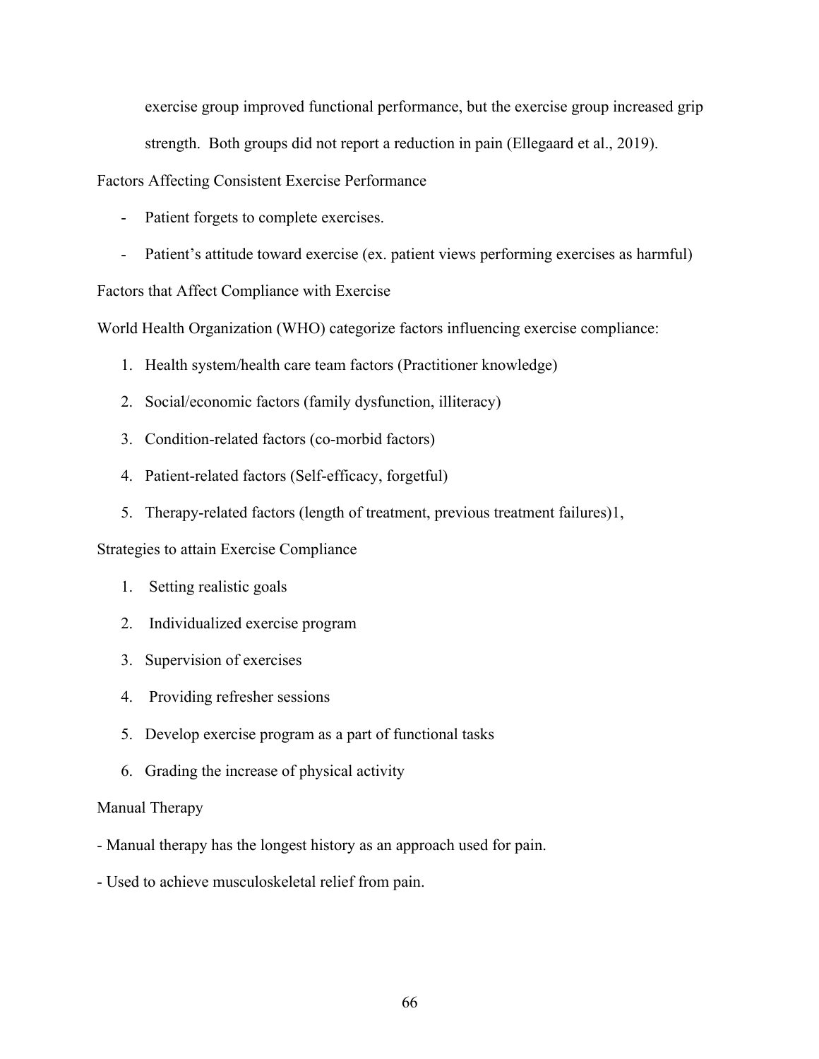exercise group improved functional performance, but the exercise group increased grip strength. Both groups did not report a reduction in pain (Ellegaard et al., 2019).

Factors Affecting Consistent Exercise Performance

- Patient forgets to complete exercises.
- Patient's attitude toward exercise (ex. patient views performing exercises as harmful)

Factors that Affect Compliance with Exercise

World Health Organization (WHO) categorize factors influencing exercise compliance:

1. Health system/health care team factors (Practitioner knowledge)
2. Social/economic factors (family dysfunction, illiteracy)
3. Condition-related factors (co-morbid factors)
4. Patient-related factors (Self-efficacy, forgetful)
5. Therapy-related factors (length of treatment, previous treatment failures)1,

Strategies to attain Exercise Compliance

1. Setting realistic goals
2. Individualized exercise program
3. Supervision of exercises
4. Providing refresher sessions
5. Develop exercise program as a part of functional tasks
6. Grading the increase of physical activity

Manual Therapy

- Manual therapy has the longest history as an approach used for pain.
- Used to achieve musculoskeletal relief from pain.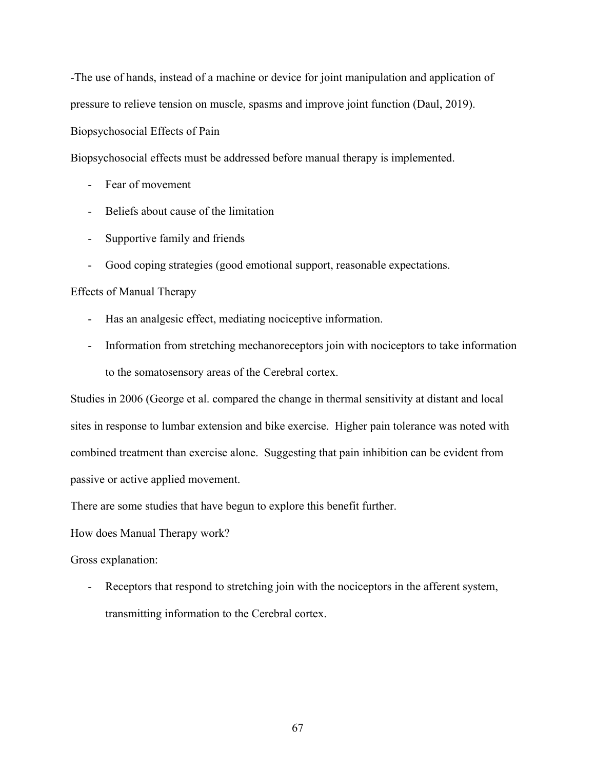-The use of hands, instead of a machine or device for joint manipulation and application of pressure to relieve tension on muscle, spasms and improve joint function (Daul, 2019).

Biopsychosocial Effects of Pain

Biopsychosocial effects must be addressed before manual therapy is implemented.

- Fear of movement
- Beliefs about cause of the limitation
- Supportive family and friends
- Good coping strategies (good emotional support, reasonable expectations.

Effects of Manual Therapy

- Has an analgesic effect, mediating nociceptive information.
- Information from stretching mechanoreceptors join with nociceptors to take information to the somatosensory areas of the Cerebral cortex.

Studies in 2006 (George et al. compared the change in thermal sensitivity at distant and local sites in response to lumbar extension and bike exercise. Higher pain tolerance was noted with combined treatment than exercise alone. Suggesting that pain inhibition can be evident from passive or active applied movement.

There are some studies that have begun to explore this benefit further.

How does Manual Therapy work?

Gross explanation:

- Receptors that respond to stretching join with the nociceptors in the afferent system, transmitting information to the Cerebral cortex.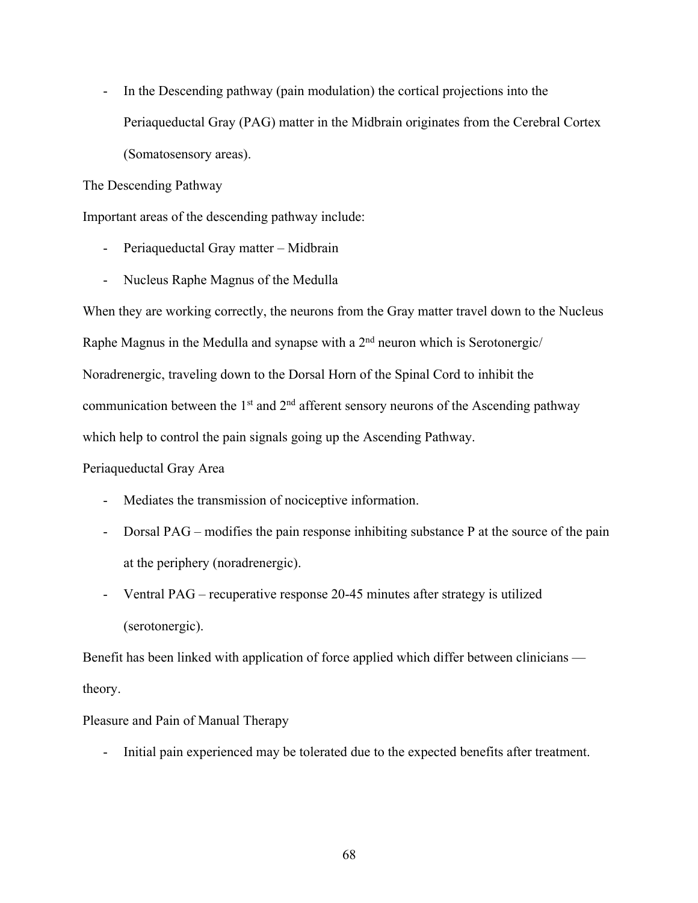- In the Descending pathway (pain modulation) the cortical projections into the Periaqueductal Gray (PAG) matter in the Midbrain originates from the Cerebral Cortex (Somatosensory areas).

The Descending Pathway

Important areas of the descending pathway include:

- Periaqueductal Gray matter – Midbrain
- Nucleus Raphe Magnus of the Medulla

When they are working correctly, the neurons from the Gray matter travel down to the Nucleus Raphe Magnus in the Medulla and synapse with a 2nd neuron which is Serotonergic/ Noradrenergic, traveling down to the Dorsal Horn of the Spinal Cord to inhibit the communication between the 1st and 2nd afferent sensory neurons of the Ascending pathway which help to control the pain signals going up the Ascending Pathway.

Periaqueductal Gray Area

- Mediates the transmission of nociceptive information.
- Dorsal PAG – modifies the pain response inhibiting substance P at the source of the pain at the periphery (noradrenergic).
- Ventral PAG – recuperative response 20-45 minutes after strategy is utilized (serotonergic).

Benefit has been linked with application of force applied which differ between clinicians — theory.

Pleasure and Pain of Manual Therapy

- Initial pain experienced may be tolerated due to the expected benefits after treatment.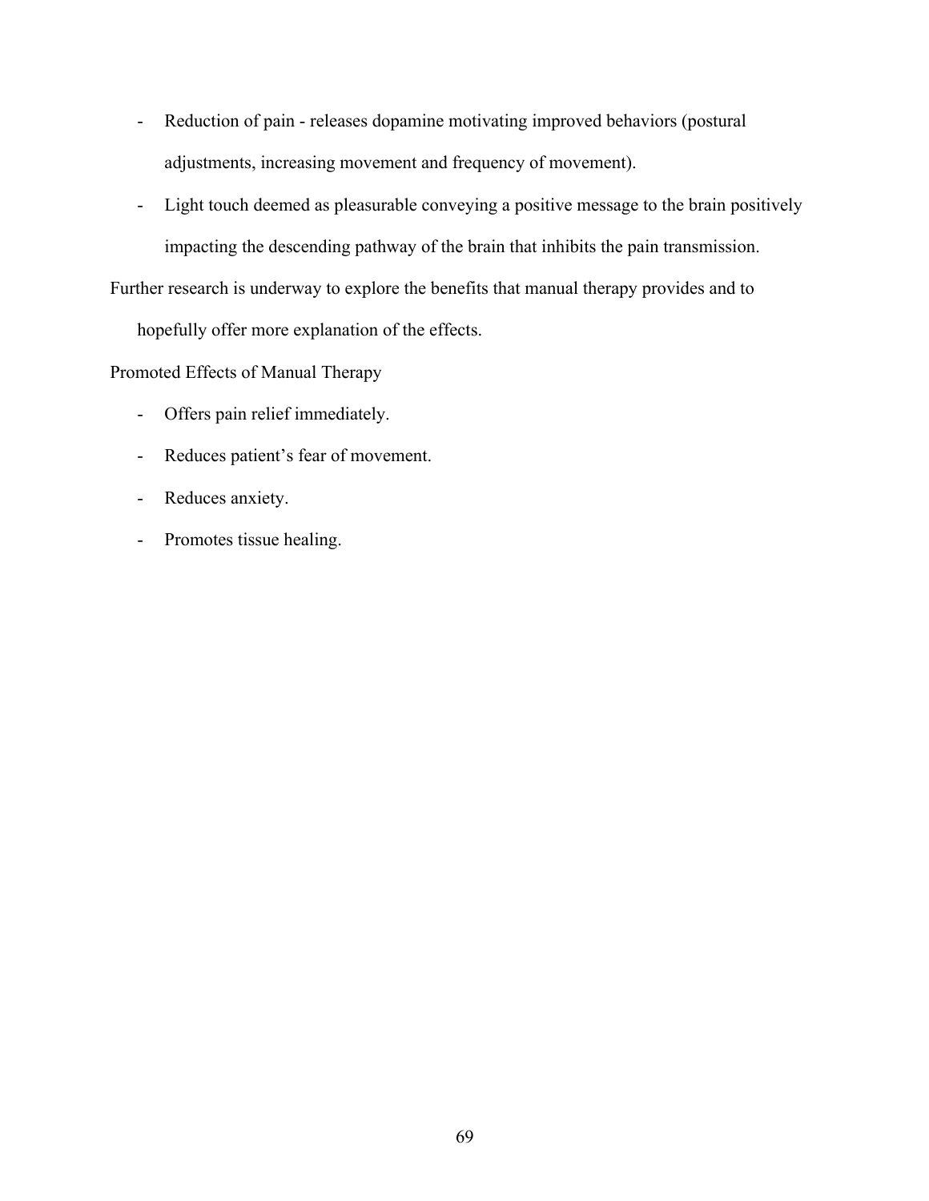- Reduction of pain - releases dopamine motivating improved behaviors (postural adjustments, increasing movement and frequency of movement).
- Light touch deemed as pleasurable conveying a positive message to the brain positively impacting the descending pathway of the brain that inhibits the pain transmission.

Further research is underway to explore the benefits that manual therapy provides and to hopefully offer more explanation of the effects.

Promoted Effects of Manual Therapy

- Offers pain relief immediately.
- Reduces patient's fear of movement.
- Reduces anxiety.
- Promotes tissue healing.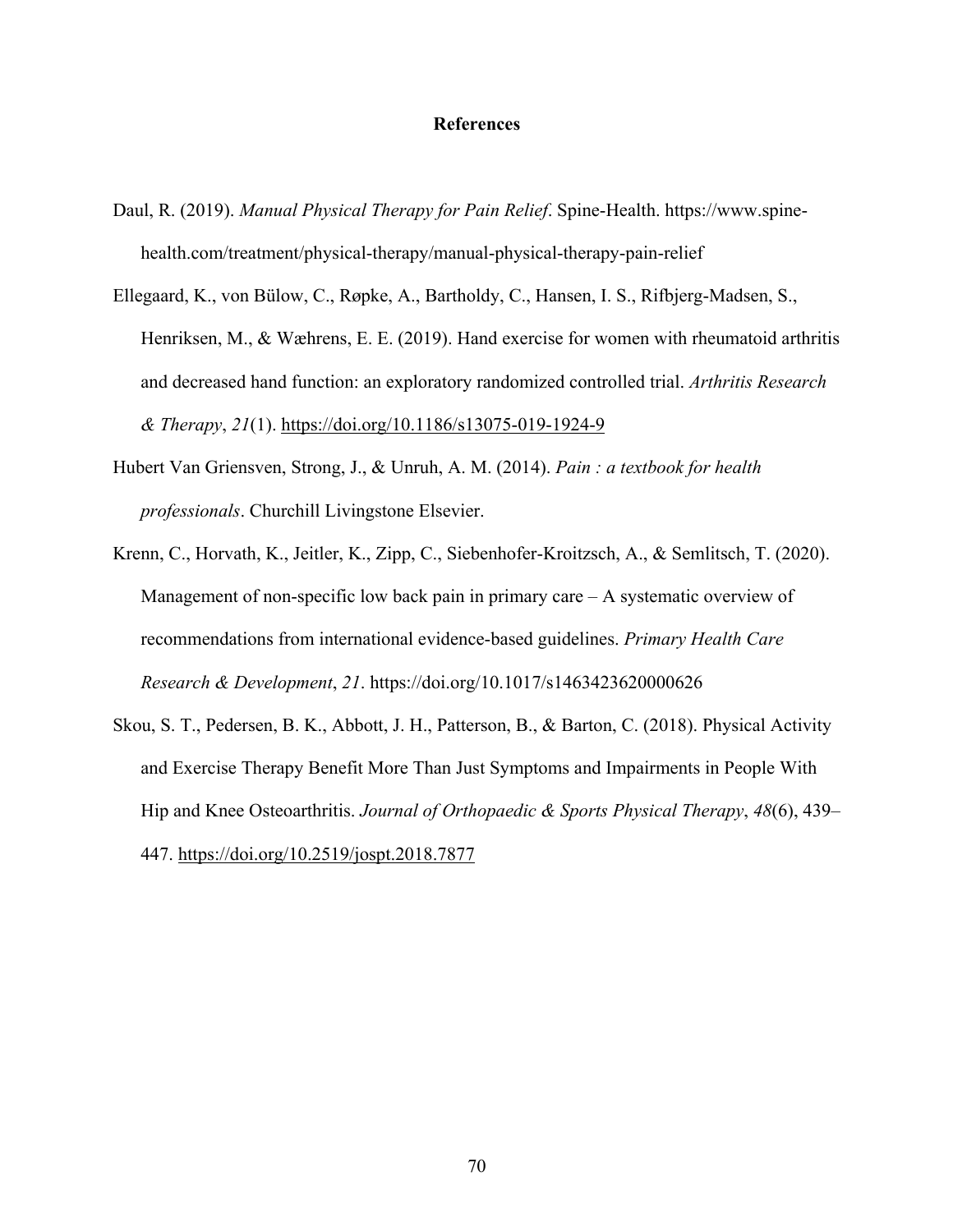# References

Daul, R. (2019). *Manual Physical Therapy for Pain Relief*. Spine-Health. https://www.spine-health.com/treatment/physical-therapy/manual-physical-therapy-pain-relief

Ellegaard, K., von Bülow, C., Røpke, A., Bartholdy, C., Hansen, I. S., Rifbjerg-Madsen, S., Henriksen, M., & Wæhrens, E. E. (2019). Hand exercise for women with rheumatoid arthritis and decreased hand function: an exploratory randomized controlled trial. *Arthritis Research & Therapy*, *21*(1). https://doi.org/10.1186/s13075-019-1924-9

Hubert Van Griensven, Strong, J., & Unruh, A. M. (2014). *Pain : a textbook for health professionals*. Churchill Livingstone Elsevier.

Krenn, C., Horvath, K., Jeitler, K., Zipp, C., Siebenhofer-Kroitzsch, A., & Semlitsch, T. (2020). Management of non-specific low back pain in primary care – A systematic overview of recommendations from international evidence-based guidelines. *Primary Health Care Research & Development*, *21*. https://doi.org/10.1017/s1463423620000626

Skou, S. T., Pedersen, B. K., Abbott, J. H., Patterson, B., & Barton, C. (2018). Physical Activity and Exercise Therapy Benefit More Than Just Symptoms and Impairments in People With Hip and Knee Osteoarthritis. *Journal of Orthopaedic & Sports Physical Therapy*, *48*(6), 439–447. https://doi.org/10.2519/jospt.2018.7877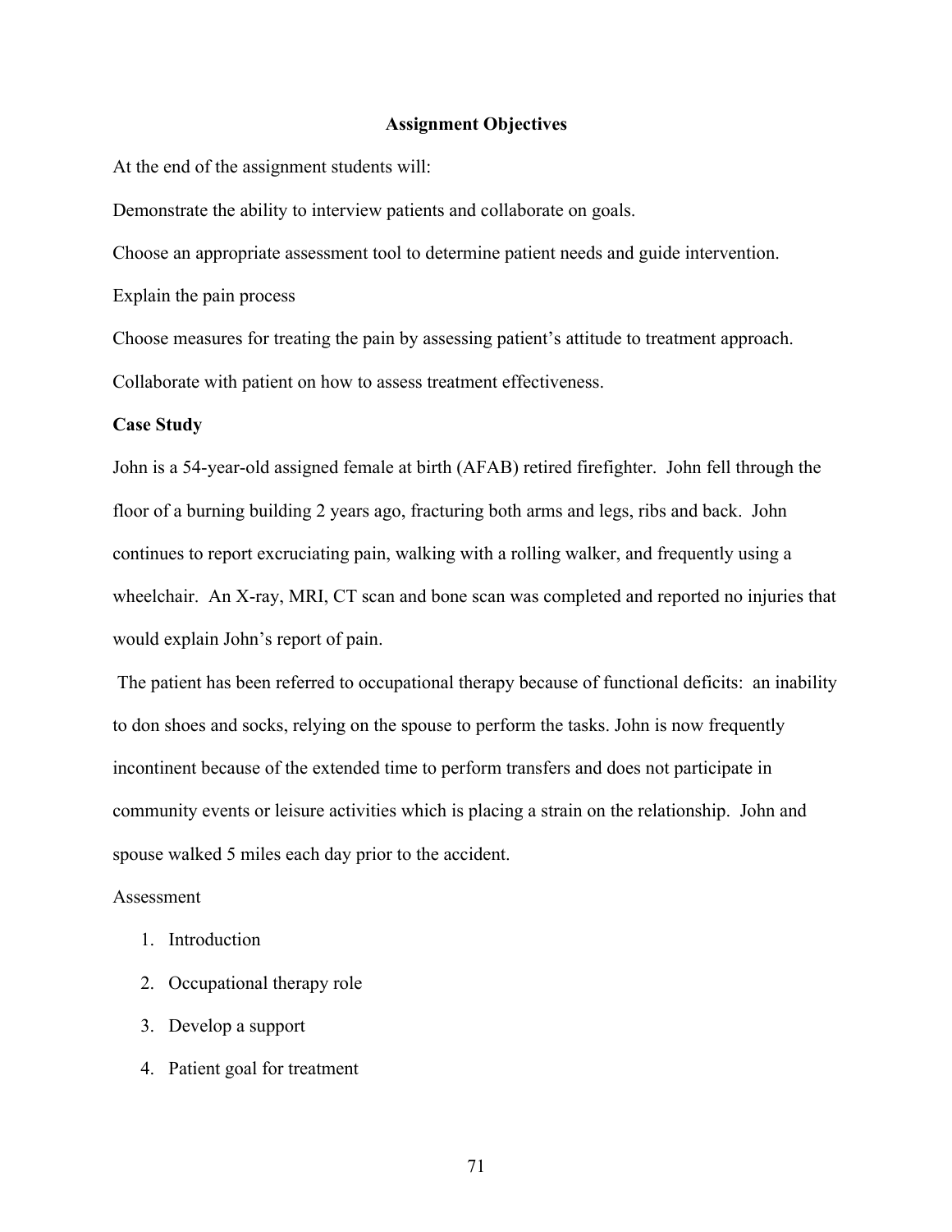## Assignment Objectives

At the end of the assignment students will:

Demonstrate the ability to interview patients and collaborate on goals.

Choose an appropriate assessment tool to determine patient needs and guide intervention.

Explain the pain process

Choose measures for treating the pain by assessing patient's attitude to treatment approach.

Collaborate with patient on how to assess treatment effectiveness.

**Case Study**

John is a 54-year-old assigned female at birth (AFAB) retired firefighter. John fell through the floor of a burning building 2 years ago, fracturing both arms and legs, ribs and back. John continues to report excruciating pain, walking with a rolling walker, and frequently using a wheelchair. An X-ray, MRI, CT scan and bone scan was completed and reported no injuries that would explain John's report of pain.

The patient has been referred to occupational therapy because of functional deficits: an inability to don shoes and socks, relying on the spouse to perform the tasks. John is now frequently incontinent because of the extended time to perform transfers and does not participate in community events or leisure activities which is placing a strain on the relationship. John and spouse walked 5 miles each day prior to the accident.

Assessment

1. Introduction
2. Occupational therapy role
3. Develop a support
4. Patient goal for treatment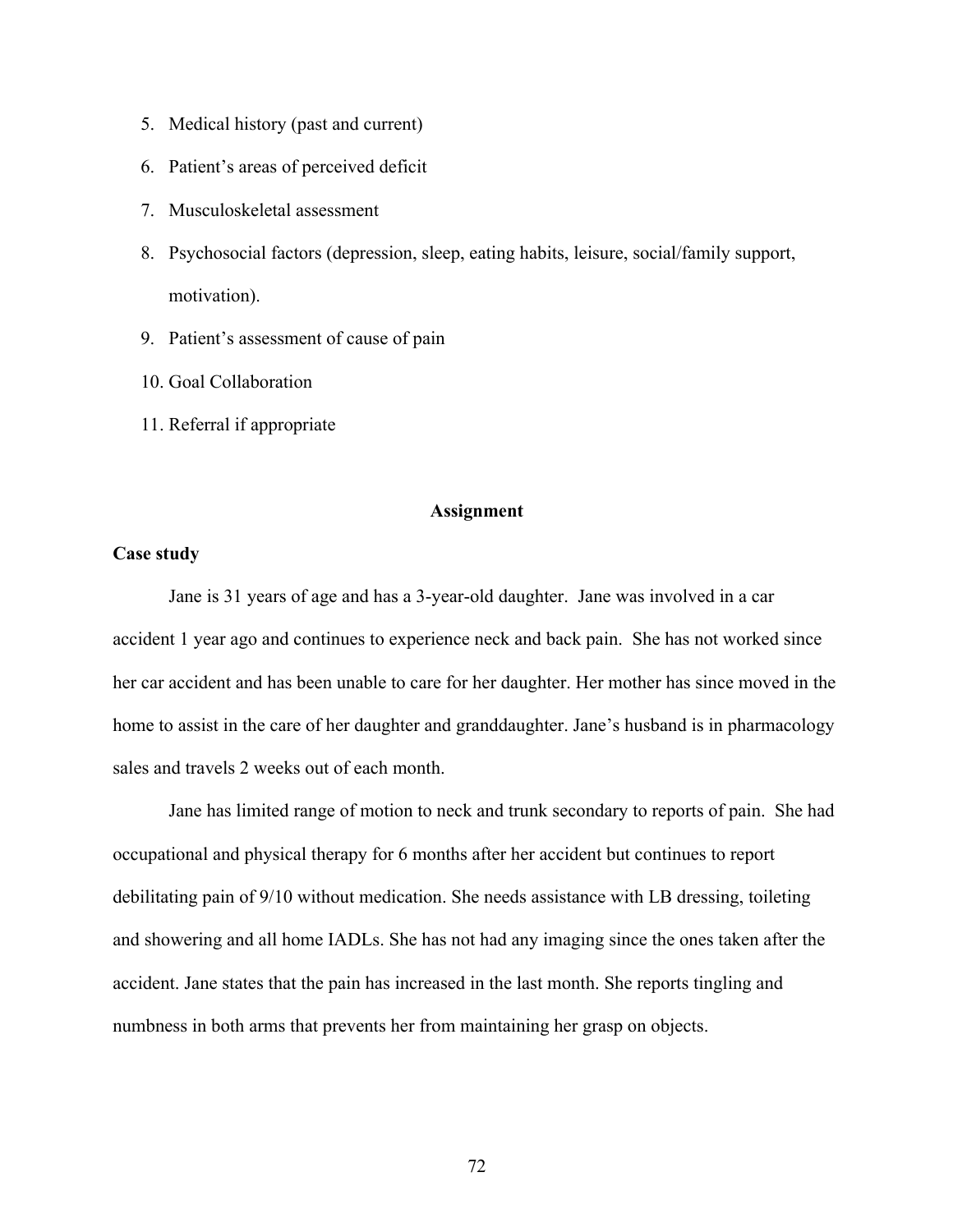5. Medical history (past and current)
6. Patient's areas of perceived deficit
7. Musculoskeletal assessment
8. Psychosocial factors (depression, sleep, eating habits, leisure, social/family support, motivation).
9. Patient's assessment of cause of pain
10. Goal Collaboration
11. Referral if appropriate

## Assignment

**Case study**

Jane is 31 years of age and has a 3-year-old daughter. Jane was involved in a car accident 1 year ago and continues to experience neck and back pain. She has not worked since her car accident and has been unable to care for her daughter. Her mother has since moved in the home to assist in the care of her daughter and granddaughter. Jane's husband is in pharmacology sales and travels 2 weeks out of each month.

Jane has limited range of motion to neck and trunk secondary to reports of pain. She had occupational and physical therapy for 6 months after her accident but continues to report debilitating pain of 9/10 without medication. She needs assistance with LB dressing, toileting and showering and all home IADLs. She has not had any imaging since the ones taken after the accident. Jane states that the pain has increased in the last month. She reports tingling and numbness in both arms that prevents her from maintaining her grasp on objects.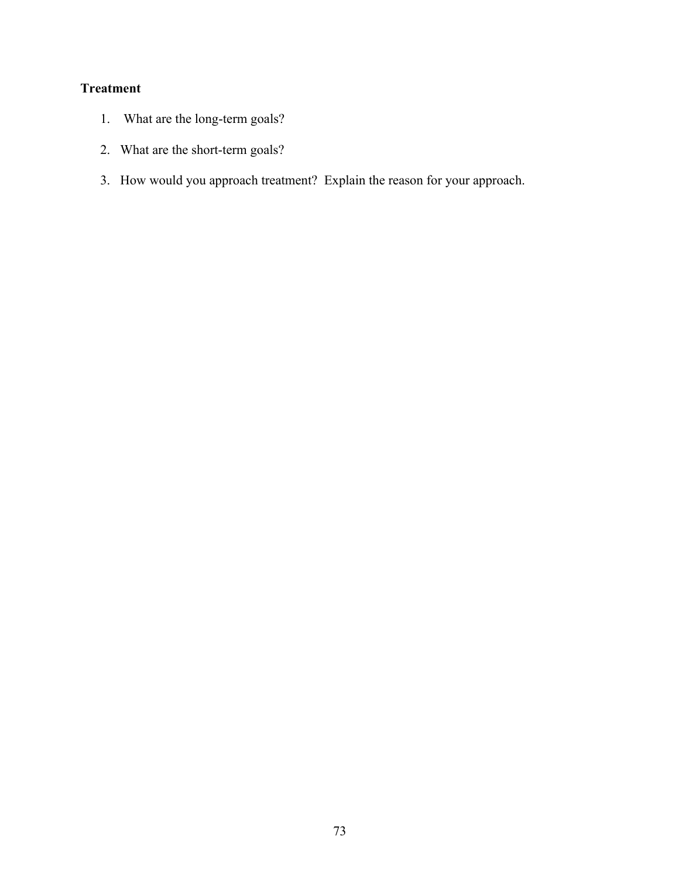**Treatment**

1. What are the long-term goals?
2. What are the short-term goals?
3. How would you approach treatment? Explain the reason for your approach.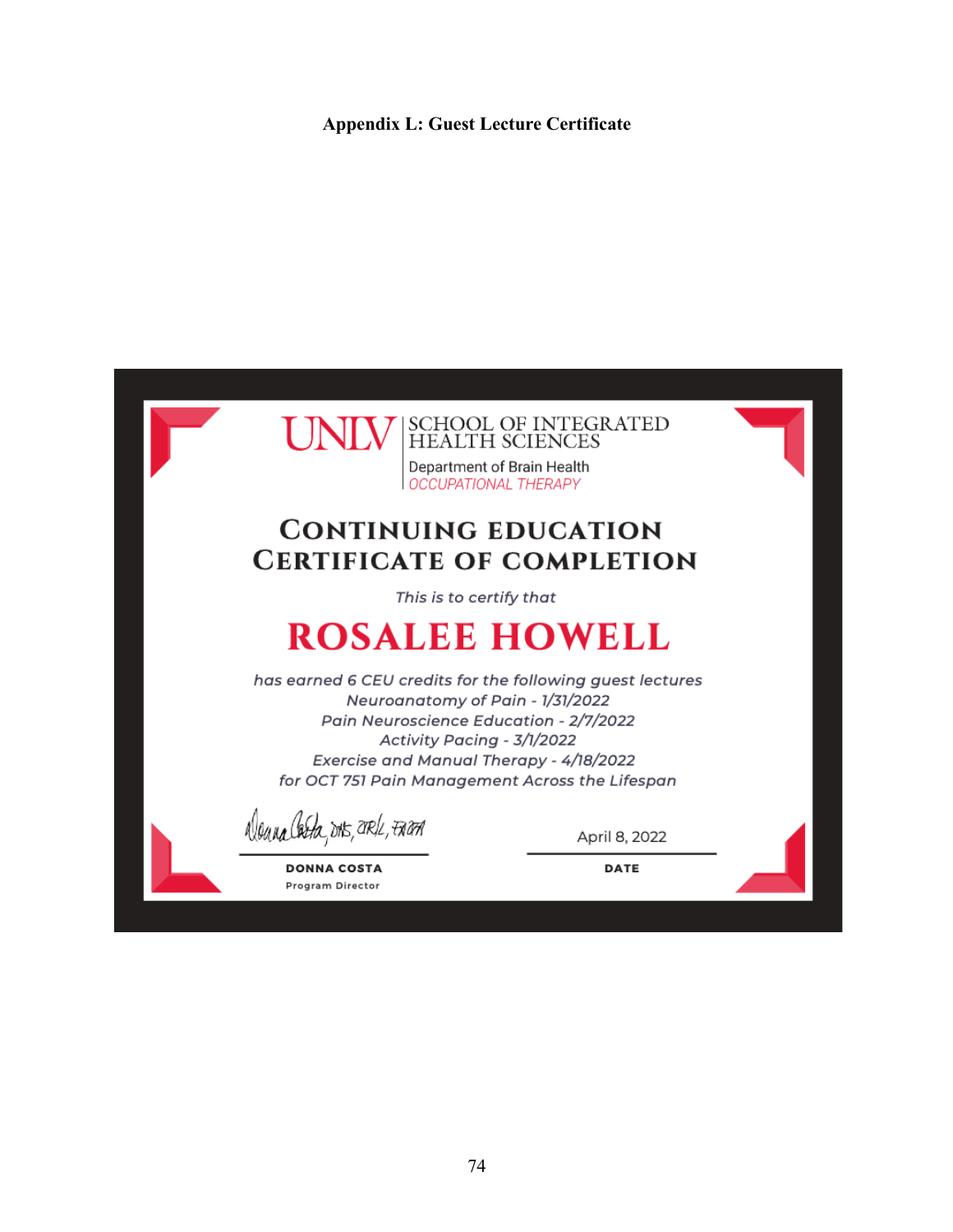**Appendix L: Guest Lecture Certificate**

UNLV | SCHOOL OF INTEGRATED HEALTH SCIENCES

Department of Brain Health

*OCCUPATIONAL THERAPY*

## CONTINUING EDUCATION CERTIFICATE OF COMPLETION

*This is to certify that*

# ROSALEE HOWELL

*has earned 6 CEU credits for the following guest lectures*

*Neuroanatomy of Pain - 1/31/2022*

*Pain Neuroscience Education - 2/7/2022*

*Activity Pacing - 3/1/2022*

*Exercise and Manual Therapy - 4/18/2022*

*for OCT 751 Pain Management Across the Lifespan*

Donna Costa, DHS, OTR/L, FAOTA

**DONNA COSTA**

Program Director

April 8, 2022

**DATE**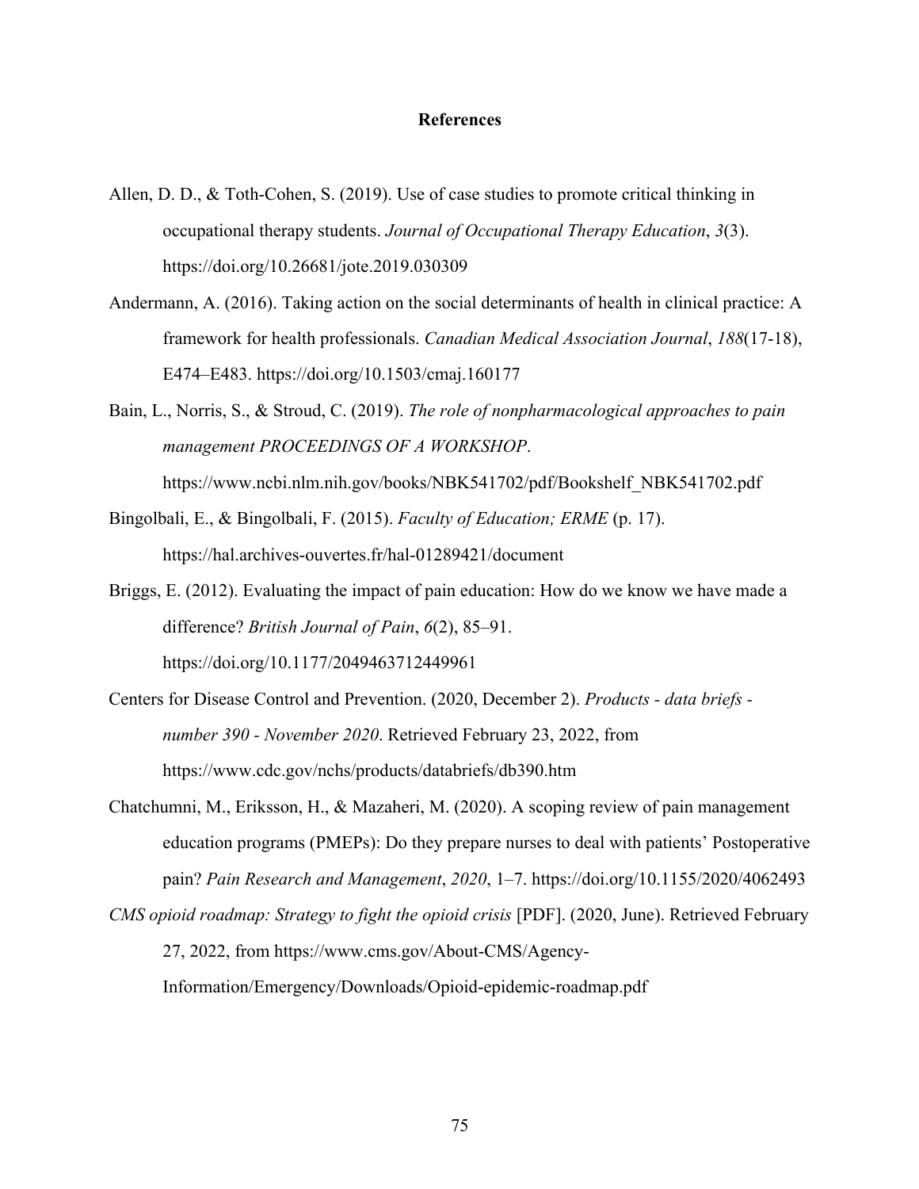# References

Allen, D. D., & Toth-Cohen, S. (2019). Use of case studies to promote critical thinking in occupational therapy students. *Journal of Occupational Therapy Education*, *3*(3). https://doi.org/10.26681/jote.2019.030309

Andermann, A. (2016). Taking action on the social determinants of health in clinical practice: A framework for health professionals. *Canadian Medical Association Journal*, *188*(17-18), E474–E483. https://doi.org/10.1503/cmaj.160177

Bain, L., Norris, S., & Stroud, C. (2019). *The role of nonpharmacological approaches to pain management PROCEEDINGS OF A WORKSHOP*. https://www.ncbi.nlm.nih.gov/books/NBK541702/pdf/Bookshelf_NBK541702.pdf

Bingolbali, E., & Bingolbali, F. (2015). *Faculty of Education; ERME* (p. 17). https://hal.archives-ouvertes.fr/hal-01289421/document

Briggs, E. (2012). Evaluating the impact of pain education: How do we know we have made a difference? *British Journal of Pain*, *6*(2), 85–91. https://doi.org/10.1177/2049463712449961

Centers for Disease Control and Prevention. (2020, December 2). *Products - data briefs - number 390 - November 2020*. Retrieved February 23, 2022, from https://www.cdc.gov/nchs/products/databriefs/db390.htm

Chatchumni, M., Eriksson, H., & Mazaheri, M. (2020). A scoping review of pain management education programs (PMEPs): Do they prepare nurses to deal with patients' Postoperative pain? *Pain Research and Management*, *2020*, 1–7. https://doi.org/10.1155/2020/4062493

*CMS opioid roadmap: Strategy to fight the opioid crisis* [PDF]. (2020, June). Retrieved February 27, 2022, from https://www.cms.gov/About-CMS/Agency-Information/Emergency/Downloads/Opioid-epidemic-roadmap.pdf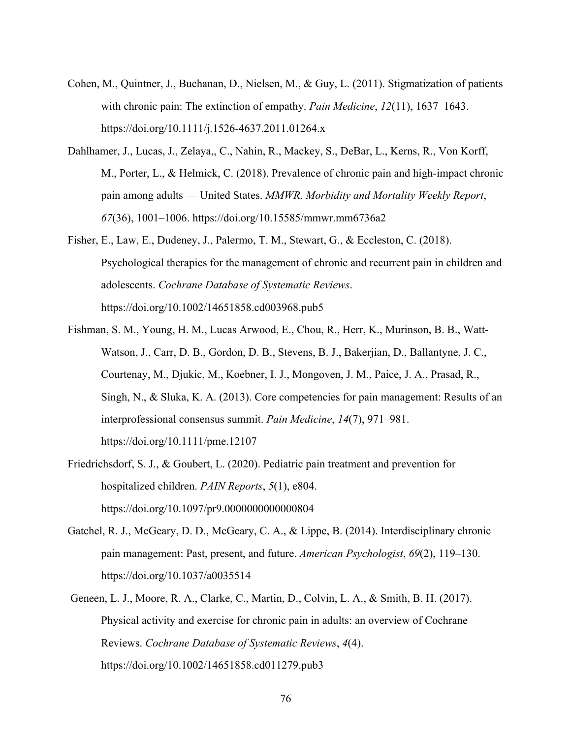Cohen, M., Quintner, J., Buchanan, D., Nielsen, M., & Guy, L. (2011). Stigmatization of patients with chronic pain: The extinction of empathy. *Pain Medicine*, *12*(11), 1637–1643. https://doi.org/10.1111/j.1526-4637.2011.01264.x

Dahlhamer, J., Lucas, J., Zelaya,, C., Nahin, R., Mackey, S., DeBar, L., Kerns, R., Von Korff, M., Porter, L., & Helmick, C. (2018). Prevalence of chronic pain and high-impact chronic pain among adults — United States. *MMWR. Morbidity and Mortality Weekly Report*, *67*(36), 1001–1006. https://doi.org/10.15585/mmwr.mm6736a2

Fisher, E., Law, E., Dudeney, J., Palermo, T. M., Stewart, G., & Eccleston, C. (2018). Psychological therapies for the management of chronic and recurrent pain in children and adolescents. *Cochrane Database of Systematic Reviews*. https://doi.org/10.1002/14651858.cd003968.pub5

Fishman, S. M., Young, H. M., Lucas Arwood, E., Chou, R., Herr, K., Murinson, B. B., Watt-Watson, J., Carr, D. B., Gordon, D. B., Stevens, B. J., Bakerjian, D., Ballantyne, J. C., Courtenay, M., Djukic, M., Koebner, I. J., Mongoven, J. M., Paice, J. A., Prasad, R., Singh, N., & Sluka, K. A. (2013). Core competencies for pain management: Results of an interprofessional consensus summit. *Pain Medicine*, *14*(7), 971–981. https://doi.org/10.1111/pme.12107

Friedrichsdorf, S. J., & Goubert, L. (2020). Pediatric pain treatment and prevention for hospitalized children. *PAIN Reports*, *5*(1), e804. https://doi.org/10.1097/pr9.0000000000000804

Gatchel, R. J., McGeary, D. D., McGeary, C. A., & Lippe, B. (2014). Interdisciplinary chronic pain management: Past, present, and future. *American Psychologist*, *69*(2), 119–130. https://doi.org/10.1037/a0035514

Geneen, L. J., Moore, R. A., Clarke, C., Martin, D., Colvin, L. A., & Smith, B. H. (2017). Physical activity and exercise for chronic pain in adults: an overview of Cochrane Reviews. *Cochrane Database of Systematic Reviews*, *4*(4). https://doi.org/10.1002/14651858.cd011279.pub3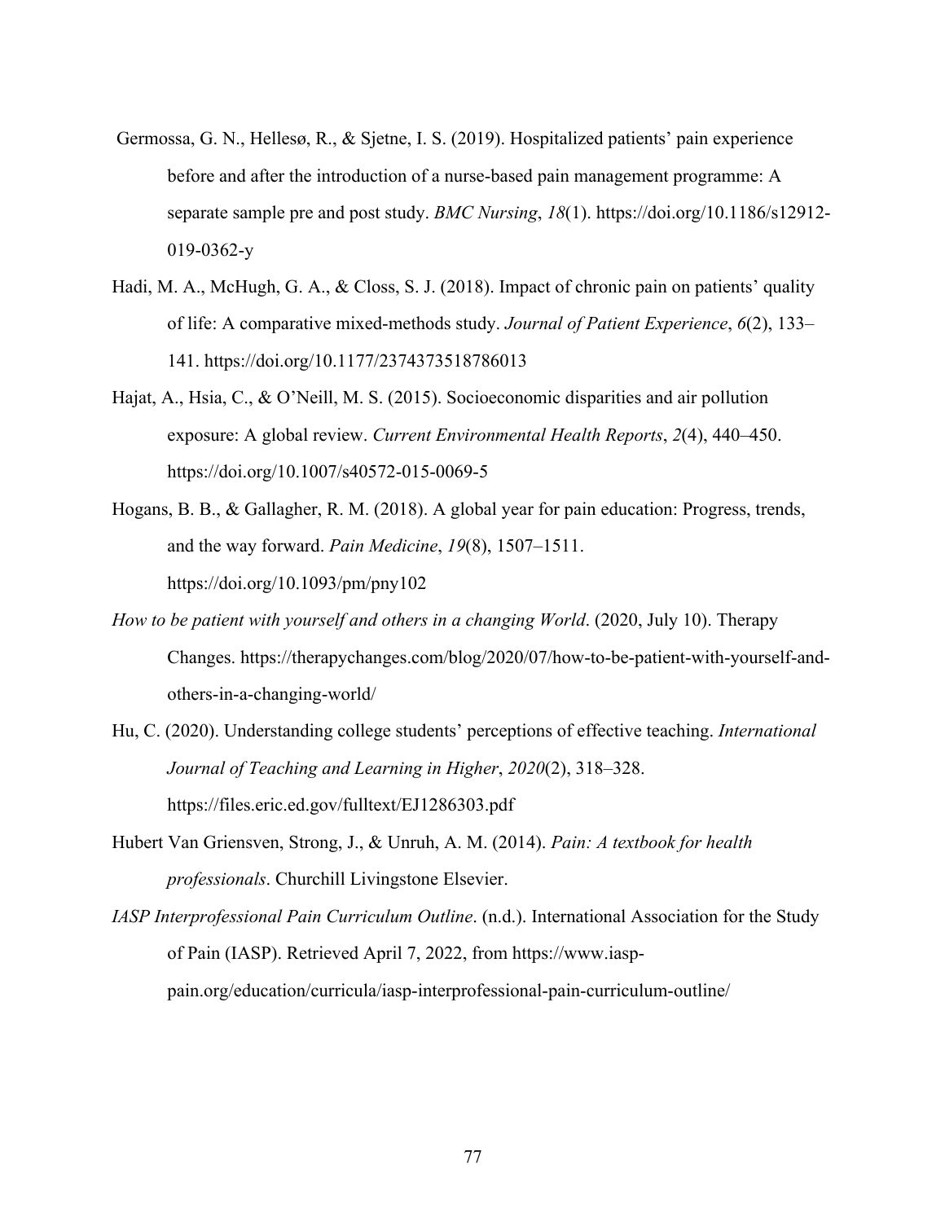Germossa, G. N., Hellesø, R., & Sjetne, I. S. (2019). Hospitalized patients' pain experience before and after the introduction of a nurse-based pain management programme: A separate sample pre and post study. *BMC Nursing*, *18*(1). https://doi.org/10.1186/s12912-019-0362-y

Hadi, M. A., McHugh, G. A., & Closs, S. J. (2018). Impact of chronic pain on patients' quality of life: A comparative mixed-methods study. *Journal of Patient Experience*, *6*(2), 133–141. https://doi.org/10.1177/2374373518786013

Hajat, A., Hsia, C., & O'Neill, M. S. (2015). Socioeconomic disparities and air pollution exposure: A global review. *Current Environmental Health Reports*, *2*(4), 440–450. https://doi.org/10.1007/s40572-015-0069-5

Hogans, B. B., & Gallagher, R. M. (2018). A global year for pain education: Progress, trends, and the way forward. *Pain Medicine*, *19*(8), 1507–1511. https://doi.org/10.1093/pm/pny102

*How to be patient with yourself and others in a changing World*. (2020, July 10). Therapy Changes. https://therapychanges.com/blog/2020/07/how-to-be-patient-with-yourself-and-others-in-a-changing-world/

Hu, C. (2020). Understanding college students' perceptions of effective teaching. *International Journal of Teaching and Learning in Higher*, *2020*(2), 318–328. https://files.eric.ed.gov/fulltext/EJ1286303.pdf

Hubert Van Griensven, Strong, J., & Unruh, A. M. (2014). *Pain: A textbook for health professionals*. Churchill Livingstone Elsevier.

*IASP Interprofessional Pain Curriculum Outline*. (n.d.). International Association for the Study of Pain (IASP). Retrieved April 7, 2022, from https://www.iasp-pain.org/education/curricula/iasp-interprofessional-pain-curriculum-outline/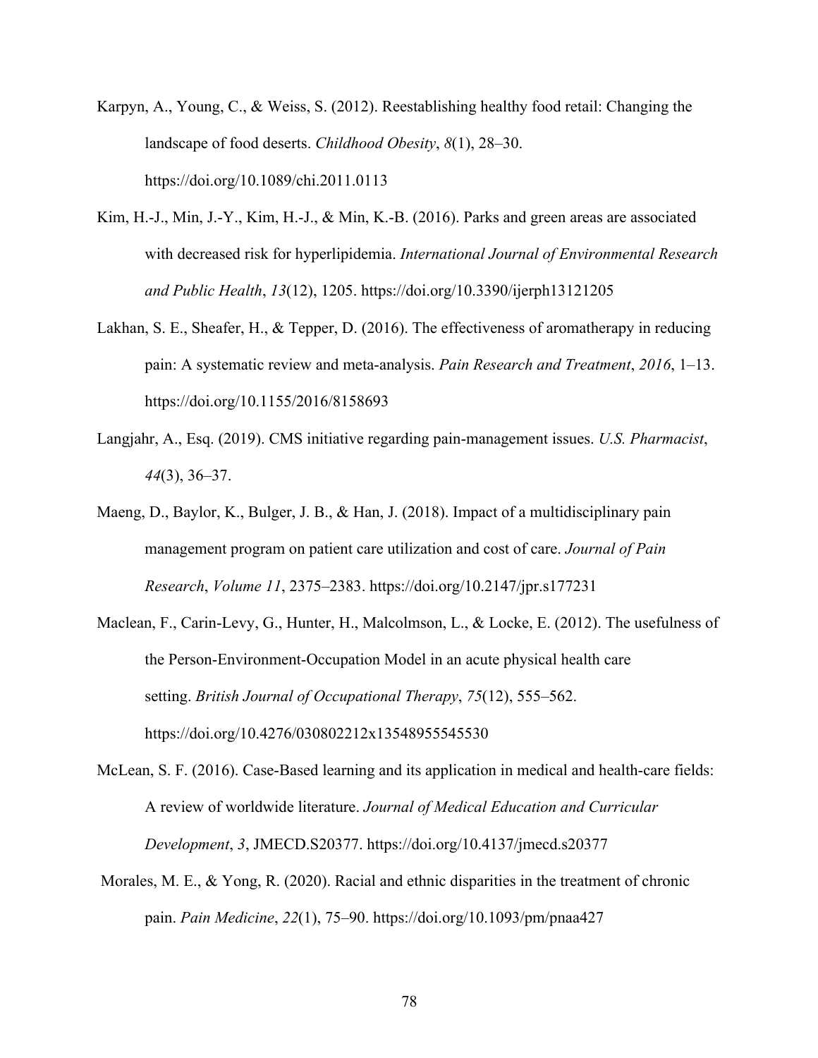Karpyn, A., Young, C., & Weiss, S. (2012). Reestablishing healthy food retail: Changing the landscape of food deserts. *Childhood Obesity*, *8*(1), 28–30. https://doi.org/10.1089/chi.2011.0113

Kim, H.-J., Min, J.-Y., Kim, H.-J., & Min, K.-B. (2016). Parks and green areas are associated with decreased risk for hyperlipidemia. *International Journal of Environmental Research and Public Health*, *13*(12), 1205. https://doi.org/10.3390/ijerph13121205

Lakhan, S. E., Sheafer, H., & Tepper, D. (2016). The effectiveness of aromatherapy in reducing pain: A systematic review and meta-analysis. *Pain Research and Treatment*, *2016*, 1–13. https://doi.org/10.1155/2016/8158693

Langjahr, A., Esq. (2019). CMS initiative regarding pain-management issues. *U.S. Pharmacist*, *44*(3), 36–37.

Maeng, D., Baylor, K., Bulger, J. B., & Han, J. (2018). Impact of a multidisciplinary pain management program on patient care utilization and cost of care. *Journal of Pain Research*, *Volume 11*, 2375–2383. https://doi.org/10.2147/jpr.s177231

Maclean, F., Carin-Levy, G., Hunter, H., Malcolmson, L., & Locke, E. (2012). The usefulness of the Person-Environment-Occupation Model in an acute physical health care setting. *British Journal of Occupational Therapy*, *75*(12), 555–562. https://doi.org/10.4276/030802212x13548955545530

McLean, S. F. (2016). Case-Based learning and its application in medical and health-care fields: A review of worldwide literature. *Journal of Medical Education and Curricular Development*, *3*, JMECD.S20377. https://doi.org/10.4137/jmecd.s20377

Morales, M. E., & Yong, R. (2020). Racial and ethnic disparities in the treatment of chronic pain. *Pain Medicine*, *22*(1), 75–90. https://doi.org/10.1093/pm/pnaa427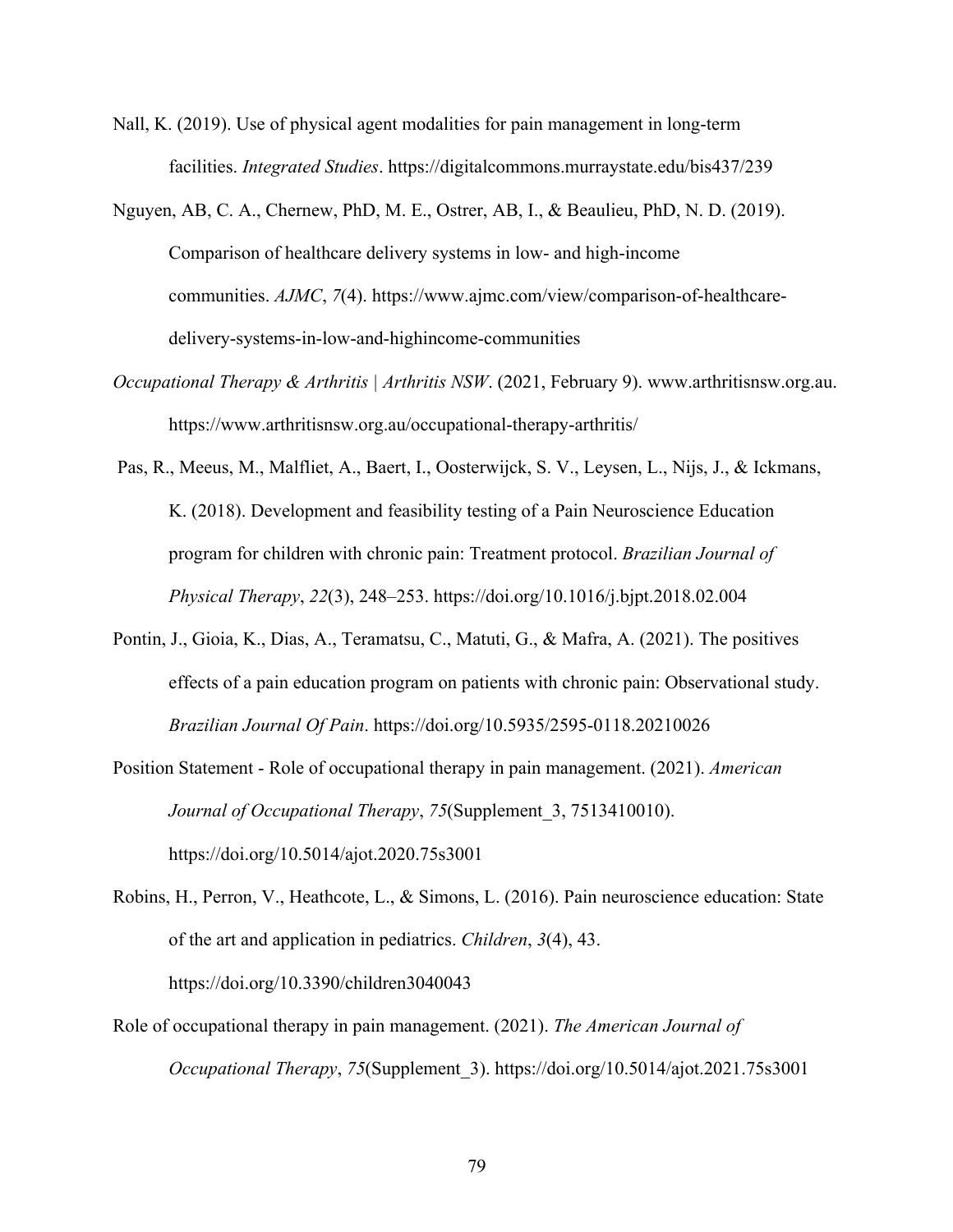Nall, K. (2019). Use of physical agent modalities for pain management in long-term facilities. *Integrated Studies*. https://digitalcommons.murraystate.edu/bis437/239

Nguyen, AB, C. A., Chernew, PhD, M. E., Ostrer, AB, I., & Beaulieu, PhD, N. D. (2019). Comparison of healthcare delivery systems in low- and high-income communities. *AJMC*, *7*(4). https://www.ajmc.com/view/comparison-of-healthcare-delivery-systems-in-low-and-highincome-communities

*Occupational Therapy & Arthritis | Arthritis NSW*. (2021, February 9). www.arthritisnsw.org.au. https://www.arthritisnsw.org.au/occupational-therapy-arthritis/

Pas, R., Meeus, M., Malfliet, A., Baert, I., Oosterwijck, S. V., Leysen, L., Nijs, J., & Ickmans, K. (2018). Development and feasibility testing of a Pain Neuroscience Education program for children with chronic pain: Treatment protocol. *Brazilian Journal of Physical Therapy*, *22*(3), 248–253. https://doi.org/10.1016/j.bjpt.2018.02.004

Pontin, J., Gioia, K., Dias, A., Teramatsu, C., Matuti, G., & Mafra, A. (2021). The positives effects of a pain education program on patients with chronic pain: Observational study. *Brazilian Journal Of Pain*. https://doi.org/10.5935/2595-0118.20210026

Position Statement - Role of occupational therapy in pain management. (2021). *American Journal of Occupational Therapy*, *75*(Supplement_3, 7513410010). https://doi.org/10.5014/ajot.2020.75s3001

Robins, H., Perron, V., Heathcote, L., & Simons, L. (2016). Pain neuroscience education: State of the art and application in pediatrics. *Children*, *3*(4), 43. https://doi.org/10.3390/children3040043

Role of occupational therapy in pain management. (2021). *The American Journal of Occupational Therapy*, *75*(Supplement_3). https://doi.org/10.5014/ajot.2021.75s3001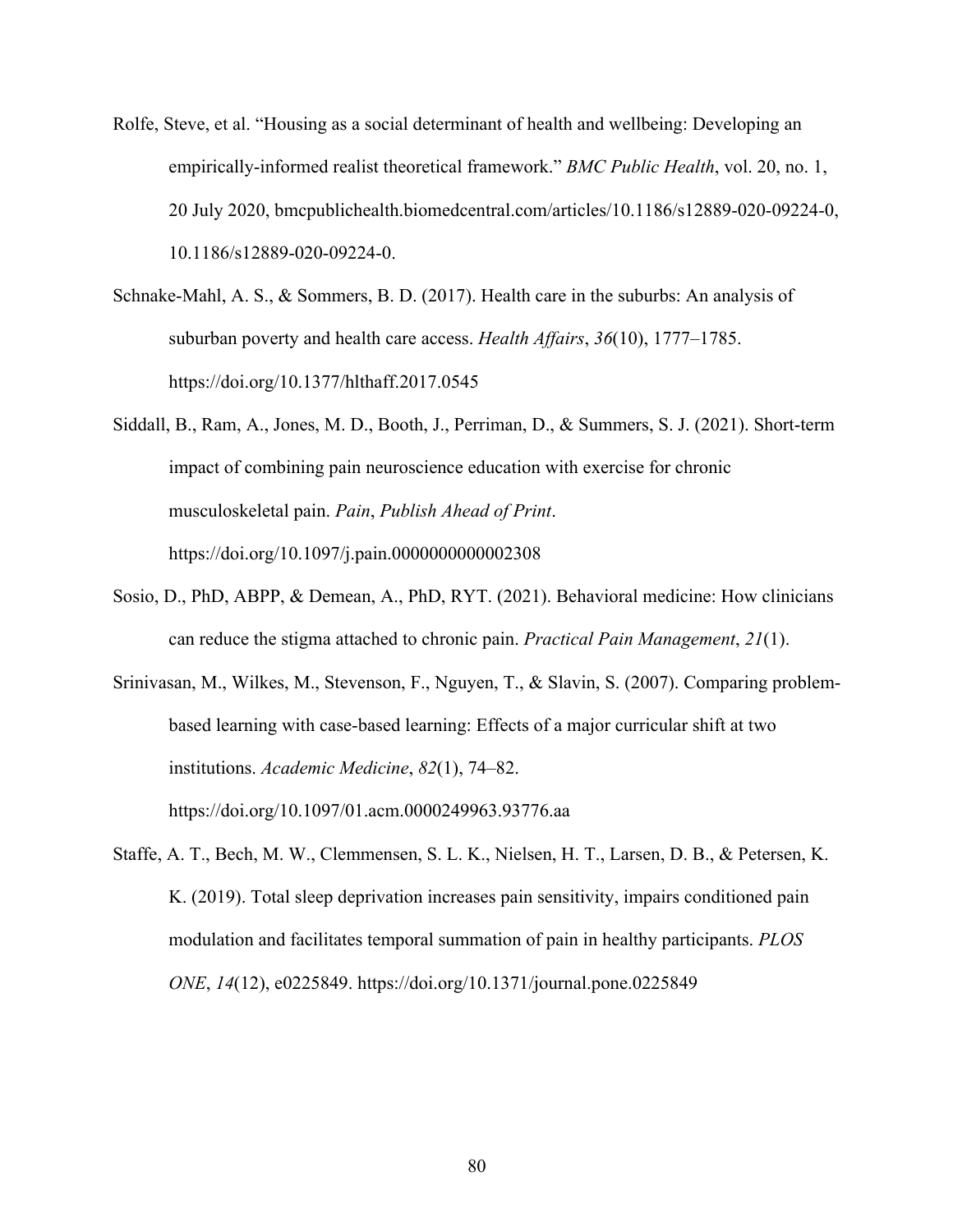Rolfe, Steve, et al. "Housing as a social determinant of health and wellbeing: Developing an empirically-informed realist theoretical framework." *BMC Public Health*, vol. 20, no. 1, 20 July 2020, bmcpublichealth.biomedcentral.com/articles/10.1186/s12889-020-09224-0, 10.1186/s12889-020-09224-0.

Schnake-Mahl, A. S., & Sommers, B. D. (2017). Health care in the suburbs: An analysis of suburban poverty and health care access. *Health Affairs*, *36*(10), 1777–1785. https://doi.org/10.1377/hlthaff.2017.0545

Siddall, B., Ram, A., Jones, M. D., Booth, J., Perriman, D., & Summers, S. J. (2021). Short-term impact of combining pain neuroscience education with exercise for chronic musculoskeletal pain. *Pain*, *Publish Ahead of Print*. https://doi.org/10.1097/j.pain.0000000000002308

Sosio, D., PhD, ABPP, & Demean, A., PhD, RYT. (2021). Behavioral medicine: How clinicians can reduce the stigma attached to chronic pain. *Practical Pain Management*, *21*(1).

Srinivasan, M., Wilkes, M., Stevenson, F., Nguyen, T., & Slavin, S. (2007). Comparing problem-based learning with case-based learning: Effects of a major curricular shift at two institutions. *Academic Medicine*, *82*(1), 74–82. https://doi.org/10.1097/01.acm.0000249963.93776.aa

Staffe, A. T., Bech, M. W., Clemmensen, S. L. K., Nielsen, H. T., Larsen, D. B., & Petersen, K. K. (2019). Total sleep deprivation increases pain sensitivity, impairs conditioned pain modulation and facilitates temporal summation of pain in healthy participants. *PLOS ONE*, *14*(12), e0225849. https://doi.org/10.1371/journal.pone.0225849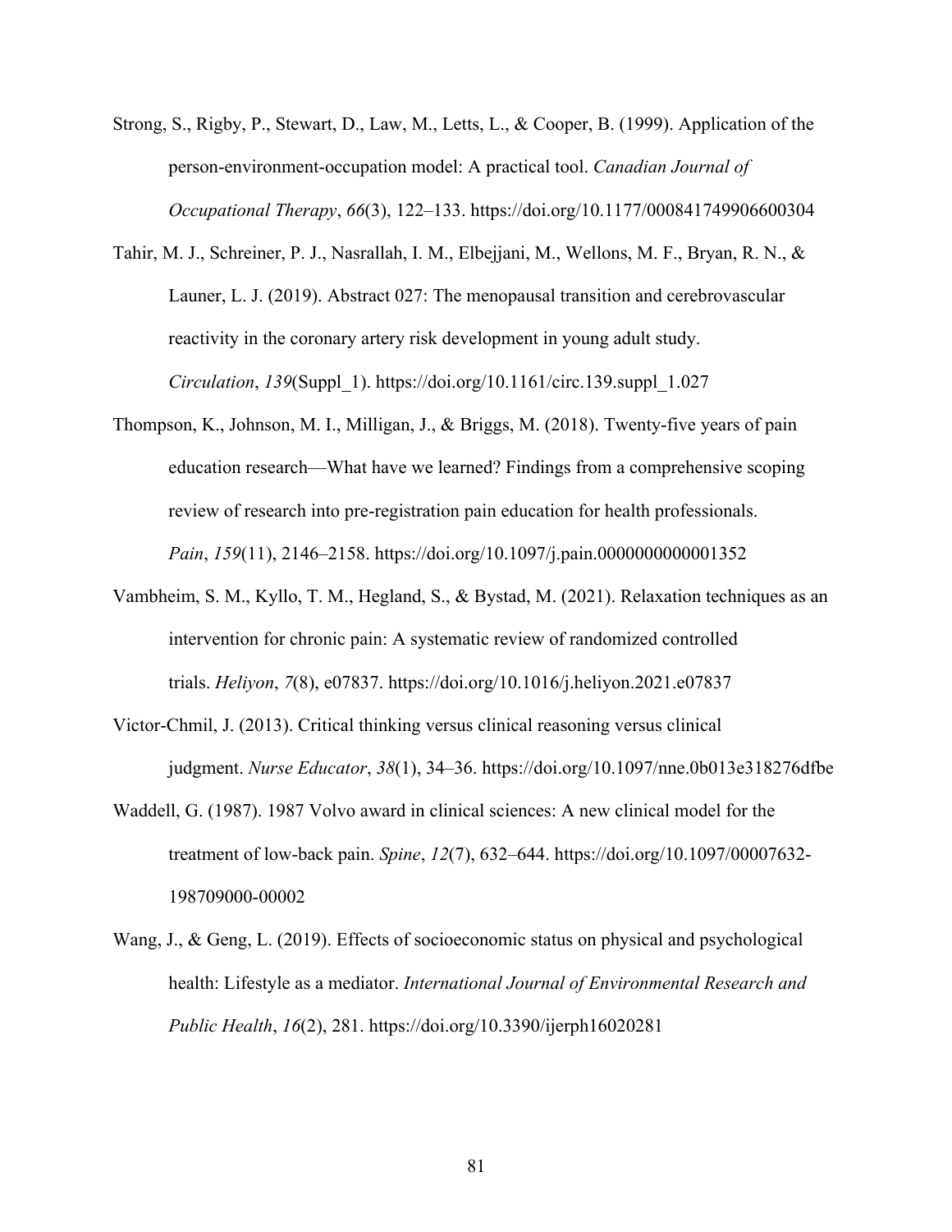Strong, S., Rigby, P., Stewart, D., Law, M., Letts, L., & Cooper, B. (1999). Application of the person-environment-occupation model: A practical tool. *Canadian Journal of Occupational Therapy*, *66*(3), 122–133. https://doi.org/10.1177/000841749906600304

Tahir, M. J., Schreiner, P. J., Nasrallah, I. M., Elbejjani, M., Wellons, M. F., Bryan, R. N., & Launer, L. J. (2019). Abstract 027: The menopausal transition and cerebrovascular reactivity in the coronary artery risk development in young adult study. *Circulation*, *139*(Suppl_1). https://doi.org/10.1161/circ.139.suppl_1.027

Thompson, K., Johnson, M. I., Milligan, J., & Briggs, M. (2018). Twenty-five years of pain education research—What have we learned? Findings from a comprehensive scoping review of research into pre-registration pain education for health professionals. *Pain*, *159*(11), 2146–2158. https://doi.org/10.1097/j.pain.0000000000001352

Vambheim, S. M., Kyllo, T. M., Hegland, S., & Bystad, M. (2021). Relaxation techniques as an intervention for chronic pain: A systematic review of randomized controlled trials. *Heliyon*, *7*(8), e07837. https://doi.org/10.1016/j.heliyon.2021.e07837

Victor-Chmil, J. (2013). Critical thinking versus clinical reasoning versus clinical judgment. *Nurse Educator*, *38*(1), 34–36. https://doi.org/10.1097/nne.0b013e318276dfbe

Waddell, G. (1987). 1987 Volvo award in clinical sciences: A new clinical model for the treatment of low-back pain. *Spine*, *12*(7), 632–644. https://doi.org/10.1097/00007632-198709000-00002

Wang, J., & Geng, L. (2019). Effects of socioeconomic status on physical and psychological health: Lifestyle as a mediator. *International Journal of Environmental Research and Public Health*, *16*(2), 281. https://doi.org/10.3390/ijerph16020281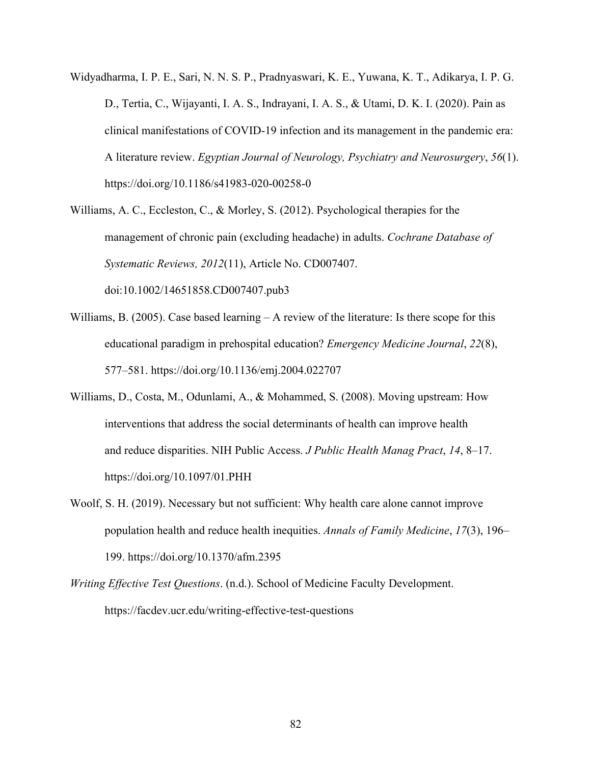Widyadharma, I. P. E., Sari, N. N. S. P., Pradnyaswari, K. E., Yuwana, K. T., Adikarya, I. P. G. D., Tertia, C., Wijayanti, I. A. S., Indrayani, I. A. S., & Utami, D. K. I. (2020). Pain as clinical manifestations of COVID-19 infection and its management in the pandemic era: A literature review. *Egyptian Journal of Neurology, Psychiatry and Neurosurgery*, *56*(1). https://doi.org/10.1186/s41983-020-00258-0

Williams, A. C., Eccleston, C., & Morley, S. (2012). Psychological therapies for the management of chronic pain (excluding headache) in adults. *Cochrane Database of Systematic Reviews, 2012*(11), Article No. CD007407. doi:10.1002/14651858.CD007407.pub3

Williams, B. (2005). Case based learning – A review of the literature: Is there scope for this educational paradigm in prehospital education? *Emergency Medicine Journal*, *22*(8), 577–581. https://doi.org/10.1136/emj.2004.022707

Williams, D., Costa, M., Odunlami, A., & Mohammed, S. (2008). Moving upstream: How interventions that address the social determinants of health can improve health and reduce disparities. NIH Public Access. *J Public Health Manag Pract*, *14*, 8–17. https://doi.org/10.1097/01.PHH

Woolf, S. H. (2019). Necessary but not sufficient: Why health care alone cannot improve population health and reduce health inequities. *Annals of Family Medicine*, *17*(3), 196–199. https://doi.org/10.1370/afm.2395

*Writing Effective Test Questions*. (n.d.). School of Medicine Faculty Development. https://facdev.ucr.edu/writing-effective-test-questions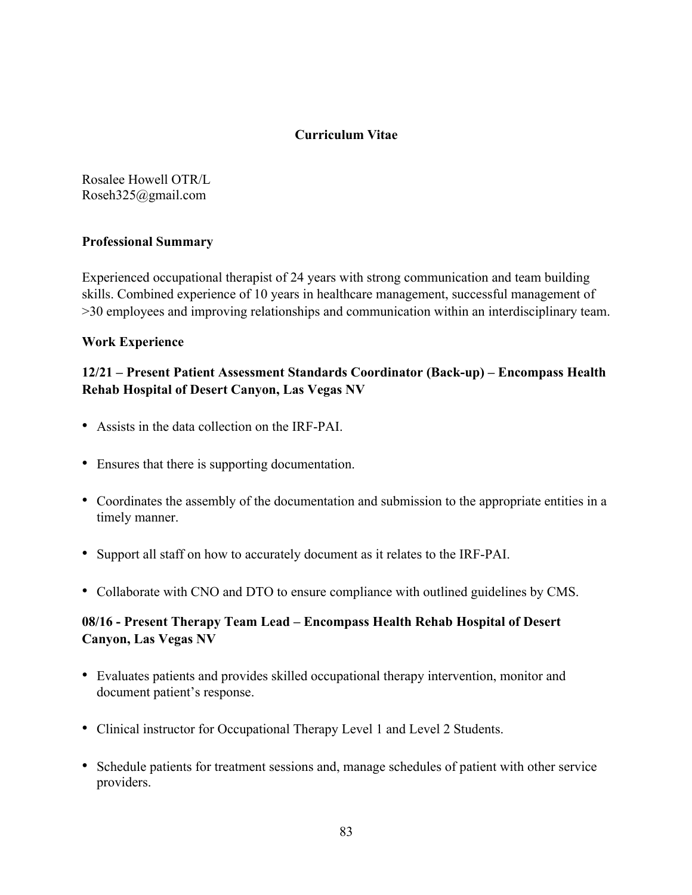# Curriculum Vitae

Rosalee Howell OTR/L
Roseh325@gmail.com

## Professional Summary

Experienced occupational therapist of 24 years with strong communication and team building skills. Combined experience of 10 years in healthcare management, successful management of >30 employees and improving relationships and communication within an interdisciplinary team.

## Work Experience

### 12/21 – Present Patient Assessment Standards Coordinator (Back-up) – Encompass Health Rehab Hospital of Desert Canyon, Las Vegas NV

- Assists in the data collection on the IRF-PAI.
- Ensures that there is supporting documentation.
- Coordinates the assembly of the documentation and submission to the appropriate entities in a timely manner.
- Support all staff on how to accurately document as it relates to the IRF-PAI.
- Collaborate with CNO and DTO to ensure compliance with outlined guidelines by CMS.

### 08/16 - Present Therapy Team Lead – Encompass Health Rehab Hospital of Desert Canyon, Las Vegas NV

- Evaluates patients and provides skilled occupational therapy intervention, monitor and document patient's response.
- Clinical instructor for Occupational Therapy Level 1 and Level 2 Students.
- Schedule patients for treatment sessions and, manage schedules of patient with other service providers.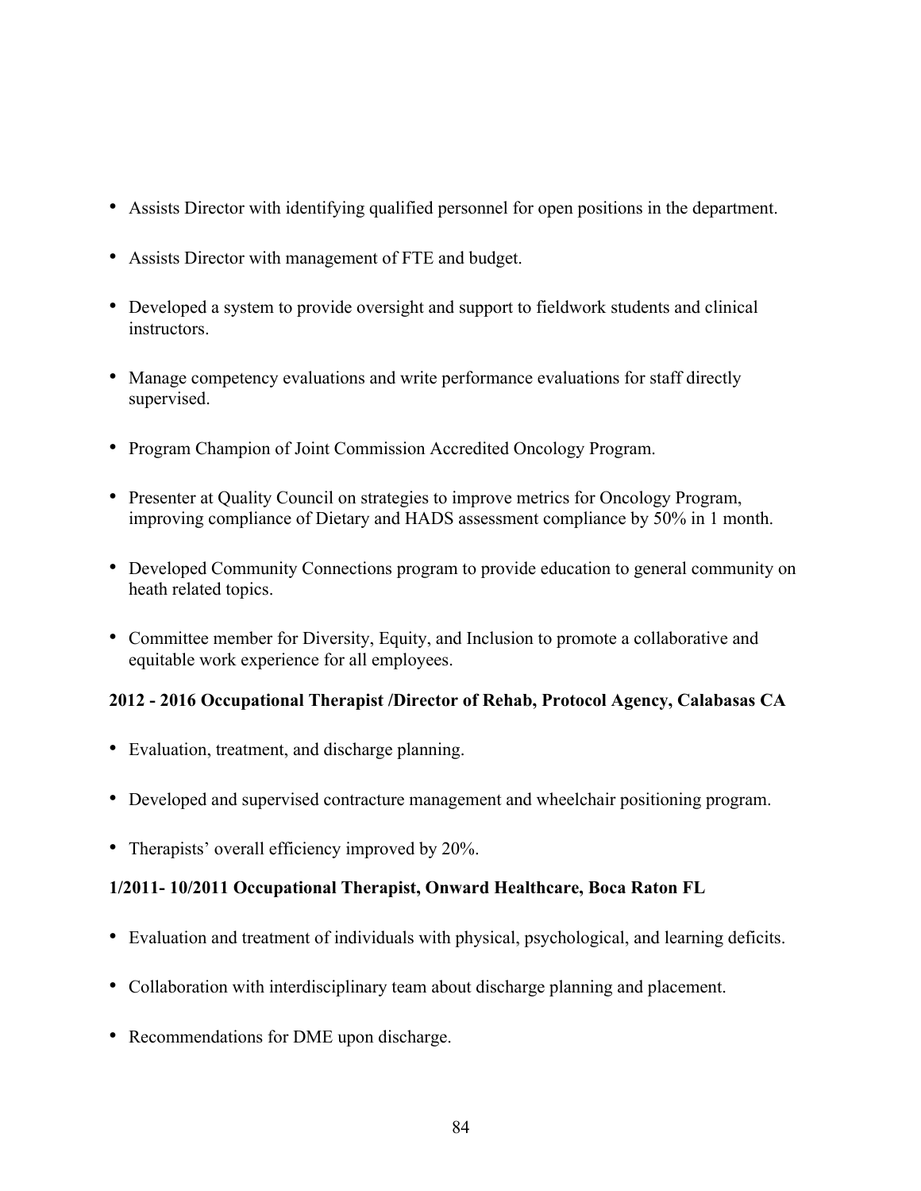- Assists Director with identifying qualified personnel for open positions in the department.
- Assists Director with management of FTE and budget.
- Developed a system to provide oversight and support to fieldwork students and clinical instructors.
- Manage competency evaluations and write performance evaluations for staff directly supervised.
- Program Champion of Joint Commission Accredited Oncology Program.
- Presenter at Quality Council on strategies to improve metrics for Oncology Program, improving compliance of Dietary and HADS assessment compliance by 50% in 1 month.
- Developed Community Connections program to provide education to general community on heath related topics.
- Committee member for Diversity, Equity, and Inclusion to promote a collaborative and equitable work experience for all employees.

**2012 - 2016 Occupational Therapist /Director of Rehab, Protocol Agency, Calabasas CA**

- Evaluation, treatment, and discharge planning.
- Developed and supervised contracture management and wheelchair positioning program.
- Therapists' overall efficiency improved by 20%.

**1/2011- 10/2011 Occupational Therapist, Onward Healthcare, Boca Raton FL**

- Evaluation and treatment of individuals with physical, psychological, and learning deficits.
- Collaboration with interdisciplinary team about discharge planning and placement.
- Recommendations for DME upon discharge.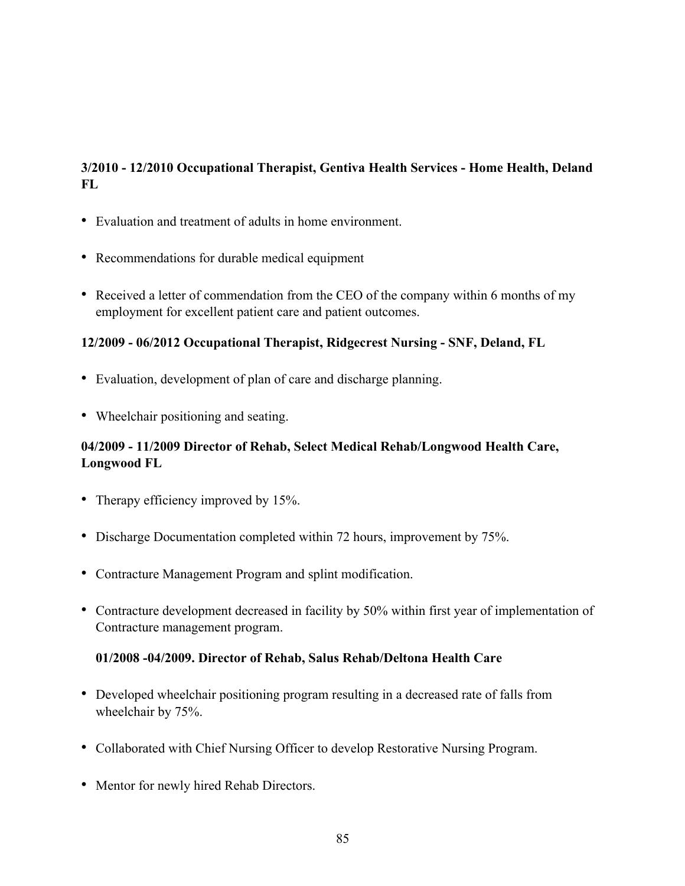**3/2010 - 12/2010 Occupational Therapist, Gentiva Health Services - Home Health, Deland FL**

- Evaluation and treatment of adults in home environment.
- Recommendations for durable medical equipment
- Received a letter of commendation from the CEO of the company within 6 months of my employment for excellent patient care and patient outcomes.

**12/2009 - 06/2012 Occupational Therapist, Ridgecrest Nursing - SNF, Deland, FL**

- Evaluation, development of plan of care and discharge planning.
- Wheelchair positioning and seating.

**04/2009 - 11/2009 Director of Rehab, Select Medical Rehab/Longwood Health Care, Longwood FL**

- Therapy efficiency improved by 15%.
- Discharge Documentation completed within 72 hours, improvement by 75%.
- Contracture Management Program and splint modification.
- Contracture development decreased in facility by 50% within first year of implementation of Contracture management program.

**01/2008 -04/2009. Director of Rehab, Salus Rehab/Deltona Health Care**

- Developed wheelchair positioning program resulting in a decreased rate of falls from wheelchair by 75%.
- Collaborated with Chief Nursing Officer to develop Restorative Nursing Program.
- Mentor for newly hired Rehab Directors.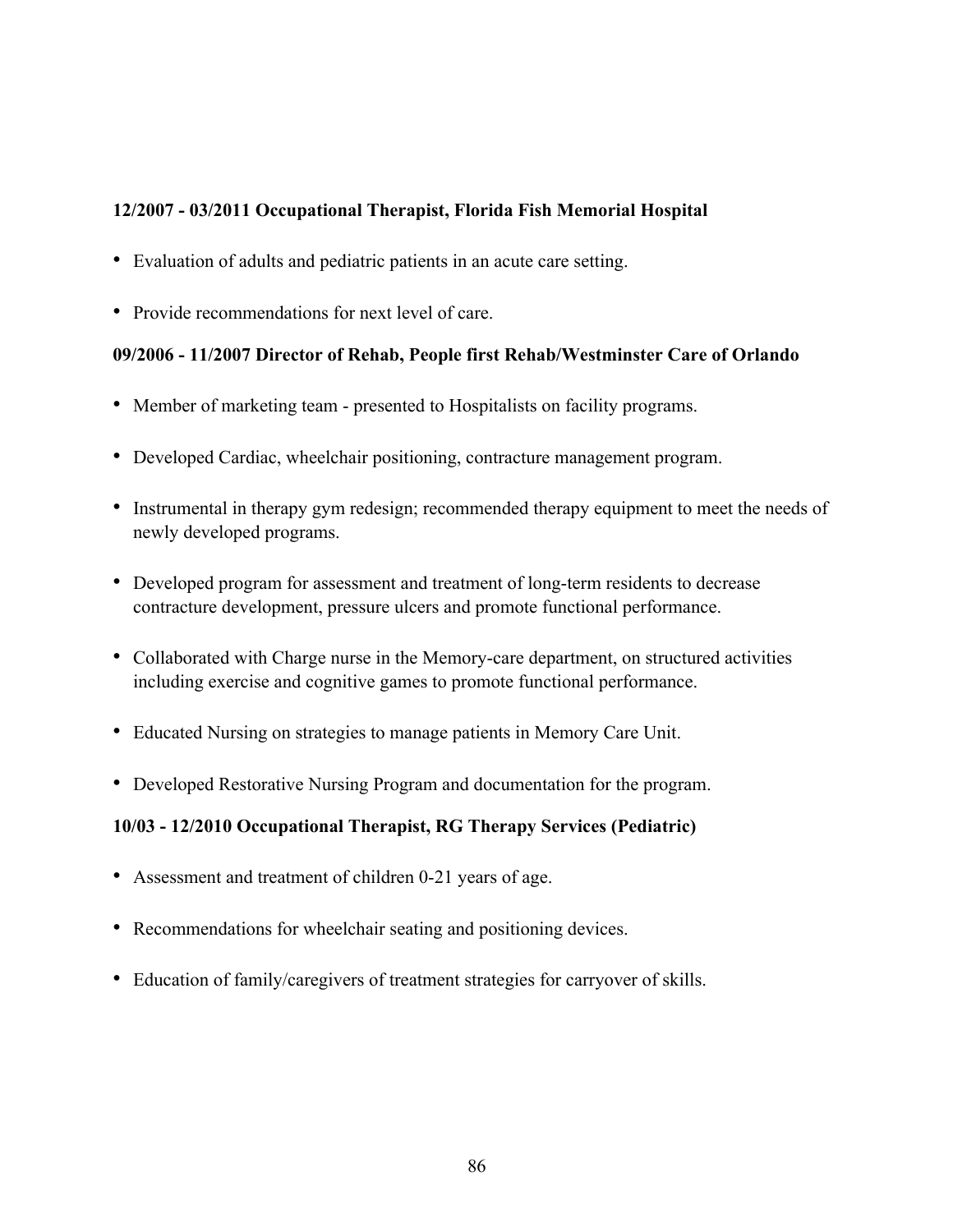**12/2007 - 03/2011 Occupational Therapist, Florida Fish Memorial Hospital**

- Evaluation of adults and pediatric patients in an acute care setting.
- Provide recommendations for next level of care.

**09/2006 - 11/2007 Director of Rehab, People first Rehab/Westminster Care of Orlando**

- Member of marketing team - presented to Hospitalists on facility programs.
- Developed Cardiac, wheelchair positioning, contracture management program.
- Instrumental in therapy gym redesign; recommended therapy equipment to meet the needs of newly developed programs.
- Developed program for assessment and treatment of long-term residents to decrease contracture development, pressure ulcers and promote functional performance.
- Collaborated with Charge nurse in the Memory-care department, on structured activities including exercise and cognitive games to promote functional performance.
- Educated Nursing on strategies to manage patients in Memory Care Unit.
- Developed Restorative Nursing Program and documentation for the program.

**10/03 - 12/2010 Occupational Therapist, RG Therapy Services (Pediatric)**

- Assessment and treatment of children 0-21 years of age.
- Recommendations for wheelchair seating and positioning devices.
- Education of family/caregivers of treatment strategies for carryover of skills.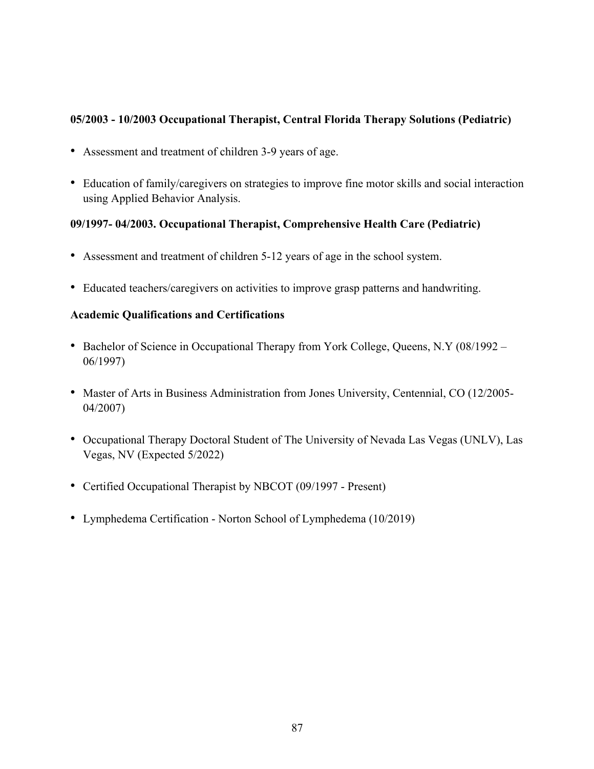**05/2003 - 10/2003 Occupational Therapist, Central Florida Therapy Solutions (Pediatric)**

- Assessment and treatment of children 3-9 years of age.
- Education of family/caregivers on strategies to improve fine motor skills and social interaction using Applied Behavior Analysis.

**09/1997- 04/2003. Occupational Therapist, Comprehensive Health Care (Pediatric)**

- Assessment and treatment of children 5-12 years of age in the school system.
- Educated teachers/caregivers on activities to improve grasp patterns and handwriting.

**Academic Qualifications and Certifications**

- Bachelor of Science in Occupational Therapy from York College, Queens, N.Y (08/1992 – 06/1997)
- Master of Arts in Business Administration from Jones University, Centennial, CO (12/2005-04/2007)
- Occupational Therapy Doctoral Student of The University of Nevada Las Vegas (UNLV), Las Vegas, NV (Expected 5/2022)
- Certified Occupational Therapist by NBCOT (09/1997 - Present)
- Lymphedema Certification - Norton School of Lymphedema (10/2019)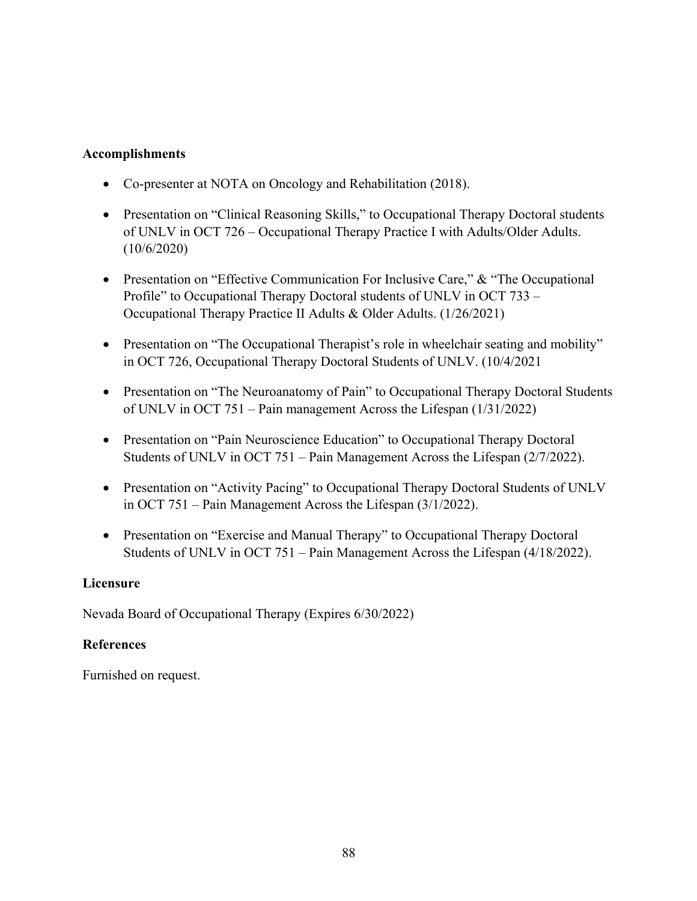**Accomplishments**

- Co-presenter at NOTA on Oncology and Rehabilitation (2018).
- Presentation on "Clinical Reasoning Skills," to Occupational Therapy Doctoral students of UNLV in OCT 726 – Occupational Therapy Practice I with Adults/Older Adults. (10/6/2020)
- Presentation on "Effective Communication For Inclusive Care," & "The Occupational Profile" to Occupational Therapy Doctoral students of UNLV in OCT 733 – Occupational Therapy Practice II Adults & Older Adults. (1/26/2021)
- Presentation on "The Occupational Therapist's role in wheelchair seating and mobility" in OCT 726, Occupational Therapy Doctoral Students of UNLV. (10/4/2021
- Presentation on "The Neuroanatomy of Pain" to Occupational Therapy Doctoral Students of UNLV in OCT 751 – Pain management Across the Lifespan (1/31/2022)
- Presentation on "Pain Neuroscience Education" to Occupational Therapy Doctoral Students of UNLV in OCT 751 – Pain Management Across the Lifespan (2/7/2022).
- Presentation on "Activity Pacing" to Occupational Therapy Doctoral Students of UNLV in OCT 751 – Pain Management Across the Lifespan (3/1/2022).
- Presentation on "Exercise and Manual Therapy" to Occupational Therapy Doctoral Students of UNLV in OCT 751 – Pain Management Across the Lifespan (4/18/2022).

**Licensure**

Nevada Board of Occupational Therapy (Expires 6/30/2022)

**References**

Furnished on request.